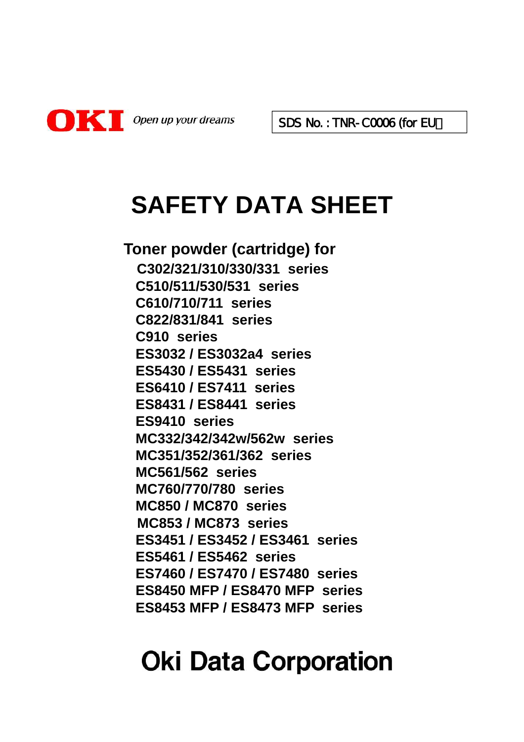OKI *Open up your dreams*

SDS No. : TNR-C0006 (for EU）

# SAFETY DATA SHEET

**Toner powder (cartridge) for**

**C302/321/310/330/331 series**
**C510/511/530/531 series**
**C610/710/711 series**
**C822/831/841 series**
**C910 series**
**ES3032 / ES3032a4 series**
**ES5430 / ES5431 series**
**ES6410 / ES7411 series**
**ES8431 / ES8441 series**
**ES9410 series**
**MC332/342/342w/562w series**
**MC351/352/361/362 series**
**MC561/562 series**
**MC760/770/780 series**
**MC850 / MC870 series**
**MC853 / MC873 series**
**ES3451 / ES3452 / ES3461 series**
**ES5461 / ES5462 series**
**ES7460 / ES7470 / ES7480 series**
**ES8450 MFP / ES8470 MFP series**
**ES8453 MFP / ES8473 MFP series**

## Oki Data Corporation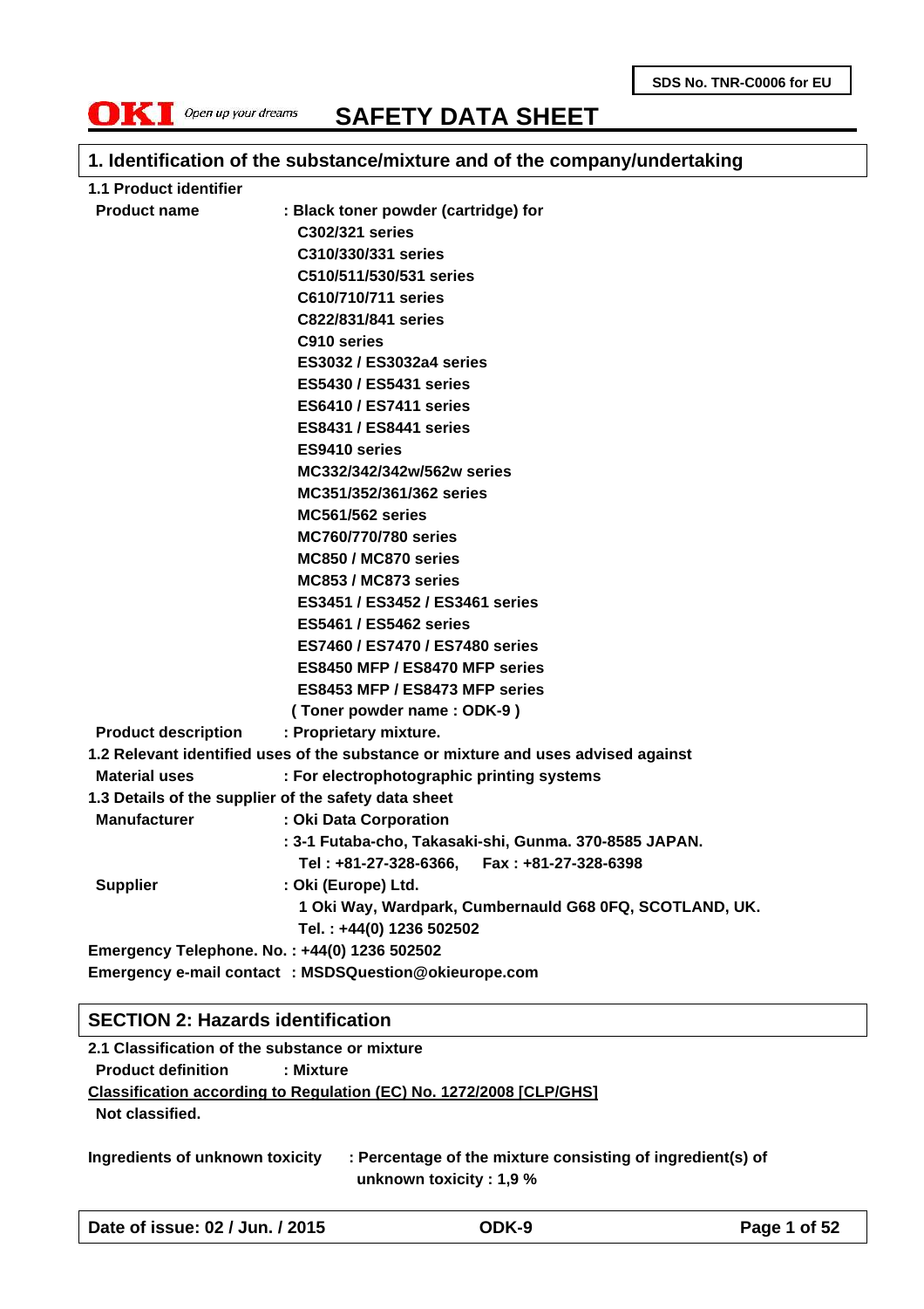SDS No. TNR-C0006 for EU

# SAFETY DATA SHEET

## 1. Identification of the substance/mixture and of the company/undertaking

**1.1 Product identifier**

**Product name** : Black toner powder (cartridge) for
C302/321 series
C310/330/331 series
C510/511/530/531 series
C610/710/711 series
C822/831/841 series
C910 series
ES3032 / ES3032a4 series
ES5430 / ES5431 series
ES6410 / ES7411 series
ES8431 / ES8441 series
ES9410 series
MC332/342/342w/562w series
MC351/352/361/362 series
MC561/562 series
MC760/770/780 series
MC850 / MC870 series
MC853 / MC873 series
ES3451 / ES3452 / ES3461 series
ES5461 / ES5462 series
ES7460 / ES7470 / ES7480 series
ES8450 MFP / ES8470 MFP series
ES8453 MFP / ES8473 MFP series
( Toner powder name : ODK-9 )

**Product description** : Proprietary mixture.

**1.2 Relevant identified uses of the substance or mixture and uses advised against**

**Material uses** : For electrophotographic printing systems

**1.3 Details of the supplier of the safety data sheet**

**Manufacturer** : Oki Data Corporation
: 3-1 Futaba-cho, Takasaki-shi, Gunma. 370-8585 JAPAN.
Tel : +81-27-328-6366, Fax : +81-27-328-6398

**Supplier** : Oki (Europe) Ltd.
1 Oki Way, Wardpark, Cumbernauld G68 0FQ, SCOTLAND, UK.
Tel. : +44(0) 1236 502502

**Emergency Telephone. No. : +44(0) 1236 502502**

**Emergency e-mail contact : MSDSQuestion@okieurope.com**

## SECTION 2: Hazards identification

**2.1 Classification of the substance or mixture**

**Product definition** : Mixture

**Classification according to Regulation (EC) No. 1272/2008 [CLP/GHS]**

**Not classified.**

**Ingredients of unknown toxicity** : Percentage of the mixture consisting of ingredient(s) of unknown toxicity : 1,9 %

Date of issue: 02 / Jun. / 2015 ODK-9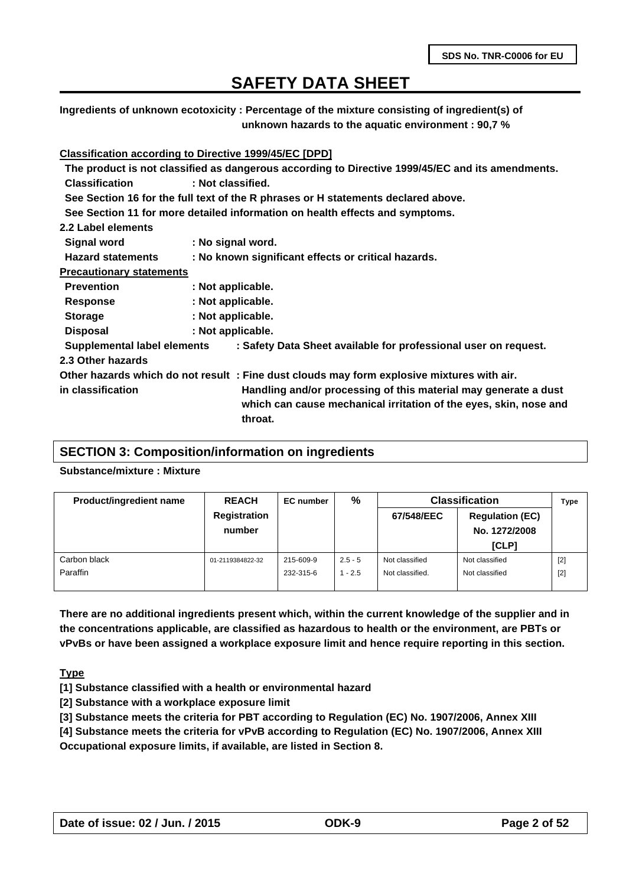**Ingredients of unknown ecotoxicity : Percentage of the mixture consisting of ingredient(s) of unknown hazards to the aquatic environment : 90,7 %**

**Classification according to Directive 1999/45/EC [DPD]**

**The product is not classified as dangerous according to Directive 1999/45/EC and its amendments.**

**Classification : Not classified.**

**See Section 16 for the full text of the R phrases or H statements declared above.**

**See Section 11 for more detailed information on health effects and symptoms.**

**2.2 Label elements**

**Signal word : No signal word.**

**Hazard statements : No known significant effects or critical hazards.**

**Precautionary statements**

**Prevention : Not applicable.**

**Response : Not applicable.**

**Storage : Not applicable.**

**Disposal : Not applicable.**

**Supplemental label elements : Safety Data Sheet available for professional user on request.**

**2.3 Other hazards**

**Other hazards which do not result in classification : Fine dust clouds may form explosive mixtures with air. Handling and/or processing of this material may generate a dust which can cause mechanical irritation of the eyes, skin, nose and throat.**

## SECTION 3: Composition/information on ingredients

**Substance/mixture : Mixture**

| Product/ingredient name | REACH Registration number | EC number | % | Classification | | Type |
|---|---|---|---|---|---|---|
| | | | | 67/548/EEC | Regulation (EC) No. 1272/2008 [CLP] | |
| Carbon black | 01-2119384822-32 | 215-609-9 | 2.5 - 5 | Not classified | Not classified | [2] |
| Paraffin | | 232-315-6 | 1 - 2.5 | Not classified. | Not classified | [2] |

**There are no additional ingredients present which, within the current knowledge of the supplier and in the concentrations applicable, are classified as hazardous to health or the environment, are PBTs or vPvBs or have been assigned a workplace exposure limit and hence require reporting in this section.**

**Type**

**[1] Substance classified with a health or environmental hazard**

**[2] Substance with a workplace exposure limit**

**[3] Substance meets the criteria for PBT according to Regulation (EC) No. 1907/2006, Annex XIII**

**[4] Substance meets the criteria for vPvB according to Regulation (EC) No. 1907/2006, Annex XIII**

**Occupational exposure limits, if available, are listed in Section 8.**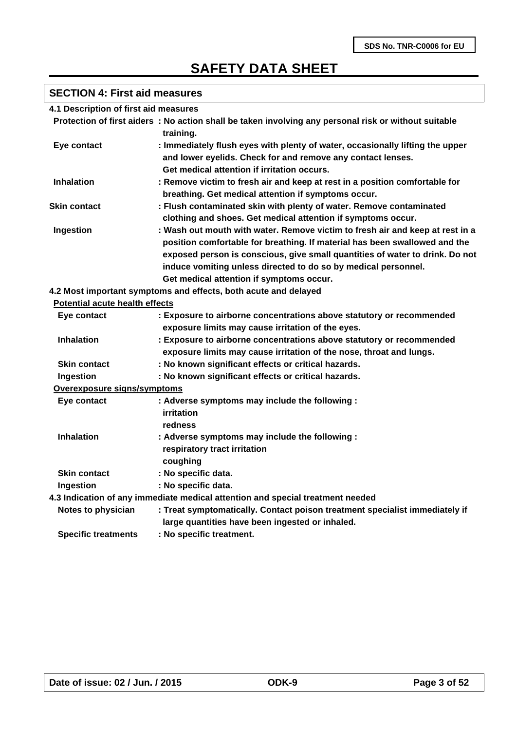## SECTION 4: First aid measures

### 4.1 Description of first aid measures

**Protection of first aiders** : No action shall be taken involving any personal risk or without suitable training.

**Eye contact** : Immediately flush eyes with plenty of water, occasionally lifting the upper and lower eyelids. Check for and remove any contact lenses. Get medical attention if irritation occurs.

**Inhalation** : Remove victim to fresh air and keep at rest in a position comfortable for breathing. Get medical attention if symptoms occur.

**Skin contact** : Flush contaminated skin with plenty of water. Remove contaminated clothing and shoes. Get medical attention if symptoms occur.

**Ingestion** : Wash out mouth with water. Remove victim to fresh air and keep at rest in a position comfortable for breathing. If material has been swallowed and the exposed person is conscious, give small quantities of water to drink. Do not induce vomiting unless directed to do so by medical personnel. Get medical attention if symptoms occur.

### 4.2 Most important symptoms and effects, both acute and delayed

**Potential acute health effects**

**Eye contact** : Exposure to airborne concentrations above statutory or recommended exposure limits may cause irritation of the eyes.

**Inhalation** : Exposure to airborne concentrations above statutory or recommended exposure limits may cause irritation of the nose, throat and lungs.

**Skin contact** : No known significant effects or critical hazards.

**Ingestion** : No known significant effects or critical hazards.

**Overexposure signs/symptoms**

**Eye contact** : Adverse symptoms may include the following :
irritation
redness

**Inhalation** : Adverse symptoms may include the following :
respiratory tract irritation
coughing

**Skin contact** : No specific data.

**Ingestion** : No specific data.

### 4.3 Indication of any immediate medical attention and special treatment needed

**Notes to physician** : Treat symptomatically. Contact poison treatment specialist immediately if large quantities have been ingested or inhaled.

**Specific treatments** : No specific treatment.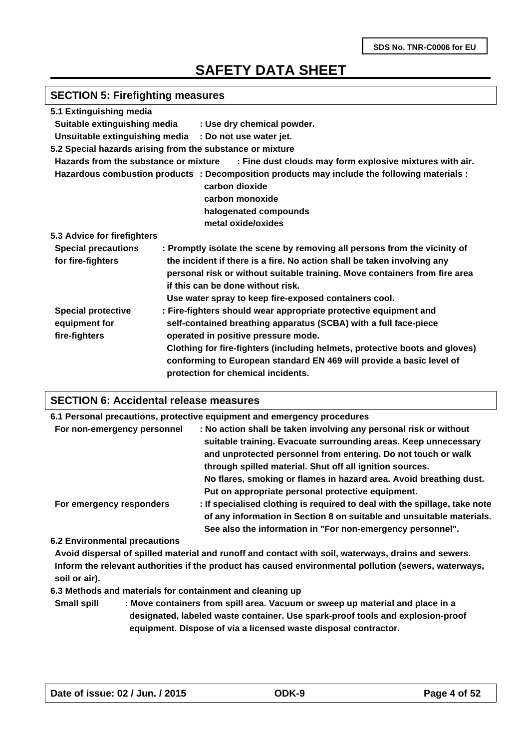## SECTION 5: Firefighting measures

**5.1 Extinguishing media**

**Suitable extinguishing media** : Use dry chemical powder.

**Unsuitable extinguishing media** : Do not use water jet.

**5.2 Special hazards arising from the substance or mixture**

**Hazards from the substance or mixture** : Fine dust clouds may form explosive mixtures with air.

**Hazardous combustion products** : Decomposition products may include the following materials :
- carbon dioxide
- carbon monoxide
- halogenated compounds
- metal oxide/oxides

**5.3 Advice for firefighters**

**Special precautions for fire-fighters** : Promptly isolate the scene by removing all persons from the vicinity of the incident if there is a fire. No action shall be taken involving any personal risk or without suitable training. Move containers from fire area if this can be done without risk.
Use water spray to keep fire-exposed containers cool.

**Special protective equipment for fire-fighters** : Fire-fighters should wear appropriate protective equipment and self-contained breathing apparatus (SCBA) with a full face-piece operated in positive pressure mode.
Clothing for fire-fighters (including helmets, protective boots and gloves) conforming to European standard EN 469 will provide a basic level of protection for chemical incidents.

## SECTION 6: Accidental release measures

**6.1 Personal precautions, protective equipment and emergency procedures**

**For non-emergency personnel** : No action shall be taken involving any personal risk or without suitable training. Evacuate surrounding areas. Keep unnecessary and unprotected personnel from entering. Do not touch or walk through spilled material. Shut off all ignition sources.
No flares, smoking or flames in hazard area. Avoid breathing dust.
Put on appropriate personal protective equipment.

**For emergency responders** : If specialised clothing is required to deal with the spillage, take note of any information in Section 8 on suitable and unsuitable materials.
See also the information in "For non-emergency personnel".

**6.2 Environmental precautions**

Avoid dispersal of spilled material and runoff and contact with soil, waterways, drains and sewers.
Inform the relevant authorities if the product has caused environmental pollution (sewers, waterways, soil or air).

**6.3 Methods and materials for containment and cleaning up**

**Small spill** : Move containers from spill area. Vacuum or sweep up material and place in a designated, labeled waste container. Use spark-proof tools and explosion-proof equipment. Dispose of via a licensed waste disposal contractor.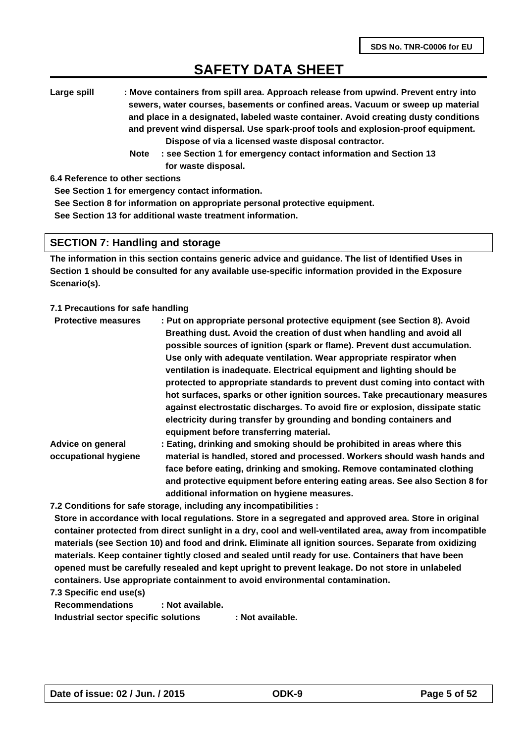**Large spill** : Move containers from spill area. Approach release from upwind. Prevent entry into sewers, water courses, basements or confined areas. Vacuum or sweep up material and place in a designated, labeled waste container. Avoid creating dusty conditions and prevent wind dispersal. Use spark-proof tools and explosion-proof equipment. Dispose of via a licensed waste disposal contractor.

**Note** : see Section 1 for emergency contact information and Section 13 for waste disposal.

**6.4 Reference to other sections**

See Section 1 for emergency contact information.

See Section 8 for information on appropriate personal protective equipment.

See Section 13 for additional waste treatment information.

## SECTION 7: Handling and storage

The information in this section contains generic advice and guidance. The list of Identified Uses in Section 1 should be consulted for any available use-specific information provided in the Exposure Scenario(s).

**7.1 Precautions for safe handling**

**Protective measures** : Put on appropriate personal protective equipment (see Section 8). Avoid Breathing dust. Avoid the creation of dust when handling and avoid all possible sources of ignition (spark or flame). Prevent dust accumulation. Use only with adequate ventilation. Wear appropriate respirator when ventilation is inadequate. Electrical equipment and lighting should be protected to appropriate standards to prevent dust coming into contact with hot surfaces, sparks or other ignition sources. Take precautionary measures against electrostatic discharges. To avoid fire or explosion, dissipate static electricity during transfer by grounding and bonding containers and equipment before transferring material.

**Advice on general occupational hygiene** : Eating, drinking and smoking should be prohibited in areas where this material is handled, stored and processed. Workers should wash hands and face before eating, drinking and smoking. Remove contaminated clothing and protective equipment before entering eating areas. See also Section 8 for additional information on hygiene measures.

**7.2 Conditions for safe storage, including any incompatibilities :**

Store in accordance with local regulations. Store in a segregated and approved area. Store in original container protected from direct sunlight in a dry, cool and well-ventilated area, away from incompatible materials (see Section 10) and food and drink. Eliminate all ignition sources. Separate from oxidizing materials. Keep container tightly closed and sealed until ready for use. Containers that have been opened must be carefully resealed and kept upright to prevent leakage. Do not store in unlabeled containers. Use appropriate containment to avoid environmental contamination.

**7.3 Specific end use(s)**

**Recommendations** : Not available.

**Industrial sector specific solutions** : Not available.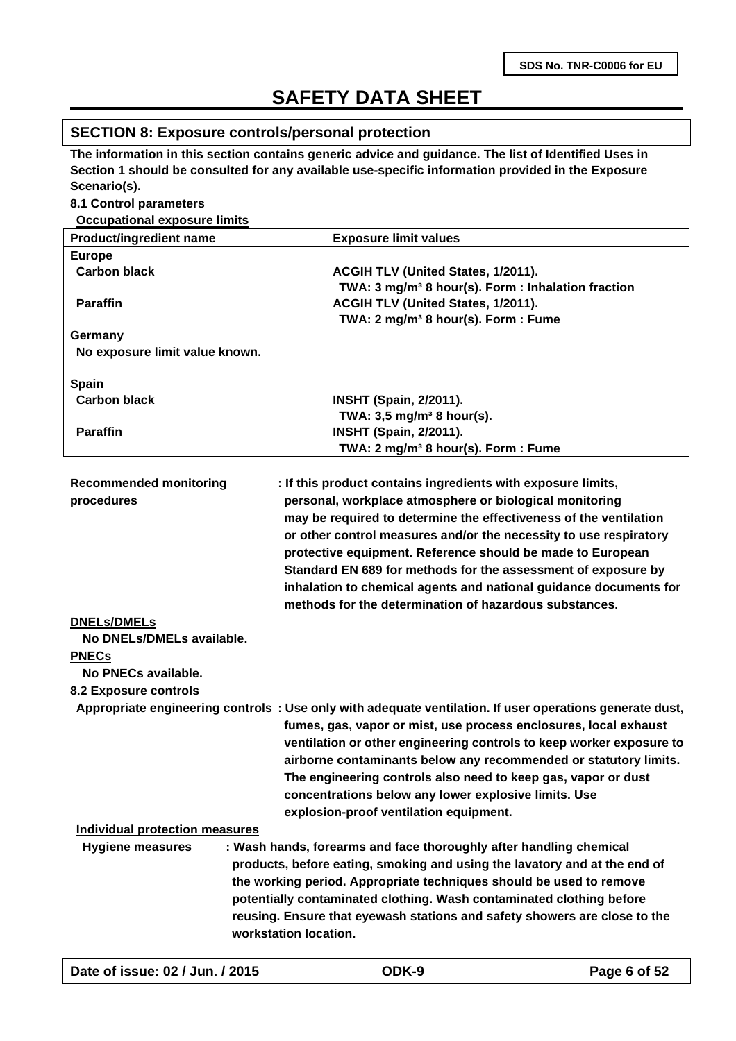## SECTION 8: Exposure controls/personal protection

**The information in this section contains generic advice and guidance. The list of Identified Uses in Section 1 should be consulted for any available use-specific information provided in the Exposure Scenario(s).**

**8.1 Control parameters**

**Occupational exposure limits**

| Product/ingredient name | Exposure limit values |
|---|---|
| **Europe** | |
| **Carbon black** | **ACGIH TLV (United States, 1/2011).** **TWA: 3 mg/m³ 8 hour(s). Form : Inhalation fraction** |
| **Paraffin** | **ACGIH TLV (United States, 1/2011).** **TWA: 2 mg/m³ 8 hour(s). Form : Fume** |
| **Germany** | |
| **No exposure limit value known.** | |
| **Spain** | |
| **Carbon black** | **INSHT (Spain, 2/2011).** **TWA: 3,5 mg/m³ 8 hour(s).** |
| **Paraffin** | **INSHT (Spain, 2/2011).** **TWA: 2 mg/m³ 8 hour(s). Form : Fume** |

**Recommended monitoring procedures** : **If this product contains ingredients with exposure limits, personal, workplace atmosphere or biological monitoring may be required to determine the effectiveness of the ventilation or other control measures and/or the necessity to use respiratory protective equipment. Reference should be made to European Standard EN 689 for methods for the assessment of exposure by inhalation to chemical agents and national guidance documents for methods for the determination of hazardous substances.**

**DNELs/DMELs**

**No DNELs/DMELs available.**

**PNECs**

**No PNECs available.**

**8.2 Exposure controls**

**Appropriate engineering controls** : **Use only with adequate ventilation. If user operations generate dust, fumes, gas, vapor or mist, use process enclosures, local exhaust ventilation or other engineering controls to keep worker exposure to airborne contaminants below any recommended or statutory limits. The engineering controls also need to keep gas, vapor or dust concentrations below any lower explosive limits. Use explosion-proof ventilation equipment.**

**Individual protection measures**

**Hygiene measures** : **Wash hands, forearms and face thoroughly after handling chemical products, before eating, smoking and using the lavatory and at the end of the working period. Appropriate techniques should be used to remove potentially contaminated clothing. Wash contaminated clothing before reusing. Ensure that eyewash stations and safety showers are close to the workstation location.**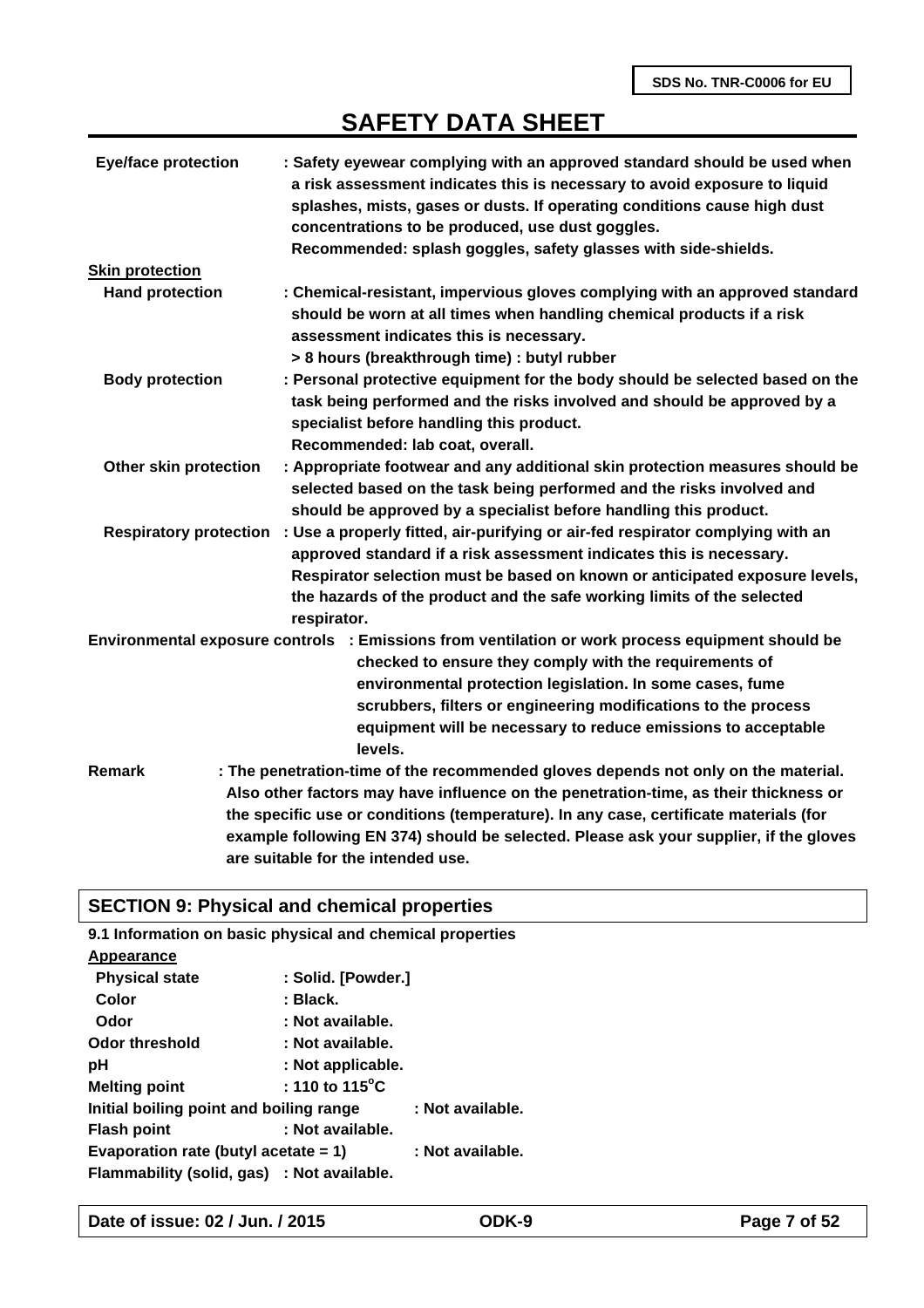**Eye/face protection** : Safety eyewear complying with an approved standard should be used when a risk assessment indicates this is necessary to avoid exposure to liquid splashes, mists, gases or dusts. If operating conditions cause high dust concentrations to be produced, use dust goggles.
Recommended: splash goggles, safety glasses with side-shields.

**Skin protection**

**Hand protection** : Chemical-resistant, impervious gloves complying with an approved standard should be worn at all times when handling chemical products if a risk assessment indicates this is necessary.
> 8 hours (breakthrough time) : butyl rubber

**Body protection** : Personal protective equipment for the body should be selected based on the task being performed and the risks involved and should be approved by a specialist before handling this product.
Recommended: lab coat, overall.

**Other skin protection** : Appropriate footwear and any additional skin protection measures should be selected based on the task being performed and the risks involved and should be approved by a specialist before handling this product.

**Respiratory protection** : Use a properly fitted, air-purifying or air-fed respirator complying with an approved standard if a risk assessment indicates this is necessary. Respirator selection must be based on known or anticipated exposure levels, the hazards of the product and the safe working limits of the selected respirator.

**Environmental exposure controls** : Emissions from ventilation or work process equipment should be checked to ensure they comply with the requirements of environmental protection legislation. In some cases, fume scrubbers, filters or engineering modifications to the process equipment will be necessary to reduce emissions to acceptable levels.

**Remark** : The penetration-time of the recommended gloves depends not only on the material. Also other factors may have influence on the penetration-time, as their thickness or the specific use or conditions (temperature). In any case, certificate materials (for example following EN 374) should be selected. Please ask your supplier, if the gloves are suitable for the intended use.

## SECTION 9: Physical and chemical properties

**9.1 Information on basic physical and chemical properties**

**Appearance**

**Physical state** : Solid. [Powder.]
**Color** : Black.
**Odor** : Not available.
**Odor threshold** : Not available.
**pH** : Not applicable.
**Melting point** : 110 to 115°C
**Initial boiling point and boiling range** : Not available.
**Flash point** : Not available.
**Evaporation rate (butyl acetate = 1)** : Not available.
**Flammability (solid, gas)** : Not available.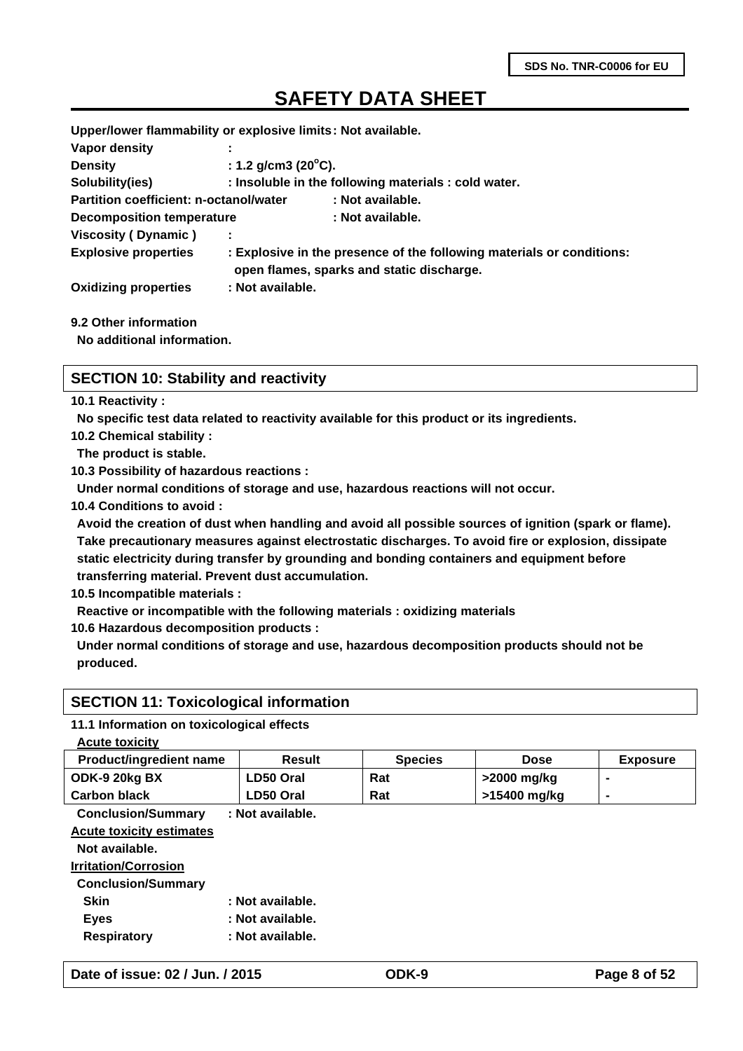**Upper/lower flammability or explosive limits : Not available.**

**Vapor density :**

**Density : 1.2 g/cm3 (20°C).**

**Solubility(ies) : Insoluble in the following materials : cold water.**

**Partition coefficient: n-octanol/water : Not available.**

**Decomposition temperature : Not available.**

**Viscosity ( Dynamic ) :**

**Explosive properties : Explosive in the presence of the following materials or conditions: open flames, sparks and static discharge.**

**Oxidizing properties : Not available.**

**9.2 Other information**

No additional information.

## SECTION 10: Stability and reactivity

**10.1 Reactivity :**

No specific test data related to reactivity available for this product or its ingredients.

**10.2 Chemical stability :**

The product is stable.

**10.3 Possibility of hazardous reactions :**

Under normal conditions of storage and use, hazardous reactions will not occur.

**10.4 Conditions to avoid :**

Avoid the creation of dust when handling and avoid all possible sources of ignition (spark or flame). Take precautionary measures against electrostatic discharges. To avoid fire or explosion, dissipate static electricity during transfer by grounding and bonding containers and equipment before transferring material. Prevent dust accumulation.

**10.5 Incompatible materials :**

Reactive or incompatible with the following materials : oxidizing materials

**10.6 Hazardous decomposition products :**

Under normal conditions of storage and use, hazardous decomposition products should not be produced.

## SECTION 11: Toxicological information

**11.1 Information on toxicological effects**

**Acute toxicity**

| Product/ingredient name | Result | Species | Dose | Exposure |
|---|---|---|---|---|
| ODK-9 20kg BX | LD50 Oral | Rat | >2000 mg/kg | - |
| Carbon black | LD50 Oral | Rat | >15400 mg/kg | - |

**Conclusion/Summary : Not available.**

**Acute toxicity estimates**

Not available.

**Irritation/Corrosion**

**Conclusion/Summary**

- **Skin : Not available.**
- **Eyes : Not available.**
- **Respiratory : Not available.**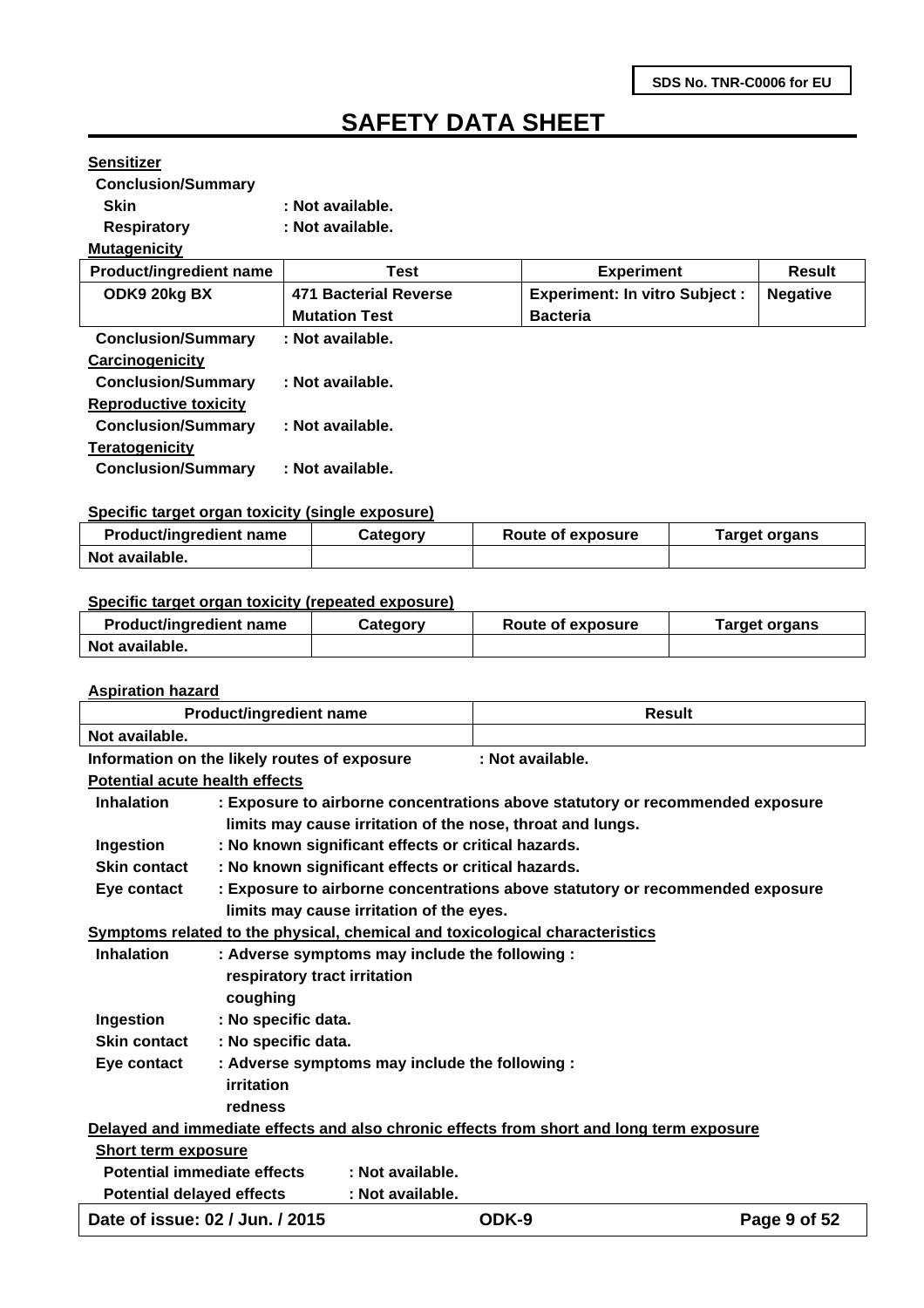**Sensitizer**

**Conclusion/Summary**

**Skin** : Not available.

**Respiratory** : Not available.

**Mutagenicity**

| Product/ingredient name | Test | Experiment | Result |
|---|---|---|---|
| ODK9 20kg BX | 471 Bacterial Reverse Mutation Test | Experiment: In vitro Subject : Bacteria | Negative |

**Conclusion/Summary** : Not available.

**Carcinogenicity**

**Conclusion/Summary** : Not available.

**Reproductive toxicity**

**Conclusion/Summary** : Not available.

**Teratogenicity**

**Conclusion/Summary** : Not available.

**Specific target organ toxicity (single exposure)**

| Product/ingredient name | Category | Route of exposure | Target organs |
|---|---|---|---|
| Not available. | | | |

**Specific target organ toxicity (repeated exposure)**

| Product/ingredient name | Category | Route of exposure | Target organs |
|---|---|---|---|
| Not available. | | | |

**Aspiration hazard**

| Product/ingredient name | Result |
|---|---|
| Not available. | |

**Information on the likely routes of exposure** : Not available.

**Potential acute health effects**

**Inhalation** : Exposure to airborne concentrations above statutory or recommended exposure limits may cause irritation of the nose, throat and lungs.

**Ingestion** : No known significant effects or critical hazards.

**Skin contact** : No known significant effects or critical hazards.

**Eye contact** : Exposure to airborne concentrations above statutory or recommended exposure limits may cause irritation of the eyes.

**Symptoms related to the physical, chemical and toxicological characteristics**

**Inhalation** : Adverse symptoms may include the following :
respiratory tract irritation
coughing

**Ingestion** : No specific data.

**Skin contact** : No specific data.

**Eye contact** : Adverse symptoms may include the following :
irritation
redness

**Delayed and immediate effects and also chronic effects from short and long term exposure**

**Short term exposure**

**Potential immediate effects** : Not available.

**Potential delayed effects** : Not available.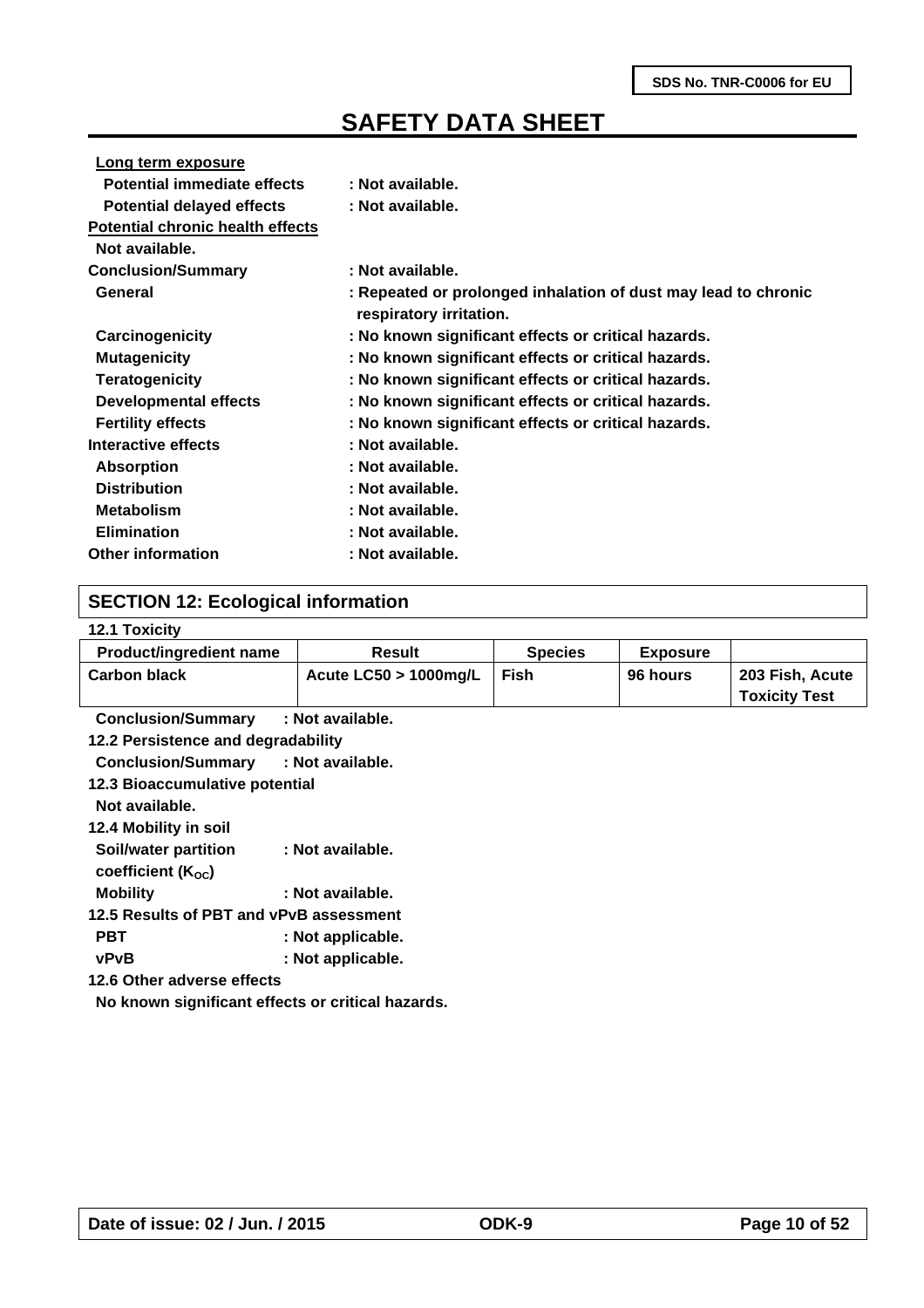**Long term exposure**

**Potential immediate effects** : Not available.

**Potential delayed effects** : Not available.

**Potential chronic health effects**

Not available.

**Conclusion/Summary** : Not available.

**General** : Repeated or prolonged inhalation of dust may lead to chronic respiratory irritation.

**Carcinogenicity** : No known significant effects or critical hazards.

**Mutagenicity** : No known significant effects or critical hazards.

**Teratogenicity** : No known significant effects or critical hazards.

**Developmental effects** : No known significant effects or critical hazards.

**Fertility effects** : No known significant effects or critical hazards.

**Interactive effects** : Not available.

**Absorption** : Not available.

**Distribution** : Not available.

**Metabolism** : Not available.

**Elimination** : Not available.

**Other information** : Not available.

## SECTION 12: Ecological information

**12.1 Toxicity**

| Product/ingredient name | Result | Species | Exposure | |
|---|---|---|---|---|
| Carbon black | Acute LC50 > 1000mg/L | Fish | 96 hours | 203 Fish, Acute Toxicity Test |

**Conclusion/Summary** : Not available.

**12.2 Persistence and degradability**

**Conclusion/Summary** : Not available.

**12.3 Bioaccumulative potential**

Not available.

**12.4 Mobility in soil**

**Soil/water partition coefficient ($K_{OC}$)** : Not available.

**Mobility** : Not available.

**12.5 Results of PBT and vPvB assessment**

**PBT** : Not applicable.

**vPvB** : Not applicable.

**12.6 Other adverse effects**

No known significant effects or critical hazards.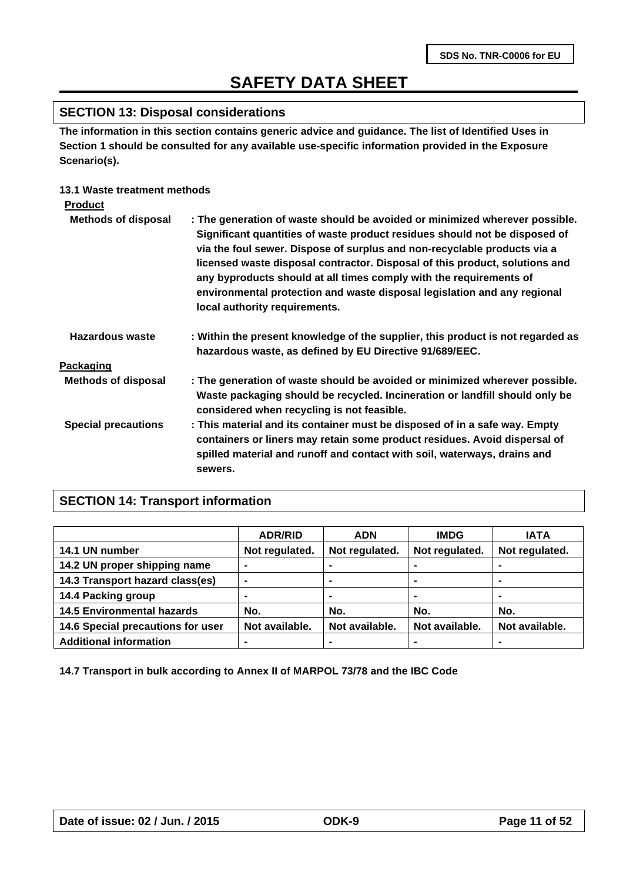## SECTION 13: Disposal considerations

**The information in this section contains generic advice and guidance. The list of Identified Uses in Section 1 should be consulted for any available use-specific information provided in the Exposure Scenario(s).**

### 13.1 Waste treatment methods

**Product**

**Methods of disposal** : The generation of waste should be avoided or minimized wherever possible. Significant quantities of waste product residues should not be disposed of via the foul sewer. Dispose of surplus and non-recyclable products via a licensed waste disposal contractor. Disposal of this product, solutions and any byproducts should at all times comply with the requirements of environmental protection and waste disposal legislation and any regional local authority requirements.

**Hazardous waste** : Within the present knowledge of the supplier, this product is not regarded as hazardous waste, as defined by EU Directive 91/689/EEC.

**Packaging**

**Methods of disposal** : The generation of waste should be avoided or minimized wherever possible. Waste packaging should be recycled. Incineration or landfill should only be considered when recycling is not feasible.

**Special precautions** : This material and its container must be disposed of in a safe way. Empty containers or liners may retain some product residues. Avoid dispersal of spilled material and runoff and contact with soil, waterways, drains and sewers.

## SECTION 14: Transport information

| | ADR/RID | ADN | IMDG | IATA |
|---|---|---|---|---|
| 14.1 UN number | Not regulated. | Not regulated. | Not regulated. | Not regulated. |
| 14.2 UN proper shipping name | - | - | - | - |
| 14.3 Transport hazard class(es) | - | - | - | - |
| 14.4 Packing group | - | - | - | - |
| 14.5 Environmental hazards | No. | No. | No. | No. |
| 14.6 Special precautions for user | Not available. | Not available. | Not available. | Not available. |
| Additional information | - | - | - | - |

**14.7 Transport in bulk according to Annex II of MARPOL 73/78 and the IBC Code**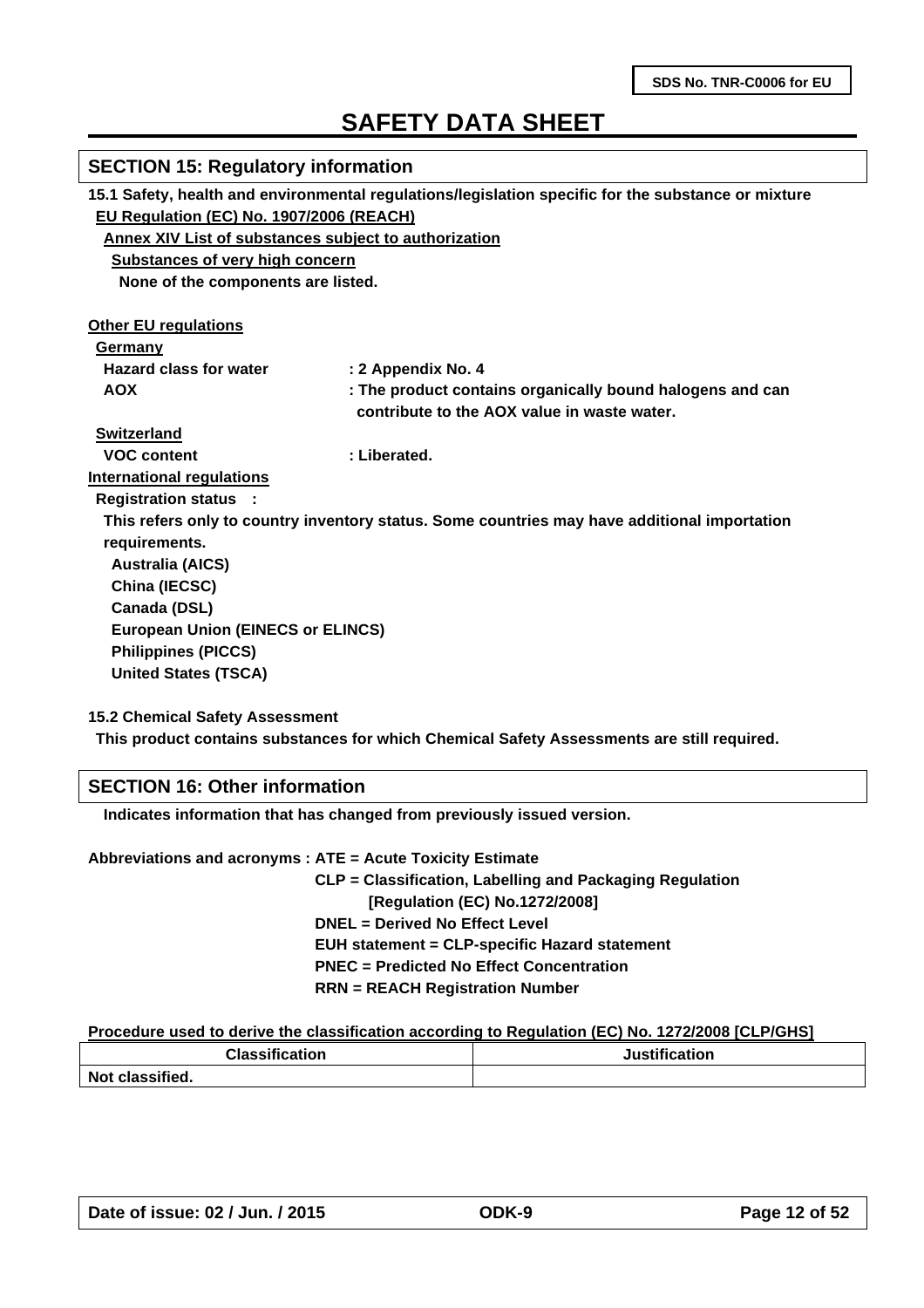## SECTION 15: Regulatory information

**15.1 Safety, health and environmental regulations/legislation specific for the substance or mixture**

**EU Regulation (EC) No. 1907/2006 (REACH)**

**Annex XIV List of substances subject to authorization**

**Substances of very high concern**

**None of the components are listed.**

**Other EU regulations**

**Germany**

**Hazard class for water** : 2 Appendix No. 4

**AOX** : The product contains organically bound halogens and can contribute to the AOX value in waste water.

**Switzerland**

**VOC content** : Liberated.

**International regulations**

**Registration status :**

This refers only to country inventory status. Some countries may have additional importation requirements.

- Australia (AICS)
- China (IECSC)
- Canada (DSL)
- European Union (EINECS or ELINCS)
- Philippines (PICCS)
- United States (TSCA)

**15.2 Chemical Safety Assessment**

This product contains substances for which Chemical Safety Assessments are still required.

## SECTION 16: Other information

Indicates information that has changed from previously issued version.

**Abbreviations and acronyms :**
- ATE = Acute Toxicity Estimate
- CLP = Classification, Labelling and Packaging Regulation [Regulation (EC) No.1272/2008]
- DNEL = Derived No Effect Level
- EUH statement = CLP-specific Hazard statement
- PNEC = Predicted No Effect Concentration
- RRN = REACH Registration Number

**Procedure used to derive the classification according to Regulation (EC) No. 1272/2008 [CLP/GHS]**

| Classification | Justification |
| --- | --- |
| Not classified. | |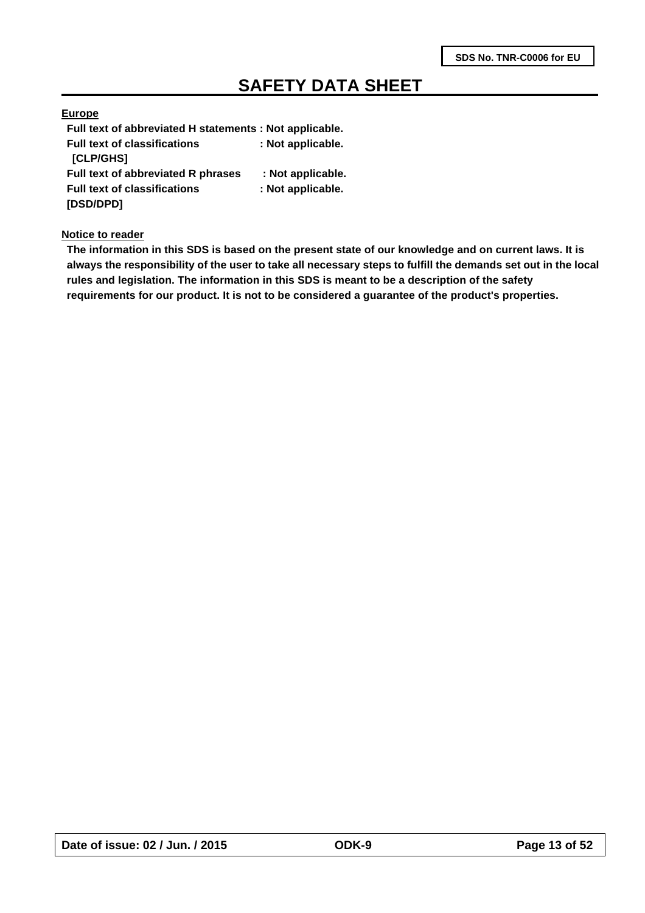**Europe**

**Full text of abbreviated H statements : Not applicable.**
**Full text of classifications [CLP/GHS] : Not applicable.**
**Full text of abbreviated R phrases : Not applicable.**
**Full text of classifications [DSD/DPD] : Not applicable.**

**Notice to reader**

**The information in this SDS is based on the present state of our knowledge and on current laws. It is always the responsibility of the user to take all necessary steps to fulfill the demands set out in the local rules and legislation. The information in this SDS is meant to be a description of the safety requirements for our product. It is not to be considered a guarantee of the product's properties.**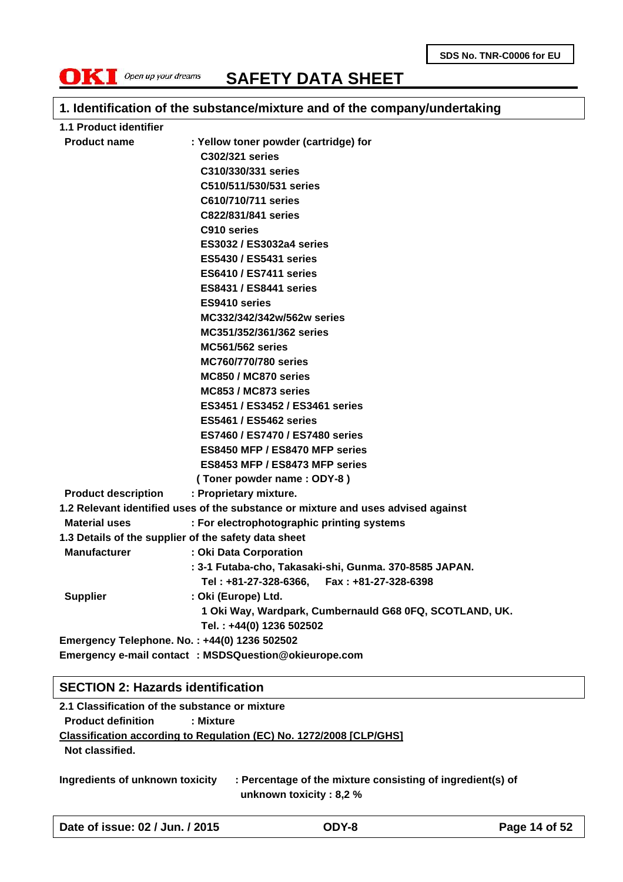SDS No. TNR-C0006 for EU

**OKI** *Open up your dreams*

# SAFETY DATA SHEET

## 1. Identification of the substance/mixture and of the company/undertaking

**1.1 Product identifier**

| | |
|---|---|
| **Product name** | **: Yellow toner powder (cartridge) for** |
| | **C302/321 series** |
| | **C310/330/331 series** |
| | **C510/511/530/531 series** |
| | **C610/710/711 series** |
| | **C822/831/841 series** |
| | **C910 series** |
| | **ES3032 / ES3032a4 series** |
| | **ES5430 / ES5431 series** |
| | **ES6410 / ES7411 series** |
| | **ES8431 / ES8441 series** |
| | **ES9410 series** |
| | **MC332/342/342w/562w series** |
| | **MC351/352/361/362 series** |
| | **MC561/562 series** |
| | **MC760/770/780 series** |
| | **MC850 / MC870 series** |
| | **MC853 / MC873 series** |
| | **ES3451 / ES3452 / ES3461 series** |
| | **ES5461 / ES5462 series** |
| | **ES7460 / ES7470 / ES7480 series** |
| | **ES8450 MFP / ES8470 MFP series** |
| | **ES8453 MFP / ES8473 MFP series** |
| | **( Toner powder name : ODY-8 )** |
| **Product description** | **: Proprietary mixture.** |

**1.2 Relevant identified uses of the substance or mixture and uses advised against**

| | |
|---|---|
| **Material uses** | **: For electrophotographic printing systems** |

**1.3 Details of the supplier of the safety data sheet**

| | |
|---|---|
| **Manufacturer** | **: Oki Data Corporation** |
| | **: 3-1 Futaba-cho, Takasaki-shi, Gunma. 370-8585 JAPAN.** |
| | **Tel : +81-27-328-6366, Fax : +81-27-328-6398** |
| **Supplier** | **: Oki (Europe) Ltd.** |
| | **1 Oki Way, Wardpark, Cumbernauld G68 0FQ, SCOTLAND, UK.** |
| | **Tel. : +44(0) 1236 502502** |

**Emergency Telephone. No. : +44(0) 1236 502502**

**Emergency e-mail contact : MSDSQuestion@okieurope.com**

## SECTION 2: Hazards identification

**2.1 Classification of the substance or mixture**

**Product definition** **: Mixture**

**Classification according to Regulation (EC) No. 1272/2008 [CLP/GHS]**

**Not classified.**

**Ingredients of unknown toxicity** **: Percentage of the mixture consisting of ingredient(s) of unknown toxicity : 8,2 %**

**Date of issue: 02 / Jun. / 2015** **ODY-8**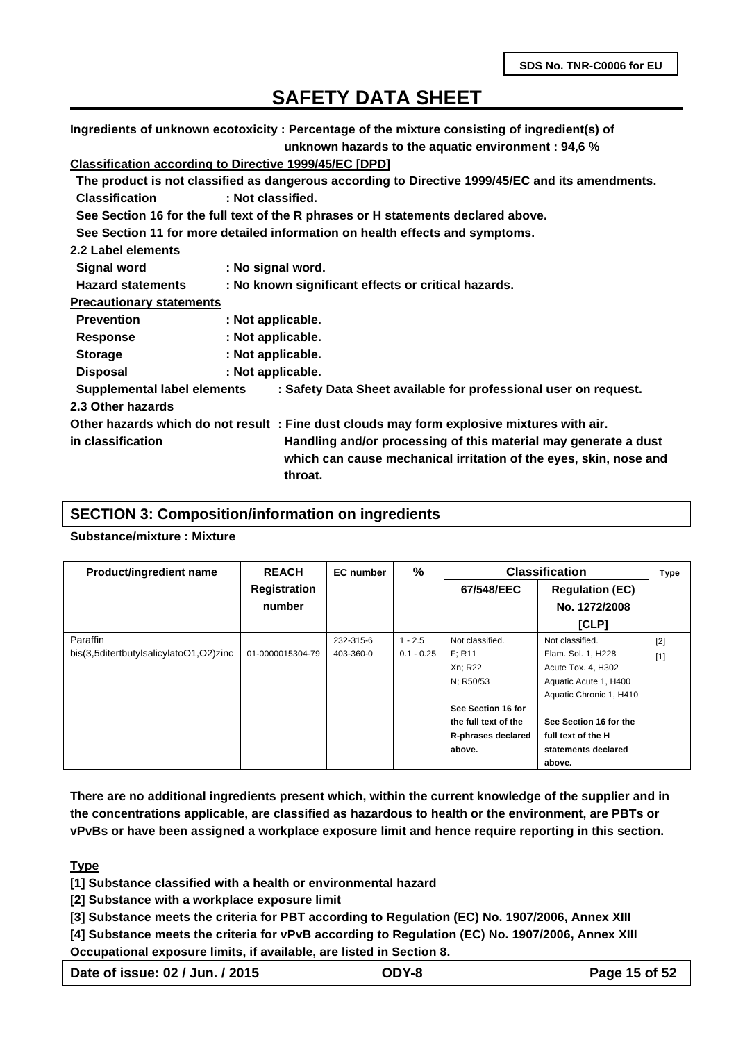**Ingredients of unknown ecotoxicity : Percentage of the mixture consisting of ingredient(s) of unknown hazards to the aquatic environment : 94,6 %**

**Classification according to Directive 1999/45/EC [DPD]**

**The product is not classified as dangerous according to Directive 1999/45/EC and its amendments.**

**Classification : Not classified.**

**See Section 16 for the full text of the R phrases or H statements declared above.**

**See Section 11 for more detailed information on health effects and symptoms.**

**2.2 Label elements**

**Signal word : No signal word.**

**Hazard statements : No known significant effects or critical hazards.**

**Precautionary statements**

**Prevention : Not applicable.**

**Response : Not applicable.**

**Storage : Not applicable.**

**Disposal : Not applicable.**

**Supplemental label elements : Safety Data Sheet available for professional user on request.**

**2.3 Other hazards**

**Other hazards which do not result in classification : Fine dust clouds may form explosive mixtures with air. Handling and/or processing of this material may generate a dust which can cause mechanical irritation of the eyes, skin, nose and throat.**

## SECTION 3: Composition/information on ingredients

**Substance/mixture : Mixture**

| Product/ingredient name | REACH Registration number | EC number | % | Classification | | Type |
|---|---|---|---|---|---|---|
| | | | | 67/548/EEC | Regulation (EC) No. 1272/2008 [CLP] | |
| Paraffin | | 232-315-6 | 1 - 2.5 | Not classified. | Not classified. | [2] |
| bis(3,5ditertbutylsalicylatoO1,O2)zinc | 01-0000015304-79 | 403-360-0 | 0.1 - 0.25 | F; R11<br>Xn; R22<br>N; R50/53<br><br>**See Section 16 for the full text of the R-phrases declared above.** | Flam. Sol. 1, H228<br>Acute Tox. 4, H302<br>Aquatic Acute 1, H400<br>Aquatic Chronic 1, H410<br><br>**See Section 16 for the full text of the H statements declared above.** | [1] |

**There are no additional ingredients present which, within the current knowledge of the supplier and in the concentrations applicable, are classified as hazardous to health or the environment, are PBTs or vPvBs or have been assigned a workplace exposure limit and hence require reporting in this section.**

**Type**

**[1] Substance classified with a health or environmental hazard**

**[2] Substance with a workplace exposure limit**

**[3] Substance meets the criteria for PBT according to Regulation (EC) No. 1907/2006, Annex XIII**

**[4] Substance meets the criteria for vPvB according to Regulation (EC) No. 1907/2006, Annex XIII**

**Occupational exposure limits, if available, are listed in Section 8.**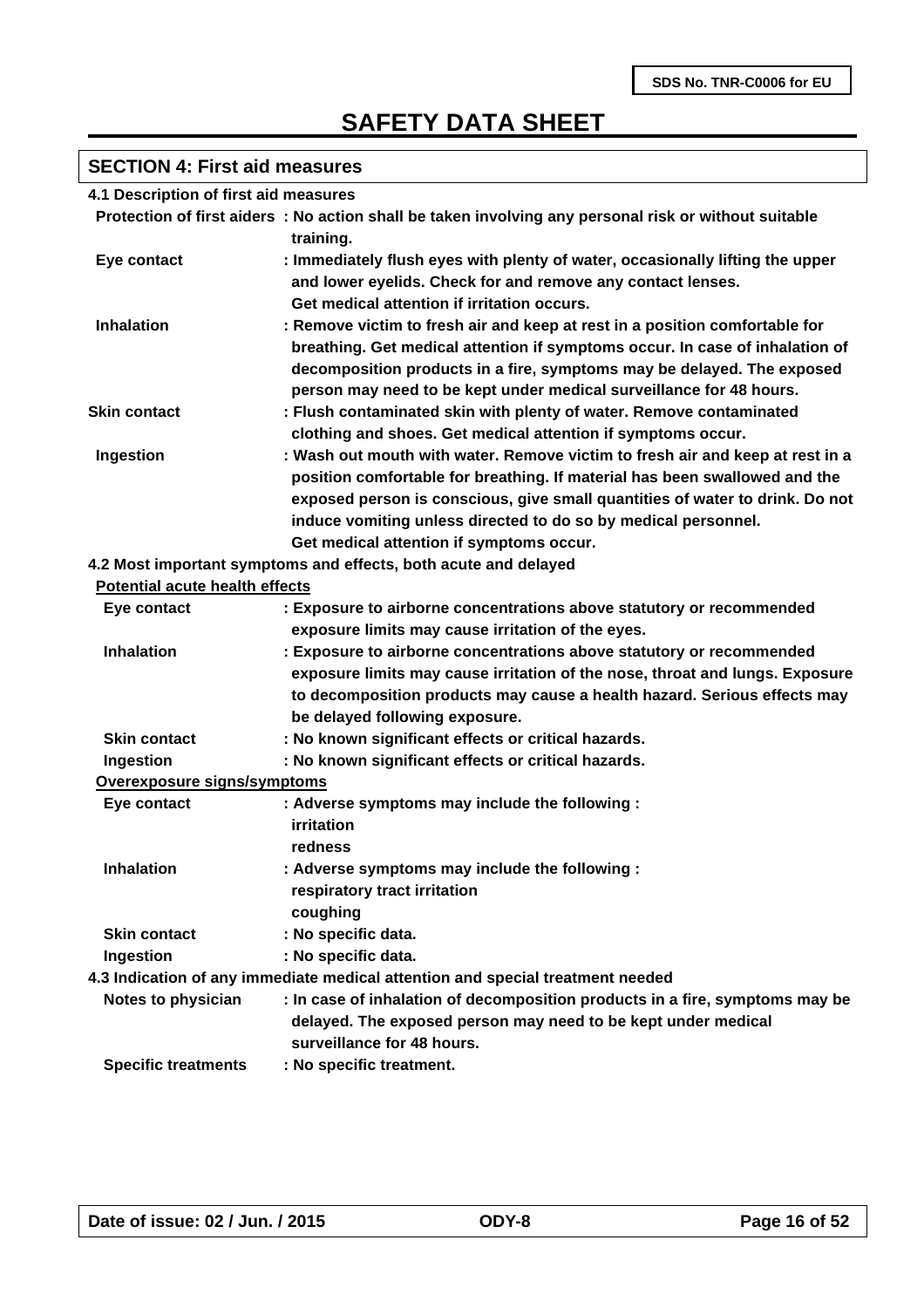## SECTION 4: First aid measures

### 4.1 Description of first aid measures

| | |
|---|---|
| **Protection of first aiders** | : No action shall be taken involving any personal risk or without suitable training. |
| **Eye contact** | : Immediately flush eyes with plenty of water, occasionally lifting the upper and lower eyelids. Check for and remove any contact lenses. Get medical attention if irritation occurs. |
| **Inhalation** | : Remove victim to fresh air and keep at rest in a position comfortable for breathing. Get medical attention if symptoms occur. In case of inhalation of decomposition products in a fire, symptoms may be delayed. The exposed person may need to be kept under medical surveillance for 48 hours. |
| **Skin contact** | : Flush contaminated skin with plenty of water. Remove contaminated clothing and shoes. Get medical attention if symptoms occur. |
| **Ingestion** | : Wash out mouth with water. Remove victim to fresh air and keep at rest in a position comfortable for breathing. If material has been swallowed and the exposed person is conscious, give small quantities of water to drink. Do not induce vomiting unless directed to do so by medical personnel. Get medical attention if symptoms occur. |

### 4.2 Most important symptoms and effects, both acute and delayed

**Potential acute health effects**

| | |
|---|---|
| **Eye contact** | : Exposure to airborne concentrations above statutory or recommended exposure limits may cause irritation of the eyes. |
| **Inhalation** | : Exposure to airborne concentrations above statutory or recommended exposure limits may cause irritation of the nose, throat and lungs. Exposure to decomposition products may cause a health hazard. Serious effects may be delayed following exposure. |
| **Skin contact** | : No known significant effects or critical hazards. |
| **Ingestion** | : No known significant effects or critical hazards. |

**Overexposure signs/symptoms**

| | |
|---|---|
| **Eye contact** | : Adverse symptoms may include the following :<br>irritation<br>redness |
| **Inhalation** | : Adverse symptoms may include the following :<br>respiratory tract irritation<br>coughing |
| **Skin contact** | : No specific data. |
| **Ingestion** | : No specific data. |

### 4.3 Indication of any immediate medical attention and special treatment needed

| | |
|---|---|
| **Notes to physician** | : In case of inhalation of decomposition products in a fire, symptoms may be delayed. The exposed person may need to be kept under medical surveillance for 48 hours. |
| **Specific treatments** | : No specific treatment. |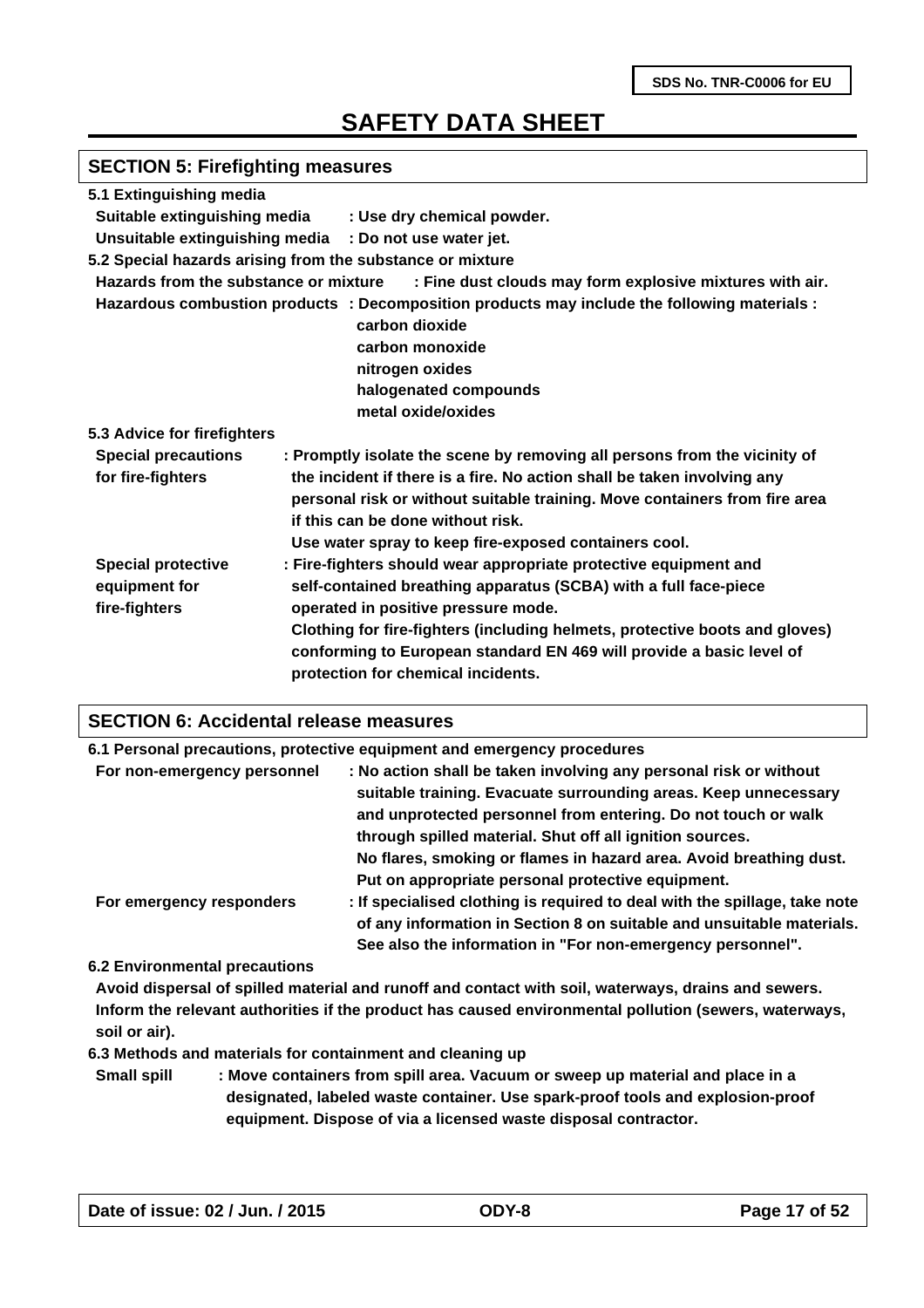## SECTION 5: Firefighting measures

**5.1 Extinguishing media**

**Suitable extinguishing media** : Use dry chemical powder.

**Unsuitable extinguishing media** : Do not use water jet.

**5.2 Special hazards arising from the substance or mixture**

**Hazards from the substance or mixture** : Fine dust clouds may form explosive mixtures with air.

**Hazardous combustion products** : Decomposition products may include the following materials :
carbon dioxide
carbon monoxide
nitrogen oxides
halogenated compounds
metal oxide/oxides

**5.3 Advice for firefighters**

**Special precautions for fire-fighters** : Promptly isolate the scene by removing all persons from the vicinity of the incident if there is a fire. No action shall be taken involving any personal risk or without suitable training. Move containers from fire area if this can be done without risk.
Use water spray to keep fire-exposed containers cool.

**Special protective equipment for fire-fighters** : Fire-fighters should wear appropriate protective equipment and self-contained breathing apparatus (SCBA) with a full face-piece operated in positive pressure mode.
Clothing for fire-fighters (including helmets, protective boots and gloves) conforming to European standard EN 469 will provide a basic level of protection for chemical incidents.

## SECTION 6: Accidental release measures

**6.1 Personal precautions, protective equipment and emergency procedures**

**For non-emergency personnel** : No action shall be taken involving any personal risk or without suitable training. Evacuate surrounding areas. Keep unnecessary and unprotected personnel from entering. Do not touch or walk through spilled material. Shut off all ignition sources.
No flares, smoking or flames in hazard area. Avoid breathing dust.
Put on appropriate personal protective equipment.

**For emergency responders** : If specialised clothing is required to deal with the spillage, take note of any information in Section 8 on suitable and unsuitable materials.
See also the information in "For non-emergency personnel".

**6.2 Environmental precautions**

Avoid dispersal of spilled material and runoff and contact with soil, waterways, drains and sewers.
Inform the relevant authorities if the product has caused environmental pollution (sewers, waterways, soil or air).

**6.3 Methods and materials for containment and cleaning up**

**Small spill** : Move containers from spill area. Vacuum or sweep up material and place in a designated, labeled waste container. Use spark-proof tools and explosion-proof equipment. Dispose of via a licensed waste disposal contractor.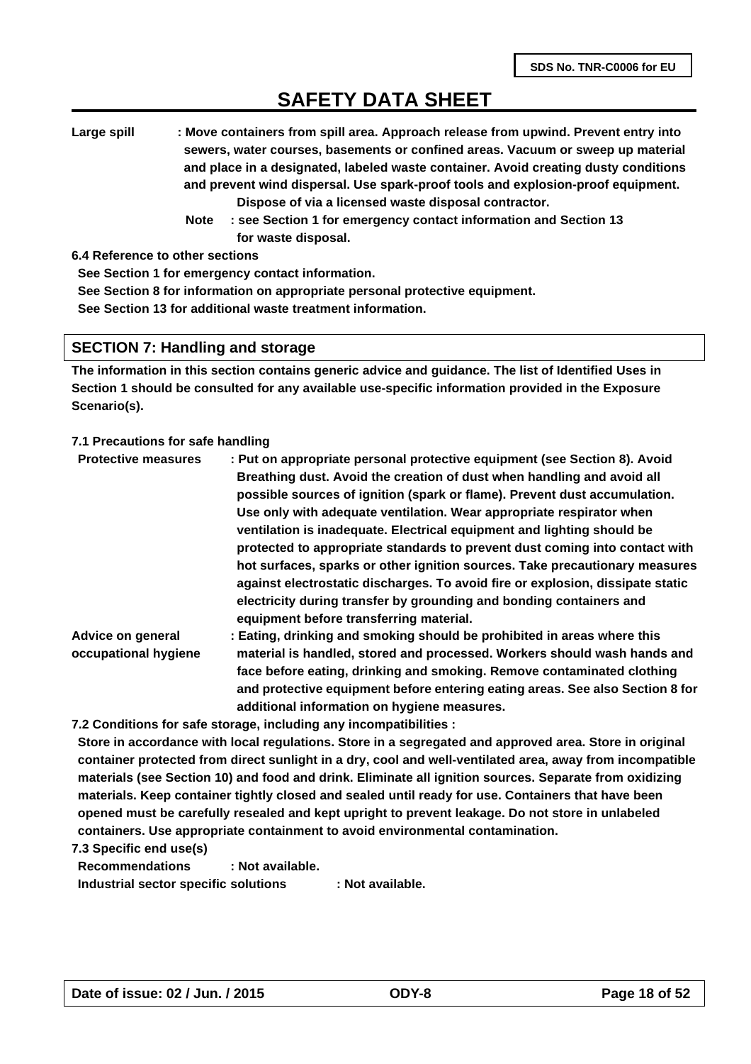**Large spill** : Move containers from spill area. Approach release from upwind. Prevent entry into sewers, water courses, basements or confined areas. Vacuum or sweep up material and place in a designated, labeled waste container. Avoid creating dusty conditions and prevent wind dispersal. Use spark-proof tools and explosion-proof equipment. Dispose of via a licensed waste disposal contractor.

**Note** : see Section 1 for emergency contact information and Section 13 for waste disposal.

**6.4 Reference to other sections**

See Section 1 for emergency contact information.

See Section 8 for information on appropriate personal protective equipment.

See Section 13 for additional waste treatment information.

## SECTION 7: Handling and storage

The information in this section contains generic advice and guidance. The list of Identified Uses in Section 1 should be consulted for any available use-specific information provided in the Exposure Scenario(s).

**7.1 Precautions for safe handling**

**Protective measures** : Put on appropriate personal protective equipment (see Section 8). Avoid Breathing dust. Avoid the creation of dust when handling and avoid all possible sources of ignition (spark or flame). Prevent dust accumulation. Use only with adequate ventilation. Wear appropriate respirator when ventilation is inadequate. Electrical equipment and lighting should be protected to appropriate standards to prevent dust coming into contact with hot surfaces, sparks or other ignition sources. Take precautionary measures against electrostatic discharges. To avoid fire or explosion, dissipate static electricity during transfer by grounding and bonding containers and equipment before transferring material.

**Advice on general occupational hygiene** : Eating, drinking and smoking should be prohibited in areas where this material is handled, stored and processed. Workers should wash hands and face before eating, drinking and smoking. Remove contaminated clothing and protective equipment before entering eating areas. See also Section 8 for additional information on hygiene measures.

**7.2 Conditions for safe storage, including any incompatibilities :**

Store in accordance with local regulations. Store in a segregated and approved area. Store in original container protected from direct sunlight in a dry, cool and well-ventilated area, away from incompatible materials (see Section 10) and food and drink. Eliminate all ignition sources. Separate from oxidizing materials. Keep container tightly closed and sealed until ready for use. Containers that have been opened must be carefully resealed and kept upright to prevent leakage. Do not store in unlabeled containers. Use appropriate containment to avoid environmental contamination.

**7.3 Specific end use(s)**

**Recommendations** : Not available.

**Industrial sector specific solutions** : Not available.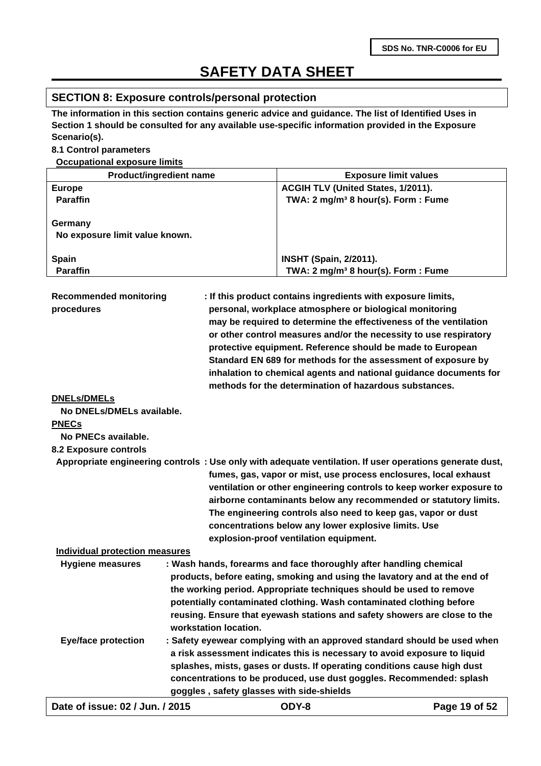SDS No. TNR-C0006 for EU

# SAFETY DATA SHEET

## SECTION 8: Exposure controls/personal protection

**The information in this section contains generic advice and guidance. The list of Identified Uses in Section 1 should be consulted for any available use-specific information provided in the Exposure Scenario(s).**

**8.1 Control parameters**

**Occupational exposure limits**

| Product/ingredient name | Exposure limit values |
|---|---|
| **Europe**<br>**Paraffin** | **ACGIH TLV (United States, 1/2011).**<br>**TWA: 2 mg/m³ 8 hour(s). Form : Fume** |
| **Germany**<br>**No exposure limit value known.** | |
| **Spain**<br>**Paraffin** | **INSHT (Spain, 2/2011).**<br>**TWA: 2 mg/m³ 8 hour(s). Form : Fume** |

**Recommended monitoring procedures** : If this product contains ingredients with exposure limits, personal, workplace atmosphere or biological monitoring may be required to determine the effectiveness of the ventilation or other control measures and/or the necessity to use respiratory protective equipment. Reference should be made to European Standard EN 689 for methods for the assessment of exposure by inhalation to chemical agents and national guidance documents for methods for the determination of hazardous substances.

**DNELs/DMELs**

No DNELs/DMELs available.

**PNECs**

No PNECs available.

**8.2 Exposure controls**

**Appropriate engineering controls** : Use only with adequate ventilation. If user operations generate dust, fumes, gas, vapor or mist, use process enclosures, local exhaust ventilation or other engineering controls to keep worker exposure to airborne contaminants below any recommended or statutory limits. The engineering controls also need to keep gas, vapor or dust concentrations below any lower explosive limits. Use explosion-proof ventilation equipment.

**Individual protection measures**

**Hygiene measures** : Wash hands, forearms and face thoroughly after handling chemical products, before eating, smoking and using the lavatory and at the end of the working period. Appropriate techniques should be used to remove potentially contaminated clothing. Wash contaminated clothing before reusing. Ensure that eyewash stations and safety showers are close to the workstation location.

**Eye/face protection** : Safety eyewear complying with an approved standard should be used when a risk assessment indicates this is necessary to avoid exposure to liquid splashes, mists, gases or dusts. If operating conditions cause high dust concentrations to be produced, use dust goggles. Recommended: splash goggles , safety glasses with side-shields

Date of issue: 02 / Jun. / 2015 | ODY-8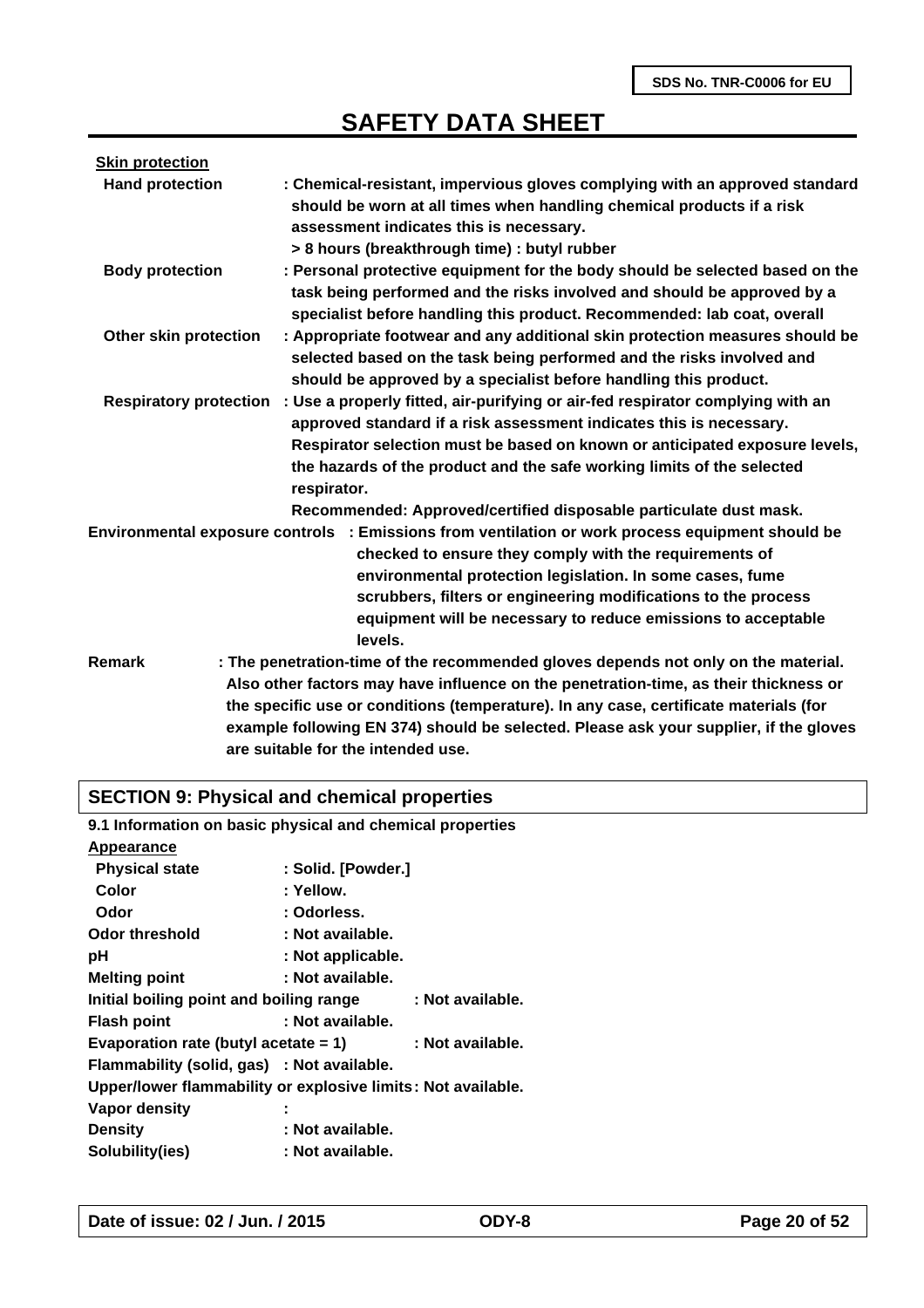**Skin protection**

**Hand protection** : Chemical-resistant, impervious gloves complying with an approved standard should be worn at all times when handling chemical products if a risk assessment indicates this is necessary.
> 8 hours (breakthrough time) : butyl rubber

**Body protection** : Personal protective equipment for the body should be selected based on the task being performed and the risks involved and should be approved by a specialist before handling this product. Recommended: lab coat, overall

**Other skin protection** : Appropriate footwear and any additional skin protection measures should be selected based on the task being performed and the risks involved and should be approved by a specialist before handling this product.

**Respiratory protection** : Use a properly fitted, air-purifying or air-fed respirator complying with an approved standard if a risk assessment indicates this is necessary. Respirator selection must be based on known or anticipated exposure levels, the hazards of the product and the safe working limits of the selected respirator.
Recommended: Approved/certified disposable particulate dust mask.

**Environmental exposure controls** : Emissions from ventilation or work process equipment should be checked to ensure they comply with the requirements of environmental protection legislation. In some cases, fume scrubbers, filters or engineering modifications to the process equipment will be necessary to reduce emissions to acceptable levels.

**Remark** : The penetration-time of the recommended gloves depends not only on the material. Also other factors may have influence on the penetration-time, as their thickness or the specific use or conditions (temperature). In any case, certificate materials (for example following EN 374) should be selected. Please ask your supplier, if the gloves are suitable for the intended use.

## SECTION 9: Physical and chemical properties

**9.1 Information on basic physical and chemical properties**

**Appearance**

**Physical state** : Solid. [Powder.]
**Color** : Yellow.
**Odor** : Odorless.
**Odor threshold** : Not available.
**pH** : Not applicable.
**Melting point** : Not available.
**Initial boiling point and boiling range** : Not available.
**Flash point** : Not available.
**Evaporation rate (butyl acetate = 1)** : Not available.
**Flammability (solid, gas)** : Not available.
**Upper/lower flammability or explosive limits** : Not available.
**Vapor density** :
**Density** : Not available.
**Solubility(ies)** : Not available.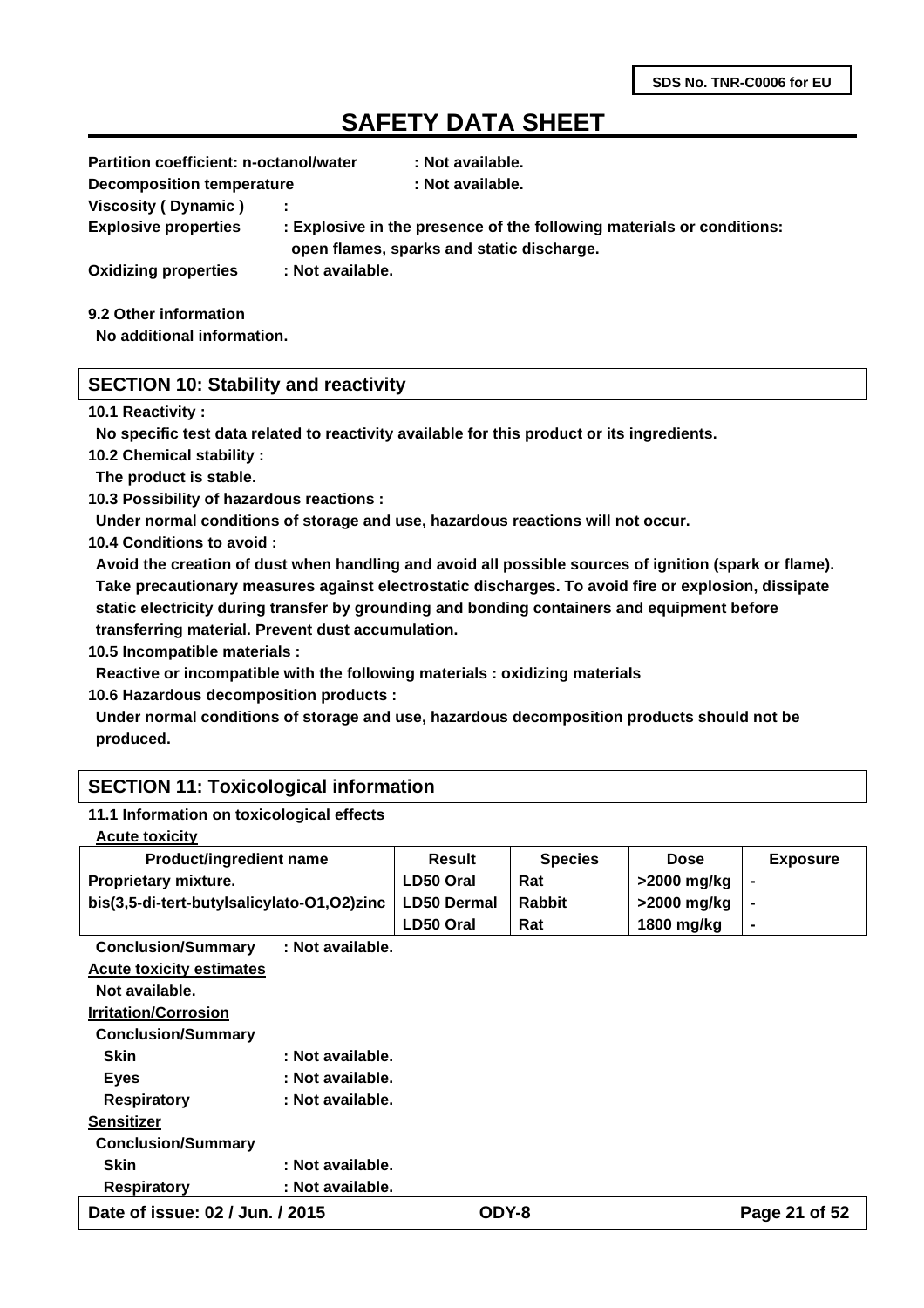**Partition coefficient: n-octanol/water** : Not available.

**Decomposition temperature** : Not available.

**Viscosity ( Dynamic )** :

**Explosive properties** : Explosive in the presence of the following materials or conditions: open flames, sparks and static discharge.

**Oxidizing properties** : Not available.

**9.2 Other information**

No additional information.

## SECTION 10: Stability and reactivity

**10.1 Reactivity :**

No specific test data related to reactivity available for this product or its ingredients.

**10.2 Chemical stability :**

The product is stable.

**10.3 Possibility of hazardous reactions :**

Under normal conditions of storage and use, hazardous reactions will not occur.

**10.4 Conditions to avoid :**

Avoid the creation of dust when handling and avoid all possible sources of ignition (spark or flame). Take precautionary measures against electrostatic discharges. To avoid fire or explosion, dissipate static electricity during transfer by grounding and bonding containers and equipment before transferring material. Prevent dust accumulation.

**10.5 Incompatible materials :**

Reactive or incompatible with the following materials : oxidizing materials

**10.6 Hazardous decomposition products :**

Under normal conditions of storage and use, hazardous decomposition products should not be produced.

## SECTION 11: Toxicological information

**11.1 Information on toxicological effects**

**Acute toxicity**

| Product/ingredient name | Result | Species | Dose | Exposure |
|---|---|---|---|---|
| Proprietary mixture. | LD50 Oral | Rat | >2000 mg/kg | - |
| bis(3,5-di-tert-butylsalicylato-O1,O2)zinc | LD50 Dermal | Rabbit | >2000 mg/kg | - |
| | LD50 Oral | Rat | 1800 mg/kg | - |

**Conclusion/Summary** : Not available.

**Acute toxicity estimates**

Not available.

**Irritation/Corrosion**

**Conclusion/Summary**

**Skin** : Not available.

**Eyes** : Not available.

**Respiratory** : Not available.

**Sensitizer**

**Conclusion/Summary**

**Skin** : Not available.

**Respiratory** : Not available.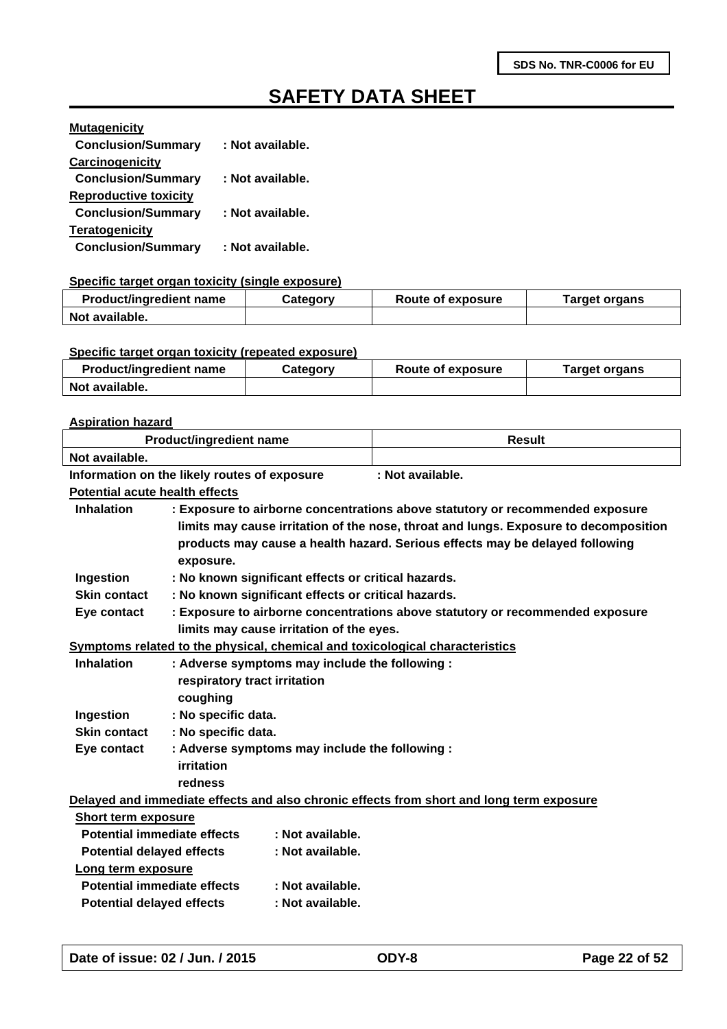**Mutagenicity**

**Conclusion/Summary : Not available.**

**Carcinogenicity**

**Conclusion/Summary : Not available.**

**Reproductive toxicity**

**Conclusion/Summary : Not available.**

**Teratogenicity**

**Conclusion/Summary : Not available.**

**Specific target organ toxicity (single exposure)**

| Product/ingredient name | Category | Route of exposure | Target organs |
|---|---|---|---|
| Not available. | | | |

**Specific target organ toxicity (repeated exposure)**

| Product/ingredient name | Category | Route of exposure | Target organs |
|---|---|---|---|
| Not available. | | | |

**Aspiration hazard**

| Product/ingredient name | Result |
|---|---|
| Not available. | |

**Information on the likely routes of exposure : Not available.**

**Potential acute health effects**

- **Inhalation** : Exposure to airborne concentrations above statutory or recommended exposure limits may cause irritation of the nose, throat and lungs. Exposure to decomposition products may cause a health hazard. Serious effects may be delayed following exposure.
- **Ingestion** : No known significant effects or critical hazards.
- **Skin contact** : No known significant effects or critical hazards.
- **Eye contact** : Exposure to airborne concentrations above statutory or recommended exposure limits may cause irritation of the eyes.

**Symptoms related to the physical, chemical and toxicological characteristics**

- **Inhalation** : Adverse symptoms may include the following :
  respiratory tract irritation
  coughing
- **Ingestion** : No specific data.
- **Skin contact** : No specific data.
- **Eye contact** : Adverse symptoms may include the following :
  irritation
  redness

**Delayed and immediate effects and also chronic effects from short and long term exposure**

**Short term exposure**

- **Potential immediate effects** : Not available.
- **Potential delayed effects** : Not available.

**Long term exposure**

- **Potential immediate effects** : Not available.
- **Potential delayed effects** : Not available.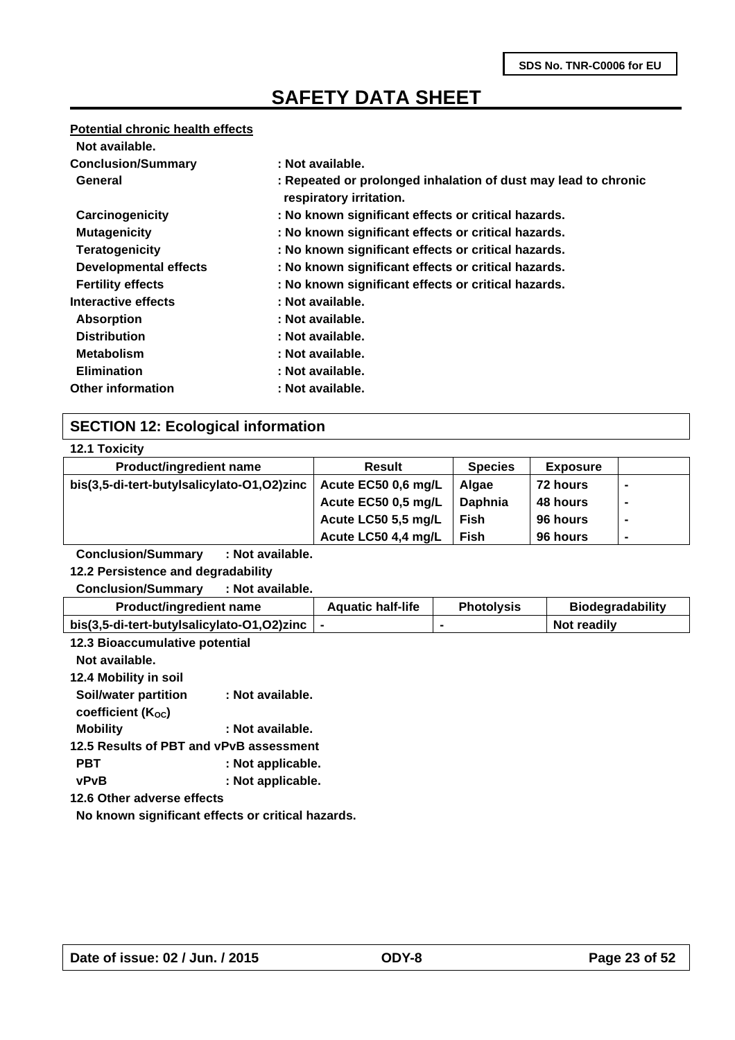**Potential chronic health effects**

**Not available.**

| | |
|---|---|
| **Conclusion/Summary** | **: Not available.** |
| **General** | **: Repeated or prolonged inhalation of dust may lead to chronic respiratory irritation.** |
| **Carcinogenicity** | **: No known significant effects or critical hazards.** |
| **Mutagenicity** | **: No known significant effects or critical hazards.** |
| **Teratogenicity** | **: No known significant effects or critical hazards.** |
| **Developmental effects** | **: No known significant effects or critical hazards.** |
| **Fertility effects** | **: No known significant effects or critical hazards.** |
| **Interactive effects** | **: Not available.** |
| **Absorption** | **: Not available.** |
| **Distribution** | **: Not available.** |
| **Metabolism** | **: Not available.** |
| **Elimination** | **: Not available.** |
| **Other information** | **: Not available.** |

## SECTION 12: Ecological information

**12.1 Toxicity**

| Product/ingredient name | Result | Species | Exposure | |
|---|---|---|---|---|
| bis(3,5-di-tert-butylsalicylato-O1,O2)zinc | Acute EC50 0,6 mg/L | Algae | 72 hours | - |
| | Acute EC50 0,5 mg/L | Daphnia | 48 hours | - |
| | Acute LC50 5,5 mg/L | Fish | 96 hours | - |
| | Acute LC50 4,4 mg/L | Fish | 96 hours | - |

**Conclusion/Summary : Not available.**

**12.2 Persistence and degradability**

**Conclusion/Summary : Not available.**

| Product/ingredient name | Aquatic half-life | Photolysis | Biodegradability |
|---|---|---|---|
| bis(3,5-di-tert-butylsalicylato-O1,O2)zinc | - | - | Not readily |

**12.3 Bioaccumulative potential**

**Not available.**

**12.4 Mobility in soil**

| | |
|---|---|
| **Soil/water partition coefficient ($K_{OC}$)** | **: Not available.** |
| **Mobility** | **: Not available.** |

**12.5 Results of PBT and vPvB assessment**

| | |
|---|---|
| **PBT** | **: Not applicable.** |
| **vPvB** | **: Not applicable.** |

**12.6 Other adverse effects**

**No known significant effects or critical hazards.**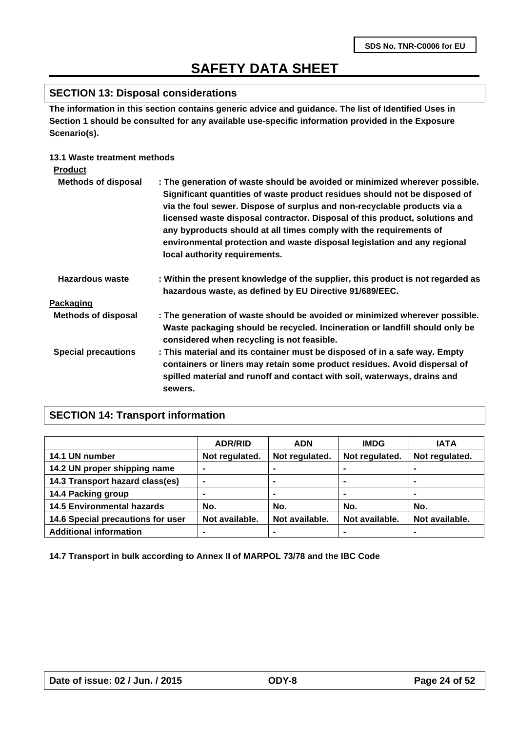## SECTION 13: Disposal considerations

**The information in this section contains generic advice and guidance. The list of Identified Uses in Section 1 should be consulted for any available use-specific information provided in the Exposure Scenario(s).**

### 13.1 Waste treatment methods

**Product**

**Methods of disposal** : The generation of waste should be avoided or minimized wherever possible. Significant quantities of waste product residues should not be disposed of via the foul sewer. Dispose of surplus and non-recyclable products via a licensed waste disposal contractor. Disposal of this product, solutions and any byproducts should at all times comply with the requirements of environmental protection and waste disposal legislation and any regional local authority requirements.

**Hazardous waste** : Within the present knowledge of the supplier, this product is not regarded as hazardous waste, as defined by EU Directive 91/689/EEC.

**Packaging**

**Methods of disposal** : The generation of waste should be avoided or minimized wherever possible. Waste packaging should be recycled. Incineration or landfill should only be considered when recycling is not feasible.

**Special precautions** : This material and its container must be disposed of in a safe way. Empty containers or liners may retain some product residues. Avoid dispersal of spilled material and runoff and contact with soil, waterways, drains and sewers.

## SECTION 14: Transport information

| | ADR/RID | ADN | IMDG | IATA |
|---|---|---|---|---|
| 14.1 UN number | Not regulated. | Not regulated. | Not regulated. | Not regulated. |
| 14.2 UN proper shipping name | - | - | - | - |
| 14.3 Transport hazard class(es) | - | - | - | - |
| 14.4 Packing group | - | - | - | - |
| 14.5 Environmental hazards | No. | No. | No. | No. |
| 14.6 Special precautions for user | Not available. | Not available. | Not available. | Not available. |
| Additional information | - | - | - | - |

**14.7 Transport in bulk according to Annex II of MARPOL 73/78 and the IBC Code**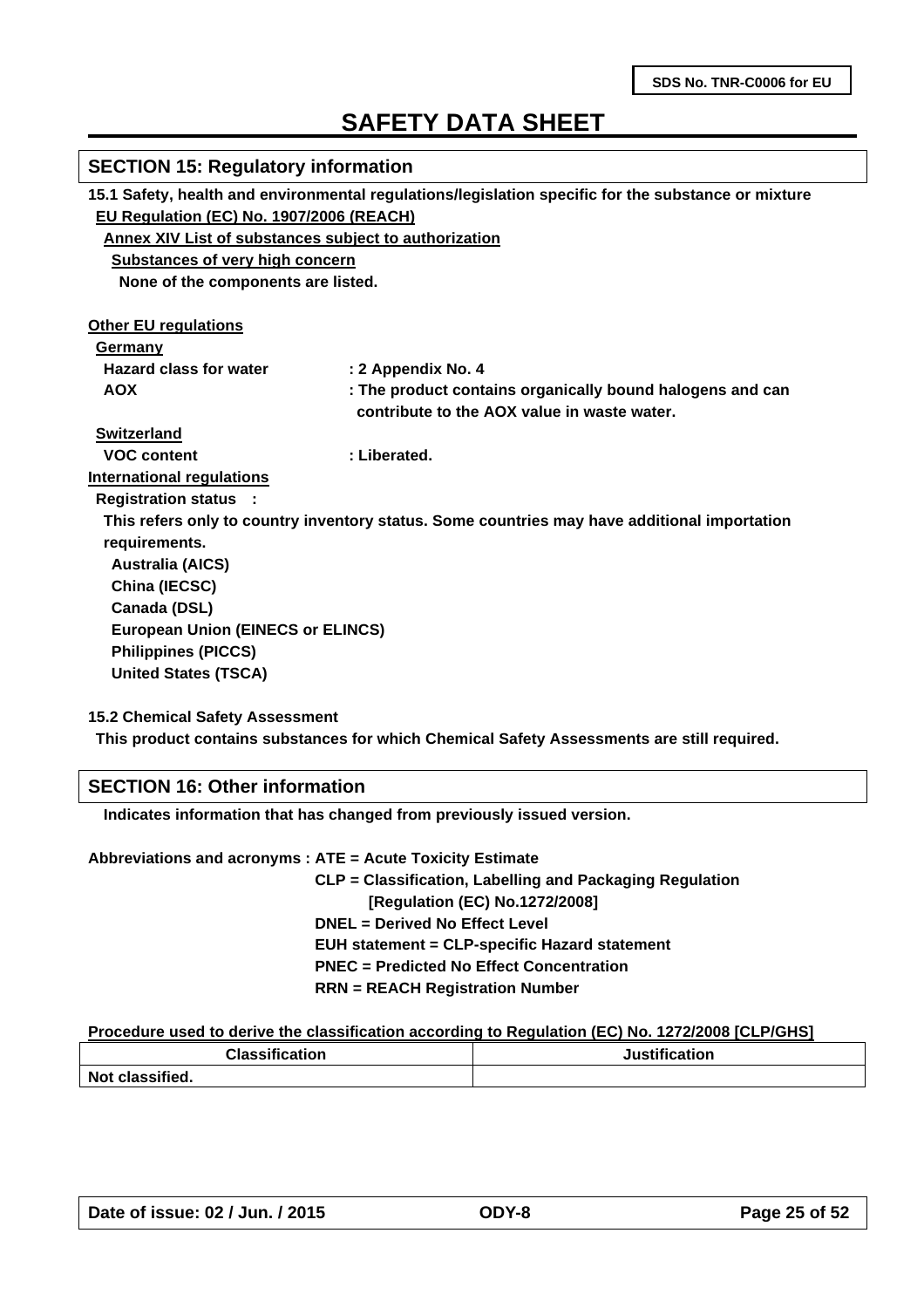# SAFETY DATA SHEET

## SECTION 15: Regulatory information

**15.1 Safety, health and environmental regulations/legislation specific for the substance or mixture**

**EU Regulation (EC) No. 1907/2006 (REACH)**

**Annex XIV List of substances subject to authorization**

**Substances of very high concern**

**None of the components are listed.**

**Other EU regulations**

**Germany**

**Hazard class for water** : 2 Appendix No. 4

**AOX** : The product contains organically bound halogens and can contribute to the AOX value in waste water.

**Switzerland**

**VOC content** : Liberated.

**International regulations**

**Registration status :**

This refers only to country inventory status. Some countries may have additional importation requirements.

- Australia (AICS)
- China (IECSC)
- Canada (DSL)
- European Union (EINECS or ELINCS)
- Philippines (PICCS)
- United States (TSCA)

**15.2 Chemical Safety Assessment**

This product contains substances for which Chemical Safety Assessments are still required.

## SECTION 16: Other information

Indicates information that has changed from previously issued version.

**Abbreviations and acronyms :**
- ATE = Acute Toxicity Estimate
- CLP = Classification, Labelling and Packaging Regulation [Regulation (EC) No.1272/2008]
- DNEL = Derived No Effect Level
- EUH statement = CLP-specific Hazard statement
- PNEC = Predicted No Effect Concentration
- RRN = REACH Registration Number

**Procedure used to derive the classification according to Regulation (EC) No. 1272/2008 [CLP/GHS]**

| Classification | Justification |
|---|---|
| Not classified. | |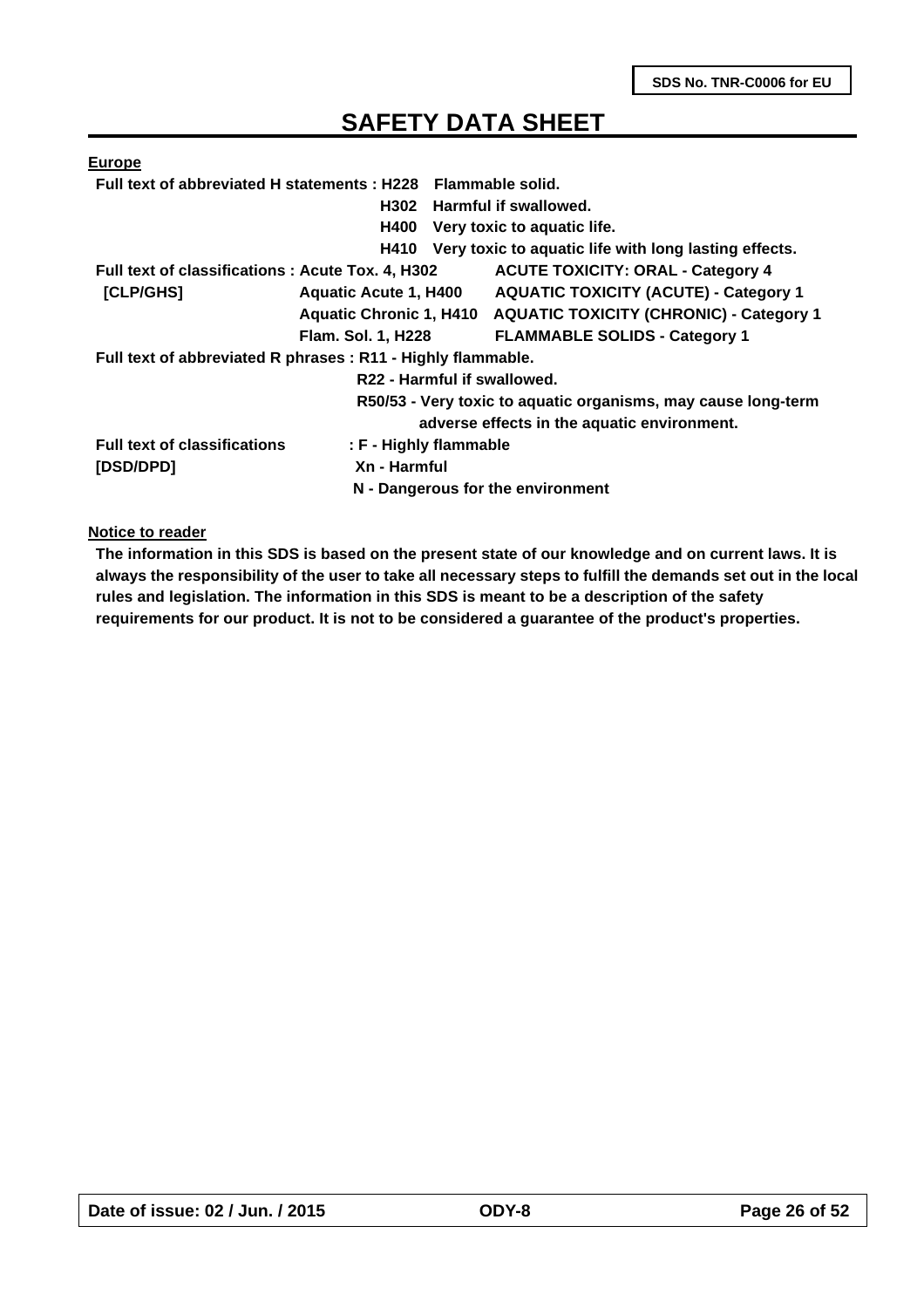**SDS No. TNR-C0006 for EU**

# SAFETY DATA SHEET

**Europe**

**Full text of abbreviated H statements :** 

- **H228** Flammable solid.
- **H302** Harmful if swallowed.
- **H400** Very toxic to aquatic life.
- **H410** Very toxic to aquatic life with long lasting effects.

**Full text of classifications [CLP/GHS] :**

| | |
|---|---|
| Acute Tox. 4, H302 | ACUTE TOXICITY: ORAL - Category 4 |
| Aquatic Acute 1, H400 | AQUATIC TOXICITY (ACUTE) - Category 1 |
| Aquatic Chronic 1, H410 | AQUATIC TOXICITY (CHRONIC) - Category 1 |
| Flam. Sol. 1, H228 | FLAMMABLE SOLIDS - Category 1 |

**Full text of abbreviated R phrases :**

- R11 - Highly flammable.
- R22 - Harmful if swallowed.
- R50/53 - Very toxic to aquatic organisms, may cause long-term adverse effects in the aquatic environment.

**Full text of classifications [DSD/DPD] :**

- F - Highly flammable
- Xn - Harmful
- N - Dangerous for the environment

**Notice to reader**

**The information in this SDS is based on the present state of our knowledge and on current laws. It is always the responsibility of the user to take all necessary steps to fulfill the demands set out in the local rules and legislation. The information in this SDS is meant to be a description of the safety requirements for our product. It is not to be considered a guarantee of the product's properties.**

| Date of issue: 02 / Jun. / 2015 | ODY-8 |
|---|---|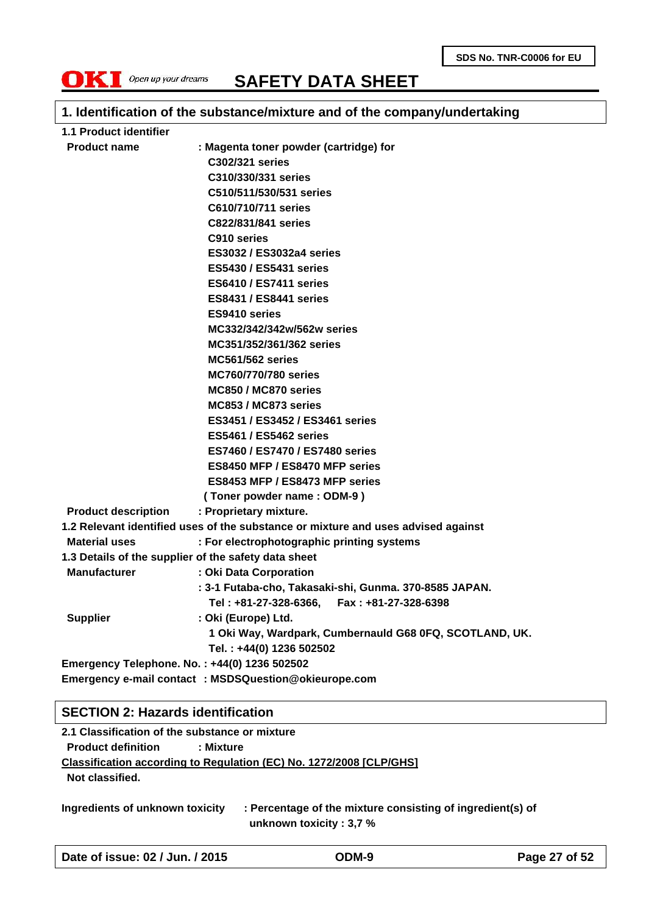SDS No. TNR-C0006 for EU

**OKI** *Open up your dreams*

# SAFETY DATA SHEET

## 1. Identification of the substance/mixture and of the company/undertaking

**1.1 Product identifier**

**Product name** : Magenta toner powder (cartridge) for
C302/321 series
C310/330/331 series
C510/511/530/531 series
C610/710/711 series
C822/831/841 series
C910 series
ES3032 / ES3032a4 series
ES5430 / ES5431 series
ES6410 / ES7411 series
ES8431 / ES8441 series
ES9410 series
MC332/342/342w/562w series
MC351/352/361/362 series
MC561/562 series
MC760/770/780 series
MC850 / MC870 series
MC853 / MC873 series
ES3451 / ES3452 / ES3461 series
ES5461 / ES5462 series
ES7460 / ES7470 / ES7480 series
ES8450 MFP / ES8470 MFP series
ES8453 MFP / ES8473 MFP series
( Toner powder name : ODM-9 )

**Product description** : Proprietary mixture.

**1.2 Relevant identified uses of the substance or mixture and uses advised against**

**Material uses** : For electrophotographic printing systems

**1.3 Details of the supplier of the safety data sheet**

**Manufacturer** : Oki Data Corporation
: 3-1 Futaba-cho, Takasaki-shi, Gunma. 370-8585 JAPAN.
Tel : +81-27-328-6366, Fax : +81-27-328-6398

**Supplier** : Oki (Europe) Ltd.
1 Oki Way, Wardpark, Cumbernauld G68 0FQ, SCOTLAND, UK.
Tel. : +44(0) 1236 502502

**Emergency Telephone. No. : +44(0) 1236 502502**

**Emergency e-mail contact : MSDSQuestion@okieurope.com**

## SECTION 2: Hazards identification

**2.1 Classification of the substance or mixture**

**Product definition** : Mixture

**Classification according to Regulation (EC) No. 1272/2008 [CLP/GHS]**

**Not classified.**

**Ingredients of unknown toxicity** : Percentage of the mixture consisting of ingredient(s) of unknown toxicity : 3,7 %

Date of issue: 02 / Jun. / 2015 | ODM-9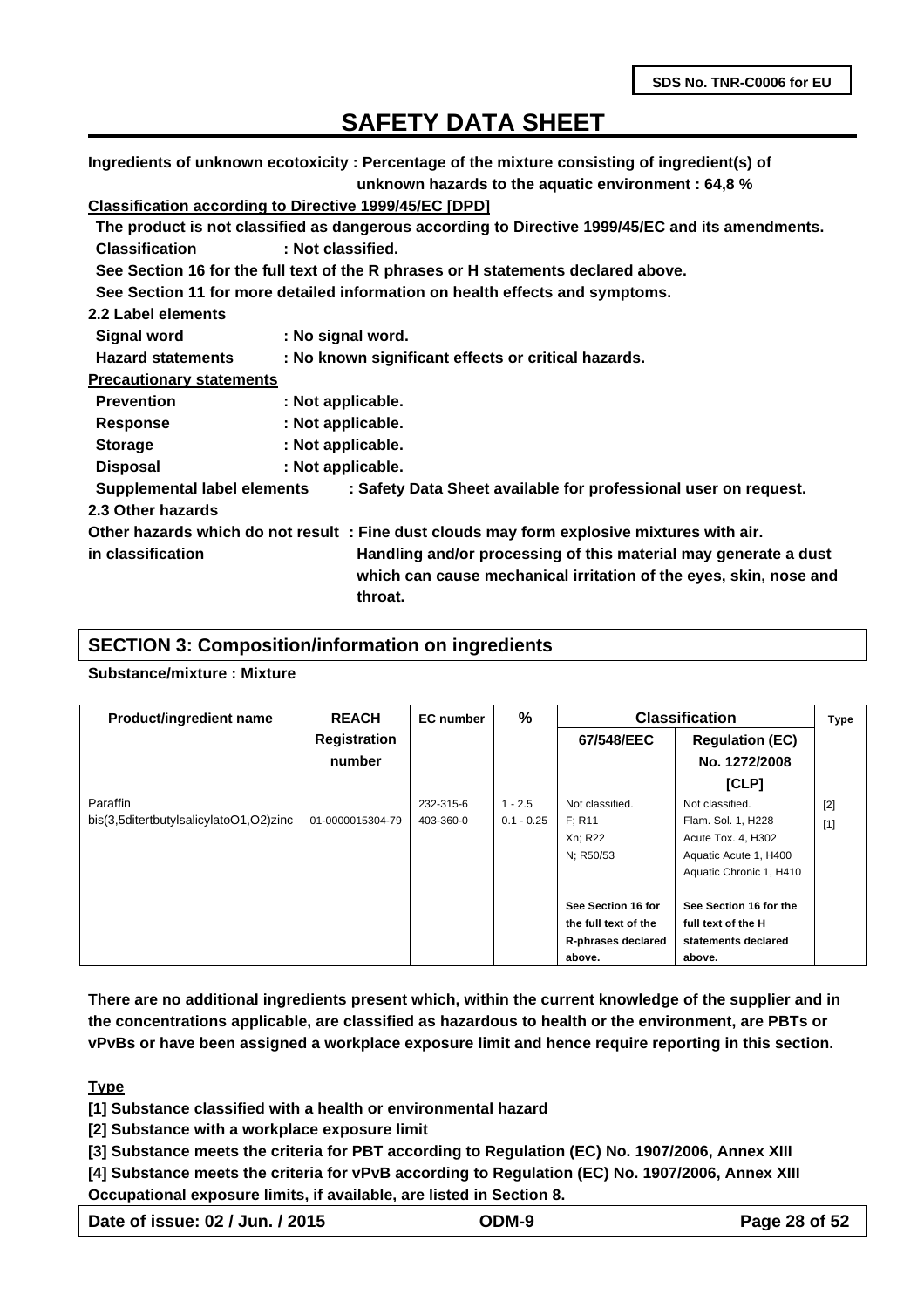Ingredients of unknown ecotoxicity : Percentage of the mixture consisting of ingredient(s) of unknown hazards to the aquatic environment : 64,8 %

**Classification according to Directive 1999/45/EC [DPD]**

The product is not classified as dangerous according to Directive 1999/45/EC and its amendments.

**Classification** : Not classified.

See Section 16 for the full text of the R phrases or H statements declared above.

See Section 11 for more detailed information on health effects and symptoms.

**2.2 Label elements**

**Signal word** : No signal word.

**Hazard statements** : No known significant effects or critical hazards.

**Precautionary statements**

**Prevention** : Not applicable.

**Response** : Not applicable.

**Storage** : Not applicable.

**Disposal** : Not applicable.

**Supplemental label elements** : Safety Data Sheet available for professional user on request.

**2.3 Other hazards**

**Other hazards which do not result in classification** : Fine dust clouds may form explosive mixtures with air. Handling and/or processing of this material may generate a dust which can cause mechanical irritation of the eyes, skin, nose and throat.

## SECTION 3: Composition/information on ingredients

**Substance/mixture : Mixture**

| Product/ingredient name | REACH Registration number | EC number | % | Classification | | Type |
|---|---|---|---|---|---|---|
| | | | | 67/548/EEC | Regulation (EC) No. 1272/2008 [CLP] | |
| Paraffin | | 232-315-6 | 1 - 2.5 | Not classified. | Not classified. | [2] |
| bis(3,5ditertbutylsalicylatoO1,O2)zinc | 01-0000015304-79 | 403-360-0 | 0.1 - 0.25 | F; R11<br>Xn; R22<br>N; R50/53 | Flam. Sol. 1, H228<br>Acute Tox. 4, H302<br>Aquatic Acute 1, H400<br>Aquatic Chronic 1, H410 | [1] |
| | | | | See Section 16 for the full text of the R-phrases declared above. | See Section 16 for the full text of the H statements declared above. | |

There are no additional ingredients present which, within the current knowledge of the supplier and in the concentrations applicable, are classified as hazardous to health or the environment, are PBTs or vPvBs or have been assigned a workplace exposure limit and hence require reporting in this section.

**Type**

[1] Substance classified with a health or environmental hazard

[2] Substance with a workplace exposure limit

[3] Substance meets the criteria for PBT according to Regulation (EC) No. 1907/2006, Annex XIII

[4] Substance meets the criteria for vPvB according to Regulation (EC) No. 1907/2006, Annex XIII

Occupational exposure limits, if available, are listed in Section 8.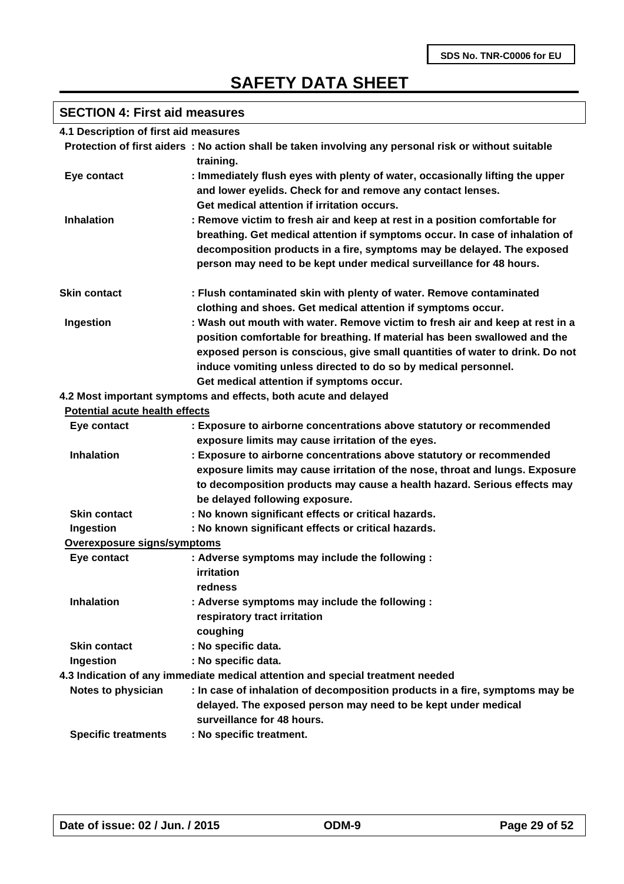# SAFETY DATA SHEET

## SECTION 4: First aid measures

### 4.1 Description of first aid measures

**Protection of first aiders** : No action shall be taken involving any personal risk or without suitable training.

**Eye contact** : Immediately flush eyes with plenty of water, occasionally lifting the upper and lower eyelids. Check for and remove any contact lenses. Get medical attention if irritation occurs.

**Inhalation** : Remove victim to fresh air and keep at rest in a position comfortable for breathing. Get medical attention if symptoms occur. In case of inhalation of decomposition products in a fire, symptoms may be delayed. The exposed person may need to be kept under medical surveillance for 48 hours.

**Skin contact** : Flush contaminated skin with plenty of water. Remove contaminated clothing and shoes. Get medical attention if symptoms occur.

**Ingestion** : Wash out mouth with water. Remove victim to fresh air and keep at rest in a position comfortable for breathing. If material has been swallowed and the exposed person is conscious, give small quantities of water to drink. Do not induce vomiting unless directed to do so by medical personnel. Get medical attention if symptoms occur.

### 4.2 Most important symptoms and effects, both acute and delayed

**Potential acute health effects**

**Eye contact** : Exposure to airborne concentrations above statutory or recommended exposure limits may cause irritation of the eyes.

**Inhalation** : Exposure to airborne concentrations above statutory or recommended exposure limits may cause irritation of the nose, throat and lungs. Exposure to decomposition products may cause a health hazard. Serious effects may be delayed following exposure.

**Skin contact** : No known significant effects or critical hazards.

**Ingestion** : No known significant effects or critical hazards.

**Overexposure signs/symptoms**

**Eye contact** : Adverse symptoms may include the following :
irritation
redness

**Inhalation** : Adverse symptoms may include the following :
respiratory tract irritation
coughing

**Skin contact** : No specific data.

**Ingestion** : No specific data.

### 4.3 Indication of any immediate medical attention and special treatment needed

**Notes to physician** : In case of inhalation of decomposition products in a fire, symptoms may be delayed. The exposed person may need to be kept under medical surveillance for 48 hours.

**Specific treatments** : No specific treatment.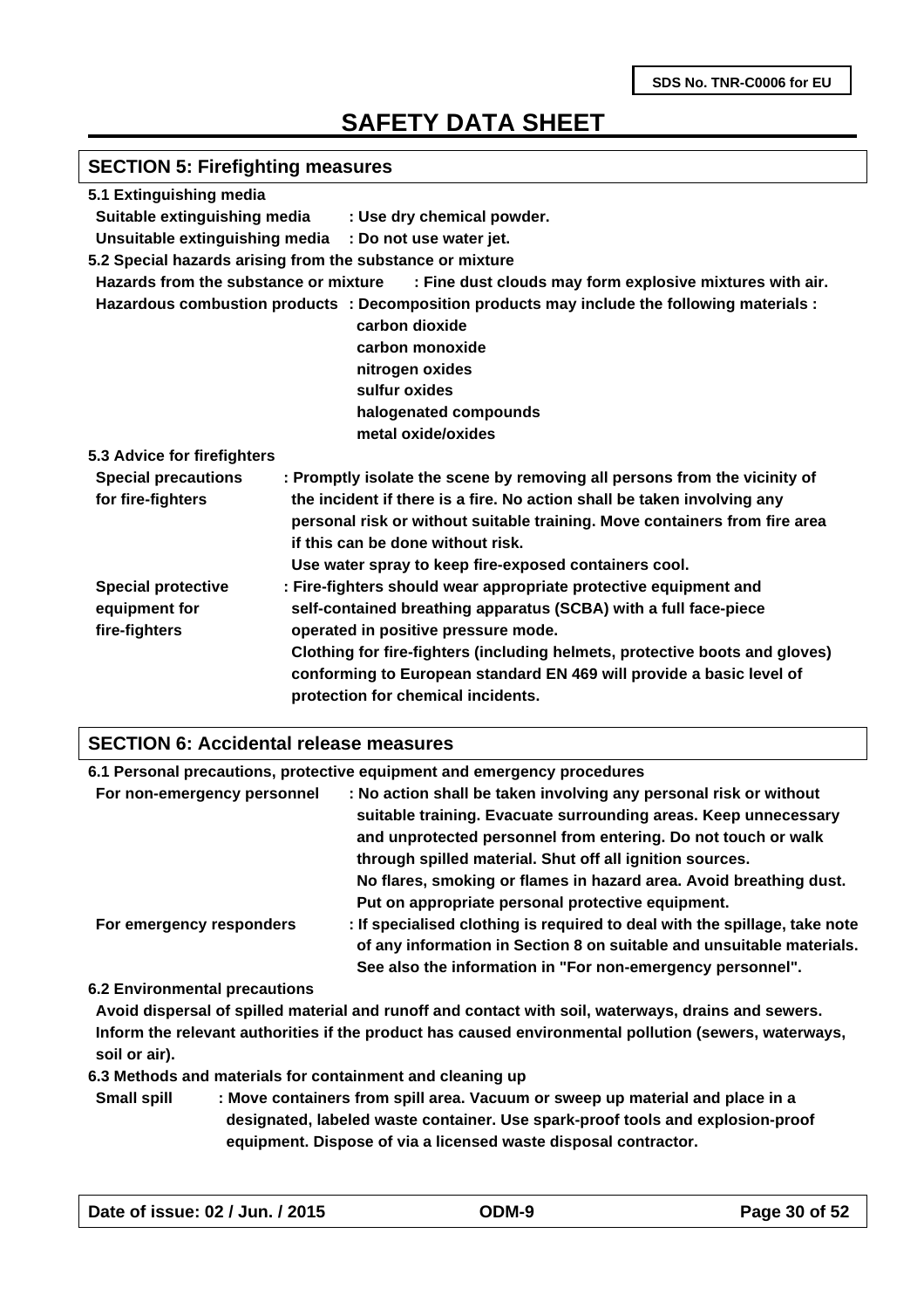SDS No. TNR-C0006 for EU

# SAFETY DATA SHEET

## SECTION 5: Firefighting measures

**5.1 Extinguishing media**

**Suitable extinguishing media : Use dry chemical powder.**

**Unsuitable extinguishing media : Do not use water jet.**

**5.2 Special hazards arising from the substance or mixture**

**Hazards from the substance or mixture : Fine dust clouds may form explosive mixtures with air.**

**Hazardous combustion products : Decomposition products may include the following materials :**

**carbon dioxide**
**carbon monoxide**
**nitrogen oxides**
**sulfur oxides**
**halogenated compounds**
**metal oxide/oxides**

**5.3 Advice for firefighters**

**Special precautions for fire-fighters : Promptly isolate the scene by removing all persons from the vicinity of the incident if there is a fire. No action shall be taken involving any personal risk or without suitable training. Move containers from fire area if this can be done without risk.**
**Use water spray to keep fire-exposed containers cool.**

**Special protective equipment for fire-fighters : Fire-fighters should wear appropriate protective equipment and self-contained breathing apparatus (SCBA) with a full face-piece operated in positive pressure mode.**
**Clothing for fire-fighters (including helmets, protective boots and gloves) conforming to European standard EN 469 will provide a basic level of protection for chemical incidents.**

## SECTION 6: Accidental release measures

**6.1 Personal precautions, protective equipment and emergency procedures**

**For non-emergency personnel : No action shall be taken involving any personal risk or without suitable training. Evacuate surrounding areas. Keep unnecessary and unprotected personnel from entering. Do not touch or walk through spilled material. Shut off all ignition sources.**
**No flares, smoking or flames in hazard area. Avoid breathing dust. Put on appropriate personal protective equipment.**

**For emergency responders : If specialised clothing is required to deal with the spillage, take note of any information in Section 8 on suitable and unsuitable materials. See also the information in "For non-emergency personnel".**

**6.2 Environmental precautions**

**Avoid dispersal of spilled material and runoff and contact with soil, waterways, drains and sewers. Inform the relevant authorities if the product has caused environmental pollution (sewers, waterways, soil or air).**

**6.3 Methods and materials for containment and cleaning up**

**Small spill : Move containers from spill area. Vacuum or sweep up material and place in a designated, labeled waste container. Use spark-proof tools and explosion-proof equipment. Dispose of via a licensed waste disposal contractor.**

Date of issue: 02 / Jun. / 2015 | ODM-9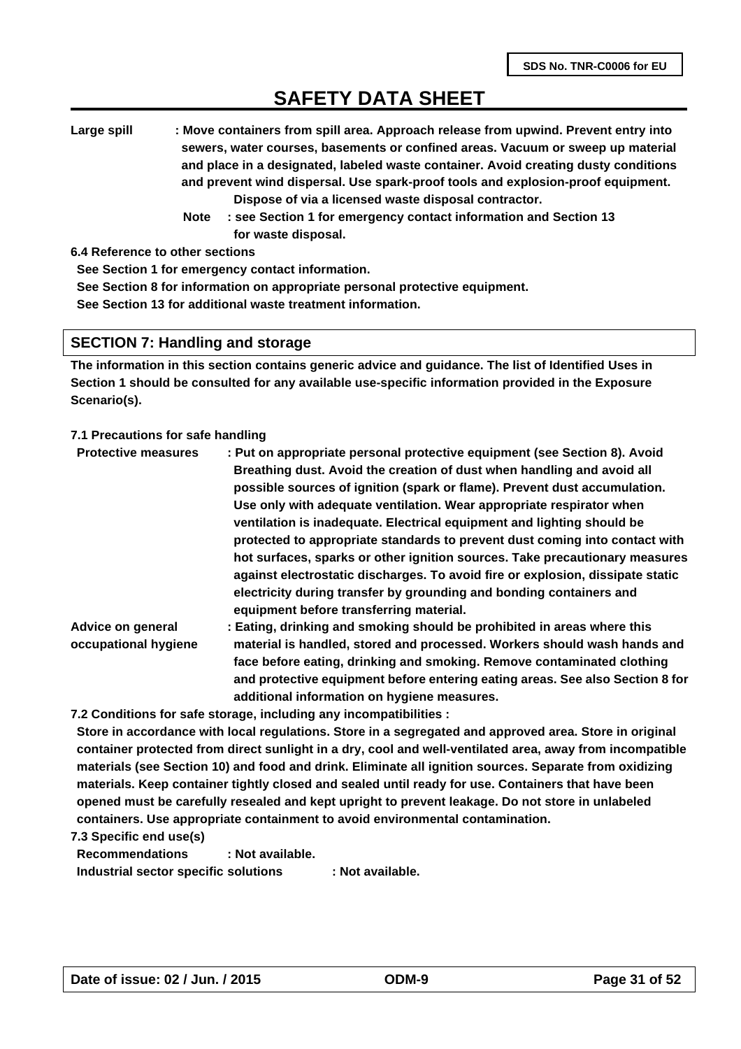**Large spill** : Move containers from spill area. Approach release from upwind. Prevent entry into sewers, water courses, basements or confined areas. Vacuum or sweep up material and place in a designated, labeled waste container. Avoid creating dusty conditions and prevent wind dispersal. Use spark-proof tools and explosion-proof equipment. Dispose of via a licensed waste disposal contractor.

**Note** : see Section 1 for emergency contact information and Section 13 for waste disposal.

**6.4 Reference to other sections**

See Section 1 for emergency contact information.

See Section 8 for information on appropriate personal protective equipment.

See Section 13 for additional waste treatment information.

## SECTION 7: Handling and storage

The information in this section contains generic advice and guidance. The list of Identified Uses in Section 1 should be consulted for any available use-specific information provided in the Exposure Scenario(s).

**7.1 Precautions for safe handling**

**Protective measures** : Put on appropriate personal protective equipment (see Section 8). Avoid Breathing dust. Avoid the creation of dust when handling and avoid all possible sources of ignition (spark or flame). Prevent dust accumulation. Use only with adequate ventilation. Wear appropriate respirator when ventilation is inadequate. Electrical equipment and lighting should be protected to appropriate standards to prevent dust coming into contact with hot surfaces, sparks or other ignition sources. Take precautionary measures against electrostatic discharges. To avoid fire or explosion, dissipate static electricity during transfer by grounding and bonding containers and equipment before transferring material.

**Advice on general occupational hygiene** : Eating, drinking and smoking should be prohibited in areas where this material is handled, stored and processed. Workers should wash hands and face before eating, drinking and smoking. Remove contaminated clothing and protective equipment before entering eating areas. See also Section 8 for additional information on hygiene measures.

**7.2 Conditions for safe storage, including any incompatibilities :**

Store in accordance with local regulations. Store in a segregated and approved area. Store in original container protected from direct sunlight in a dry, cool and well-ventilated area, away from incompatible materials (see Section 10) and food and drink. Eliminate all ignition sources. Separate from oxidizing materials. Keep container tightly closed and sealed until ready for use. Containers that have been opened must be carefully resealed and kept upright to prevent leakage. Do not store in unlabeled containers. Use appropriate containment to avoid environmental contamination.

**7.3 Specific end use(s)**

**Recommendations** : Not available.

**Industrial sector specific solutions** : Not available.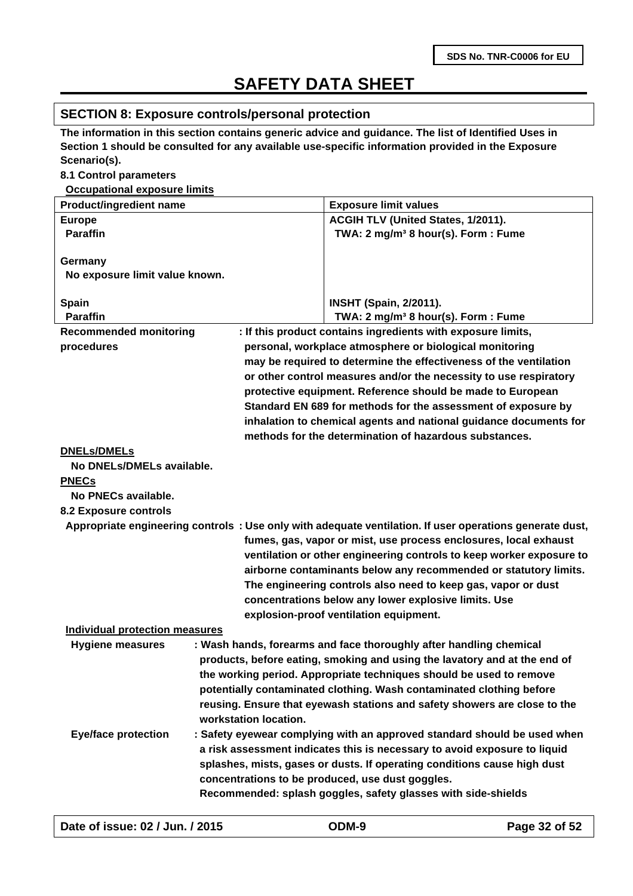# SAFETY DATA SHEET

## SECTION 8: Exposure controls/personal protection

**The information in this section contains generic advice and guidance. The list of Identified Uses in Section 1 should be consulted for any available use-specific information provided in the Exposure Scenario(s).**

**8.1 Control parameters**

**Occupational exposure limits**

| Product/ingredient name | Exposure limit values |
|---|---|
| **Europe**<br>**Paraffin** | **ACGIH TLV (United States, 1/2011).**<br>**TWA: 2 mg/m³ 8 hour(s). Form : Fume** |
| **Germany**<br>**No exposure limit value known.** | |
| **Spain**<br>**Paraffin** | **INSHT (Spain, 2/2011).**<br>**TWA: 2 mg/m³ 8 hour(s). Form : Fume** |

**Recommended monitoring procedures** : If this product contains ingredients with exposure limits, personal, workplace atmosphere or biological monitoring may be required to determine the effectiveness of the ventilation or other control measures and/or the necessity to use respiratory protective equipment. Reference should be made to European Standard EN 689 for methods for the assessment of exposure by inhalation to chemical agents and national guidance documents for methods for the determination of hazardous substances.

**DNELs/DMELs**

**No DNELs/DMELs available.**

**PNECs**

**No PNECs available.**

**8.2 Exposure controls**

**Appropriate engineering controls** : Use only with adequate ventilation. If user operations generate dust, fumes, gas, vapor or mist, use process enclosures, local exhaust ventilation or other engineering controls to keep worker exposure to airborne contaminants below any recommended or statutory limits. The engineering controls also need to keep gas, vapor or dust concentrations below any lower explosive limits. Use explosion-proof ventilation equipment.

**Individual protection measures**

**Hygiene measures** : Wash hands, forearms and face thoroughly after handling chemical products, before eating, smoking and using the lavatory and at the end of the working period. Appropriate techniques should be used to remove potentially contaminated clothing. Wash contaminated clothing before reusing. Ensure that eyewash stations and safety showers are close to the workstation location.

**Eye/face protection** : Safety eyewear complying with an approved standard should be used when a risk assessment indicates this is necessary to avoid exposure to liquid splashes, mists, gases or dusts. If operating conditions cause high dust concentrations to be produced, use dust goggles. Recommended: splash goggles, safety glasses with side-shields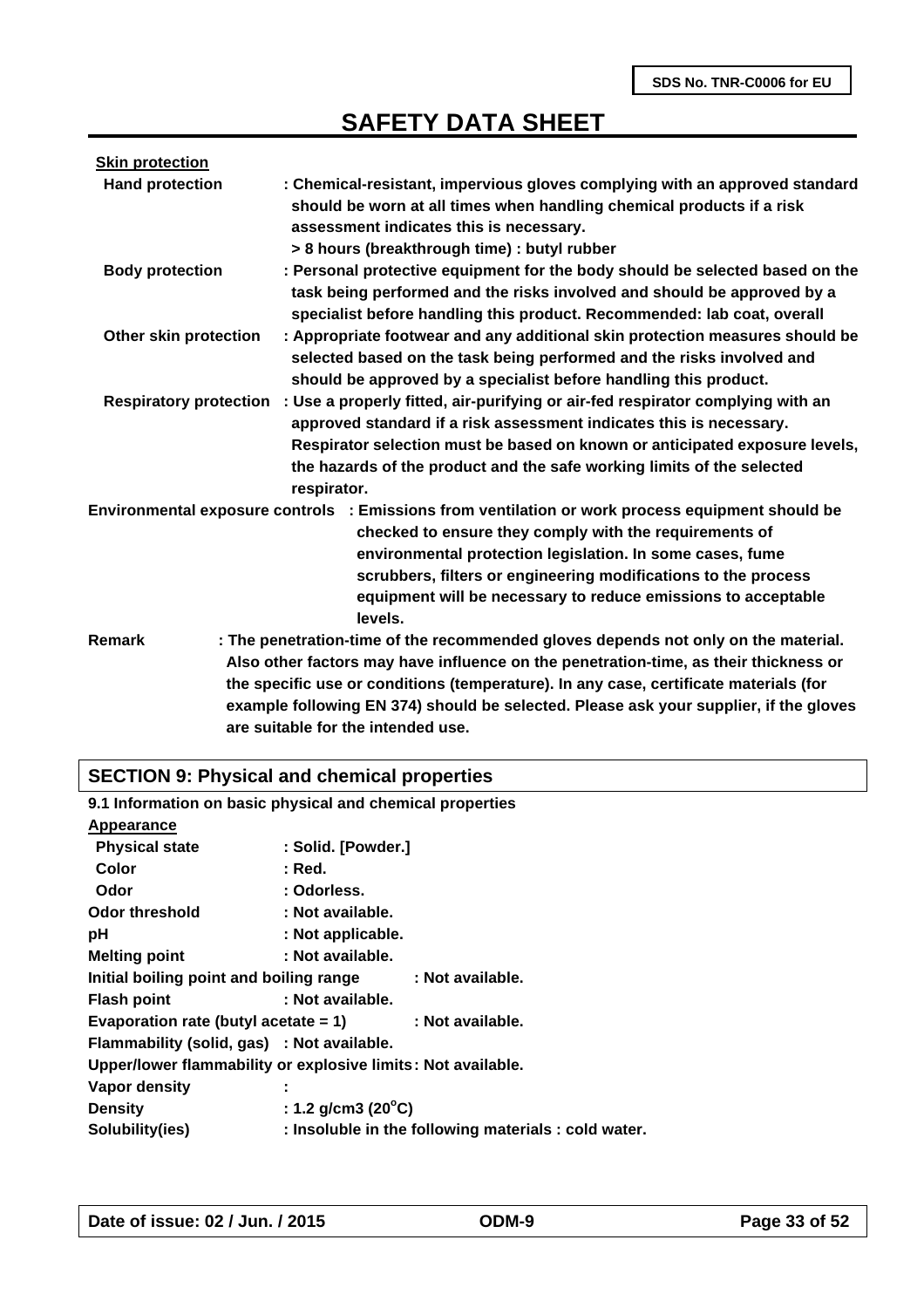**Skin protection**

**Hand protection** : Chemical-resistant, impervious gloves complying with an approved standard should be worn at all times when handling chemical products if a risk assessment indicates this is necessary.
> 8 hours (breakthrough time) : butyl rubber

**Body protection** : Personal protective equipment for the body should be selected based on the task being performed and the risks involved and should be approved by a specialist before handling this product. Recommended: lab coat, overall

**Other skin protection** : Appropriate footwear and any additional skin protection measures should be selected based on the task being performed and the risks involved and should be approved by a specialist before handling this product.

**Respiratory protection** : Use a properly fitted, air-purifying or air-fed respirator complying with an approved standard if a risk assessment indicates this is necessary. Respirator selection must be based on known or anticipated exposure levels, the hazards of the product and the safe working limits of the selected respirator.

**Environmental exposure controls** : Emissions from ventilation or work process equipment should be checked to ensure they comply with the requirements of environmental protection legislation. In some cases, fume scrubbers, filters or engineering modifications to the process equipment will be necessary to reduce emissions to acceptable levels.

**Remark** : The penetration-time of the recommended gloves depends not only on the material. Also other factors may have influence on the penetration-time, as their thickness or the specific use or conditions (temperature). In any case, certificate materials (for example following EN 374) should be selected. Please ask your supplier, if the gloves are suitable for the intended use.

## SECTION 9: Physical and chemical properties

**9.1 Information on basic physical and chemical properties**

**Appearance**

**Physical state** : Solid. [Powder.]
**Color** : Red.
**Odor** : Odorless.
**Odor threshold** : Not available.
**pH** : Not applicable.
**Melting point** : Not available.
**Initial boiling point and boiling range** : Not available.
**Flash point** : Not available.
**Evaporation rate (butyl acetate = 1)** : Not available.
**Flammability (solid, gas)** : Not available.
**Upper/lower flammability or explosive limits**: Not available.
**Vapor density** :
**Density** : 1.2 g/cm3 (20°C)
**Solubility(ies)** : Insoluble in the following materials : cold water.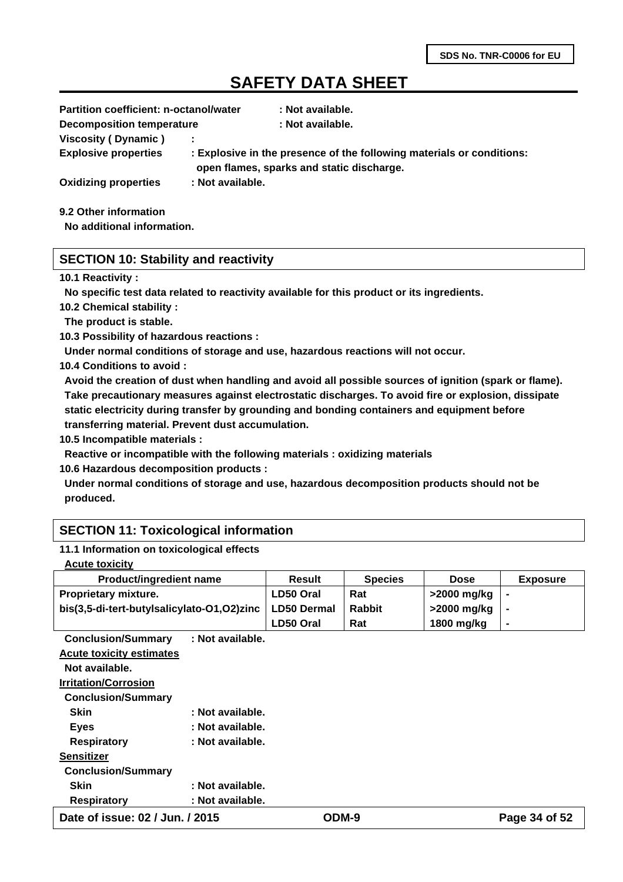**Partition coefficient: n-octanol/water** : Not available.
**Decomposition temperature** : Not available.
**Viscosity ( Dynamic )** :
**Explosive properties** : Explosive in the presence of the following materials or conditions: open flames, sparks and static discharge.
**Oxidizing properties** : Not available.

**9.2 Other information**

No additional information.

## SECTION 10: Stability and reactivity

**10.1 Reactivity :**

No specific test data related to reactivity available for this product or its ingredients.

**10.2 Chemical stability :**

The product is stable.

**10.3 Possibility of hazardous reactions :**

Under normal conditions of storage and use, hazardous reactions will not occur.

**10.4 Conditions to avoid :**

Avoid the creation of dust when handling and avoid all possible sources of ignition (spark or flame). Take precautionary measures against electrostatic discharges. To avoid fire or explosion, dissipate static electricity during transfer by grounding and bonding containers and equipment before transferring material. Prevent dust accumulation.

**10.5 Incompatible materials :**

Reactive or incompatible with the following materials : oxidizing materials

**10.6 Hazardous decomposition products :**

Under normal conditions of storage and use, hazardous decomposition products should not be produced.

## SECTION 11: Toxicological information

**11.1 Information on toxicological effects**

**Acute toxicity**

| Product/ingredient name | Result | Species | Dose | Exposure |
|---|---|---|---|---|
| Proprietary mixture. | LD50 Oral | Rat | >2000 mg/kg | - |
| bis(3,5-di-tert-butylsalicylato-O1,O2)zinc | LD50 Dermal | Rabbit | >2000 mg/kg | - |
| | LD50 Oral | Rat | 1800 mg/kg | - |

**Conclusion/Summary** : Not available.

**Acute toxicity estimates**

Not available.

**Irritation/Corrosion**

**Conclusion/Summary**

- **Skin** : Not available.
- **Eyes** : Not available.
- **Respiratory** : Not available.

**Sensitizer**

**Conclusion/Summary**

- **Skin** : Not available.
- **Respiratory** : Not available.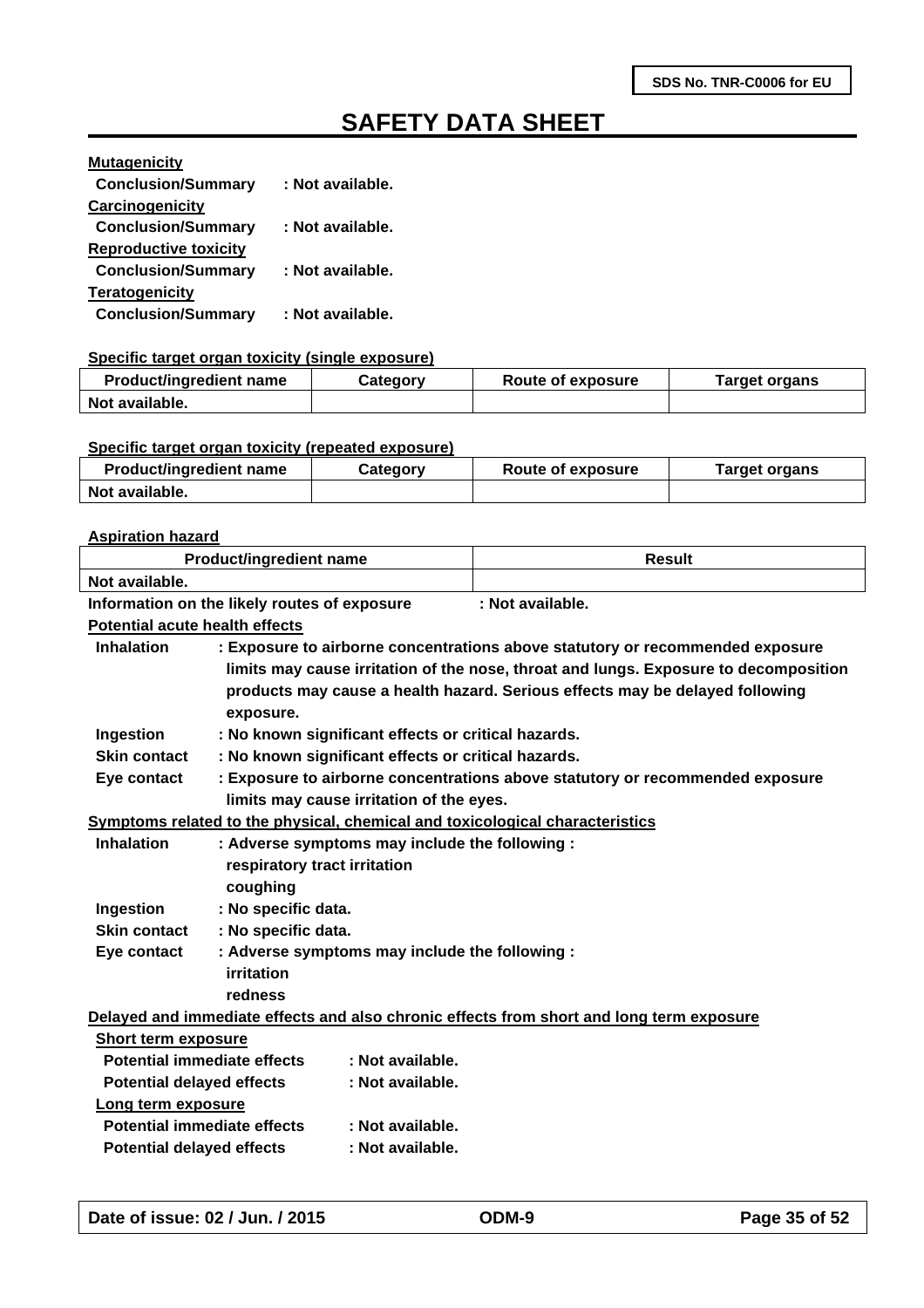**Mutagenicity**

**Conclusion/Summary** : Not available.

**Carcinogenicity**

**Conclusion/Summary** : Not available.

**Reproductive toxicity**

**Conclusion/Summary** : Not available.

**Teratogenicity**

**Conclusion/Summary** : Not available.

**Specific target organ toxicity (single exposure)**

| Product/ingredient name | Category | Route of exposure | Target organs |
|---|---|---|---|
| Not available. | | | |

**Specific target organ toxicity (repeated exposure)**

| Product/ingredient name | Category | Route of exposure | Target organs |
|---|---|---|---|
| Not available. | | | |

**Aspiration hazard**

| Product/ingredient name | Result |
|---|---|
| Not available. | |

**Information on the likely routes of exposure** : Not available.

**Potential acute health effects**

**Inhalation** : Exposure to airborne concentrations above statutory or recommended exposure limits may cause irritation of the nose, throat and lungs. Exposure to decomposition products may cause a health hazard. Serious effects may be delayed following exposure.

**Ingestion** : No known significant effects or critical hazards.

**Skin contact** : No known significant effects or critical hazards.

**Eye contact** : Exposure to airborne concentrations above statutory or recommended exposure limits may cause irritation of the eyes.

**Symptoms related to the physical, chemical and toxicological characteristics**

**Inhalation** : Adverse symptoms may include the following :
respiratory tract irritation
coughing

**Ingestion** : No specific data.

**Skin contact** : No specific data.

**Eye contact** : Adverse symptoms may include the following :
irritation
redness

**Delayed and immediate effects and also chronic effects from short and long term exposure**

**Short term exposure**

**Potential immediate effects** : Not available.

**Potential delayed effects** : Not available.

**Long term exposure**

**Potential immediate effects** : Not available.

**Potential delayed effects** : Not available.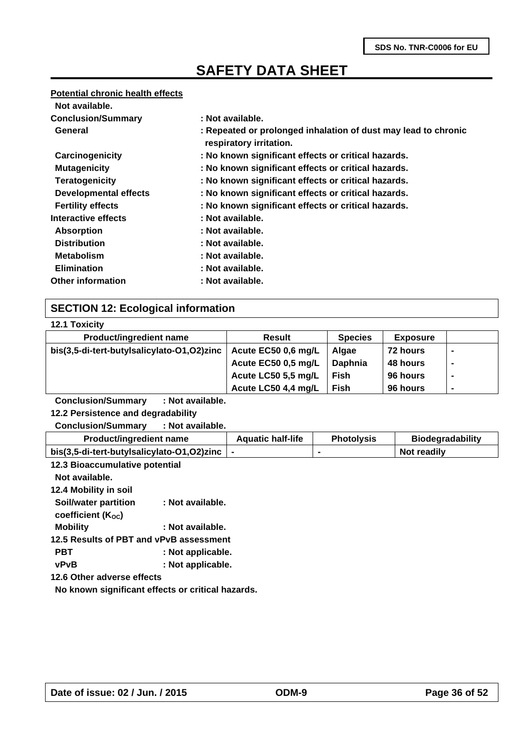**Potential chronic health effects**

**Not available.**

**Conclusion/Summary** : Not available.

**General** : Repeated or prolonged inhalation of dust may lead to chronic respiratory irritation.

**Carcinogenicity** : No known significant effects or critical hazards.

**Mutagenicity** : No known significant effects or critical hazards.

**Teratogenicity** : No known significant effects or critical hazards.

**Developmental effects** : No known significant effects or critical hazards.

**Fertility effects** : No known significant effects or critical hazards.

**Interactive effects** : Not available.

**Absorption** : Not available.

**Distribution** : Not available.

**Metabolism** : Not available.

**Elimination** : Not available.

**Other information** : Not available.

## SECTION 12: Ecological information

**12.1 Toxicity**

| Product/ingredient name | Result | Species | Exposure | |
|---|---|---|---|---|
| bis(3,5-di-tert-butylsalicylato-O1,O2)zinc | Acute EC50 0,6 mg/L | Algae | 72 hours | - |
| | Acute EC50 0,5 mg/L | Daphnia | 48 hours | - |
| | Acute LC50 5,5 mg/L | Fish | 96 hours | - |
| | Acute LC50 4,4 mg/L | Fish | 96 hours | - |

**Conclusion/Summary** : Not available.

**12.2 Persistence and degradability**

**Conclusion/Summary** : Not available.

| Product/ingredient name | Aquatic half-life | Photolysis | Biodegradability |
|---|---|---|---|
| bis(3,5-di-tert-butylsalicylato-O1,O2)zinc | - | - | Not readily |

**12.3 Bioaccumulative potential**

**Not available.**

**12.4 Mobility in soil**

**Soil/water partition coefficient ($K_{OC}$)** : Not available.

**Mobility** : Not available.

**12.5 Results of PBT and vPvB assessment**

**PBT** : Not applicable.

**vPvB** : Not applicable.

**12.6 Other adverse effects**

**No known significant effects or critical hazards.**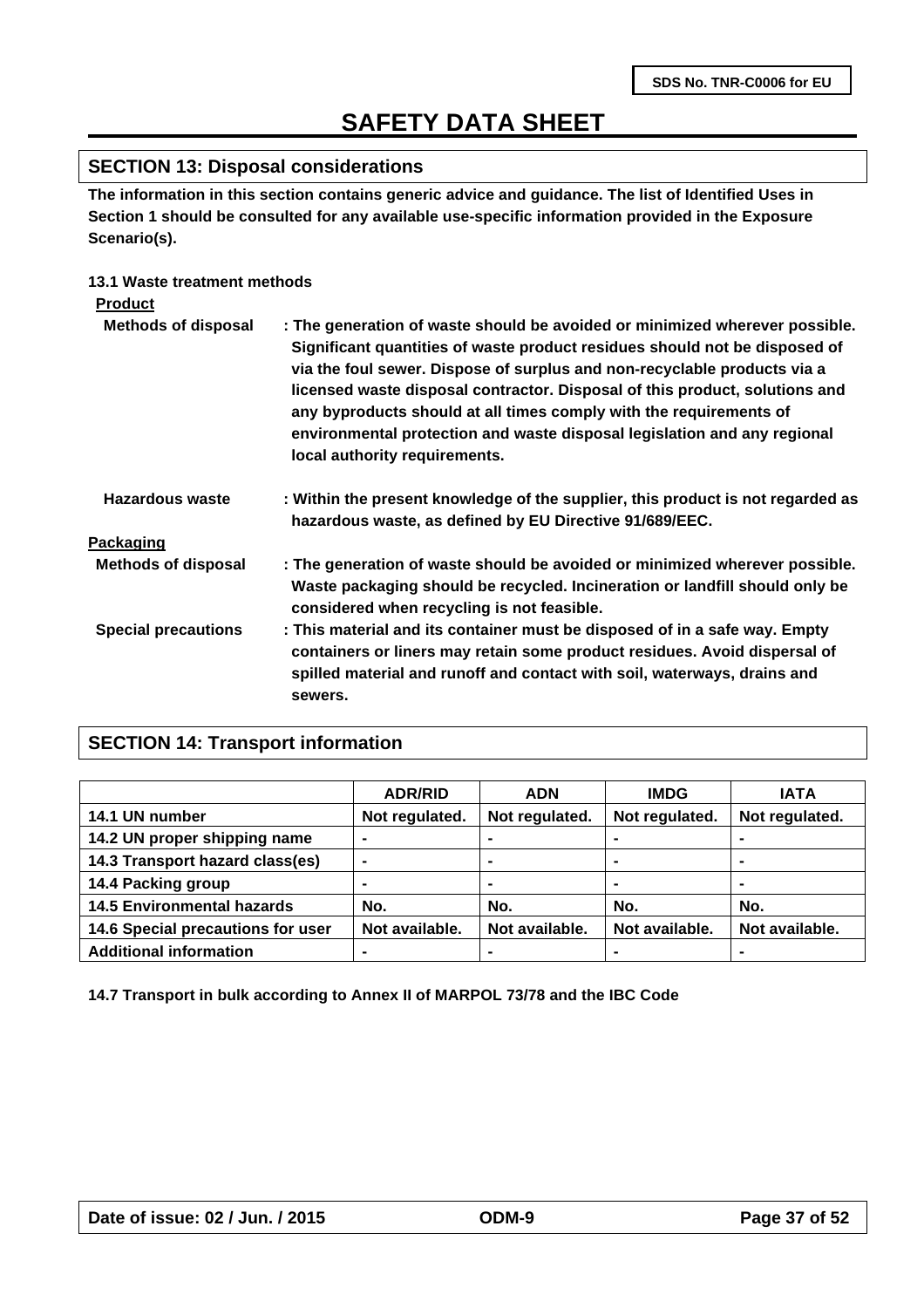## SECTION 13: Disposal considerations

**The information in this section contains generic advice and guidance. The list of Identified Uses in Section 1 should be consulted for any available use-specific information provided in the Exposure Scenario(s).**

### 13.1 Waste treatment methods

**Product**

**Methods of disposal** : The generation of waste should be avoided or minimized wherever possible. Significant quantities of waste product residues should not be disposed of via the foul sewer. Dispose of surplus and non-recyclable products via a licensed waste disposal contractor. Disposal of this product, solutions and any byproducts should at all times comply with the requirements of environmental protection and waste disposal legislation and any regional local authority requirements.

**Hazardous waste** : Within the present knowledge of the supplier, this product is not regarded as hazardous waste, as defined by EU Directive 91/689/EEC.

**Packaging**

**Methods of disposal** : The generation of waste should be avoided or minimized wherever possible. Waste packaging should be recycled. Incineration or landfill should only be considered when recycling is not feasible.

**Special precautions** : This material and its container must be disposed of in a safe way. Empty containers or liners may retain some product residues. Avoid dispersal of spilled material and runoff and contact with soil, waterways, drains and sewers.

## SECTION 14: Transport information

| | ADR/RID | ADN | IMDG | IATA |
|---|---|---|---|---|
| 14.1 UN number | Not regulated. | Not regulated. | Not regulated. | Not regulated. |
| 14.2 UN proper shipping name | - | - | - | - |
| 14.3 Transport hazard class(es) | - | - | - | - |
| 14.4 Packing group | - | - | - | - |
| 14.5 Environmental hazards | No. | No. | No. | No. |
| 14.6 Special precautions for user | Not available. | Not available. | Not available. | Not available. |
| Additional information | - | - | - | - |

**14.7 Transport in bulk according to Annex II of MARPOL 73/78 and the IBC Code**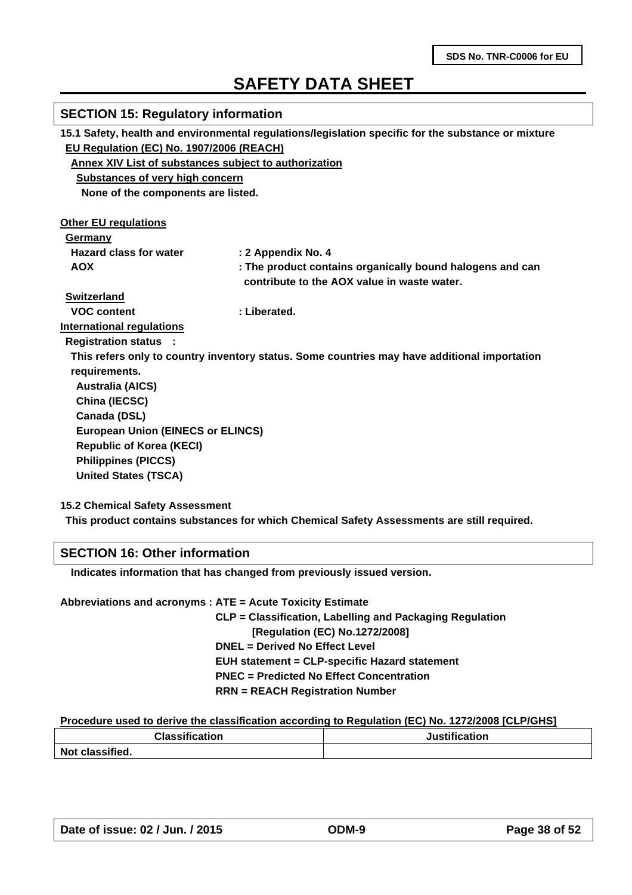# SAFETY DATA SHEET

## SECTION 15: Regulatory information

**15.1 Safety, health and environmental regulations/legislation specific for the substance or mixture**

**EU Regulation (EC) No. 1907/2006 (REACH)**

**Annex XIV List of substances subject to authorization**

**Substances of very high concern**

None of the components are listed.

**Other EU regulations**

**Germany**

Hazard class for water : 2 Appendix No. 4

AOX : The product contains organically bound halogens and can contribute to the AOX value in waste water.

**Switzerland**

VOC content : Liberated.

**International regulations**

Registration status :

This refers only to country inventory status. Some countries may have additional importation requirements.

- Australia (AICS)
- China (IECSC)
- Canada (DSL)
- European Union (EINECS or ELINCS)
- Republic of Korea (KECI)
- Philippines (PICCS)
- United States (TSCA)

**15.2 Chemical Safety Assessment**

This product contains substances for which Chemical Safety Assessments are still required.

## SECTION 16: Other information

Indicates information that has changed from previously issued version.

Abbreviations and acronyms :
- ATE = Acute Toxicity Estimate
- CLP = Classification, Labelling and Packaging Regulation [Regulation (EC) No.1272/2008]
- DNEL = Derived No Effect Level
- EUH statement = CLP-specific Hazard statement
- PNEC = Predicted No Effect Concentration
- RRN = REACH Registration Number

**Procedure used to derive the classification according to Regulation (EC) No. 1272/2008 [CLP/GHS]**

| Classification | Justification |
|---|---|
| Not classified. | |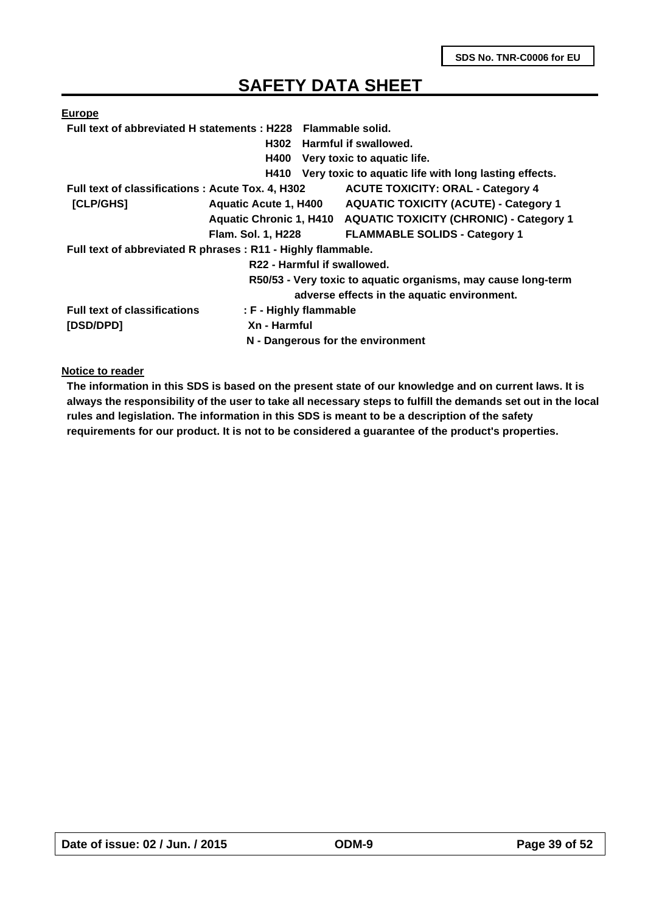# SAFETY DATA SHEET

**Europe**

**Full text of abbreviated H statements :**

| | |
|---|---|
| **H228** | **Flammable solid.** |
| **H302** | **Harmful if swallowed.** |
| **H400** | **Very toxic to aquatic life.** |
| **H410** | **Very toxic to aquatic life with long lasting effects.** |

**Full text of classifications : [CLP/GHS]**

| | |
|---|---|
| **Acute Tox. 4, H302** | **ACUTE TOXICITY: ORAL - Category 4** |
| **Aquatic Acute 1, H400** | **AQUATIC TOXICITY (ACUTE) - Category 1** |
| **Aquatic Chronic 1, H410** | **AQUATIC TOXICITY (CHRONIC) - Category 1** |
| **Flam. Sol. 1, H228** | **FLAMMABLE SOLIDS - Category 1** |

**Full text of abbreviated R phrases :**

- **R11 - Highly flammable.**
- **R22 - Harmful if swallowed.**
- **R50/53 - Very toxic to aquatic organisms, may cause long-term adverse effects in the aquatic environment.**

**Full text of classifications [DSD/DPD] :**

- **F - Highly flammable**
- **Xn - Harmful**
- **N - Dangerous for the environment**

**Notice to reader**

**The information in this SDS is based on the present state of our knowledge and on current laws. It is always the responsibility of the user to take all necessary steps to fulfill the demands set out in the local rules and legislation. The information in this SDS is meant to be a description of the safety requirements for our product. It is not to be considered a guarantee of the product's properties.**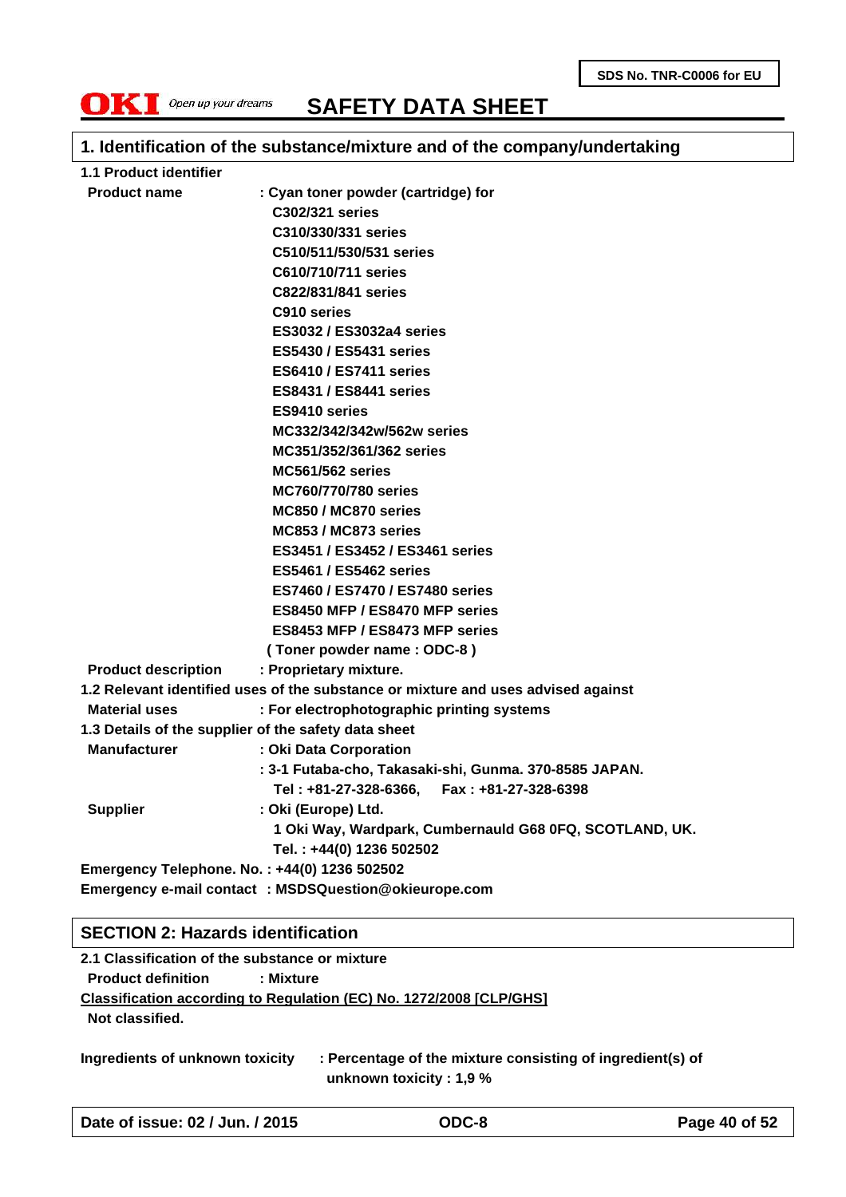SDS No. TNR-C0006 for EU

**OKI** *Open up your dreams*

# SAFETY DATA SHEET

## 1. Identification of the substance/mixture and of the company/undertaking

**1.1 Product identifier**

**Product name** : Cyan toner powder (cartridge) for
C302/321 series
C310/330/331 series
C510/511/530/531 series
C610/710/711 series
C822/831/841 series
C910 series
ES3032 / ES3032a4 series
ES5430 / ES5431 series
ES6410 / ES7411 series
ES8431 / ES8441 series
ES9410 series
MC332/342/342w/562w series
MC351/352/361/362 series
MC561/562 series
MC760/770/780 series
MC850 / MC870 series
MC853 / MC873 series
ES3451 / ES3452 / ES3461 series
ES5461 / ES5462 series
ES7460 / ES7470 / ES7480 series
ES8450 MFP / ES8470 MFP series
ES8453 MFP / ES8473 MFP series
( Toner powder name : ODC-8 )

**Product description** : Proprietary mixture.

**1.2 Relevant identified uses of the substance or mixture and uses advised against**

**Material uses** : For electrophotographic printing systems

**1.3 Details of the supplier of the safety data sheet**

**Manufacturer** : Oki Data Corporation
: 3-1 Futaba-cho, Takasaki-shi, Gunma. 370-8585 JAPAN.
Tel : +81-27-328-6366, Fax : +81-27-328-6398

**Supplier** : Oki (Europe) Ltd.
1 Oki Way, Wardpark, Cumbernauld G68 0FQ, SCOTLAND, UK.
Tel. : +44(0) 1236 502502

**Emergency Telephone. No. :** +44(0) 1236 502502

**Emergency e-mail contact :** MSDSQuestion@okieurope.com

## SECTION 2: Hazards identification

**2.1 Classification of the substance or mixture**

**Product definition** : Mixture

**Classification according to Regulation (EC) No. 1272/2008 [CLP/GHS]**

**Not classified.**

**Ingredients of unknown toxicity** : Percentage of the mixture consisting of ingredient(s) of unknown toxicity : 1,9 %

Date of issue: 02 / Jun. / 2015 | ODC-8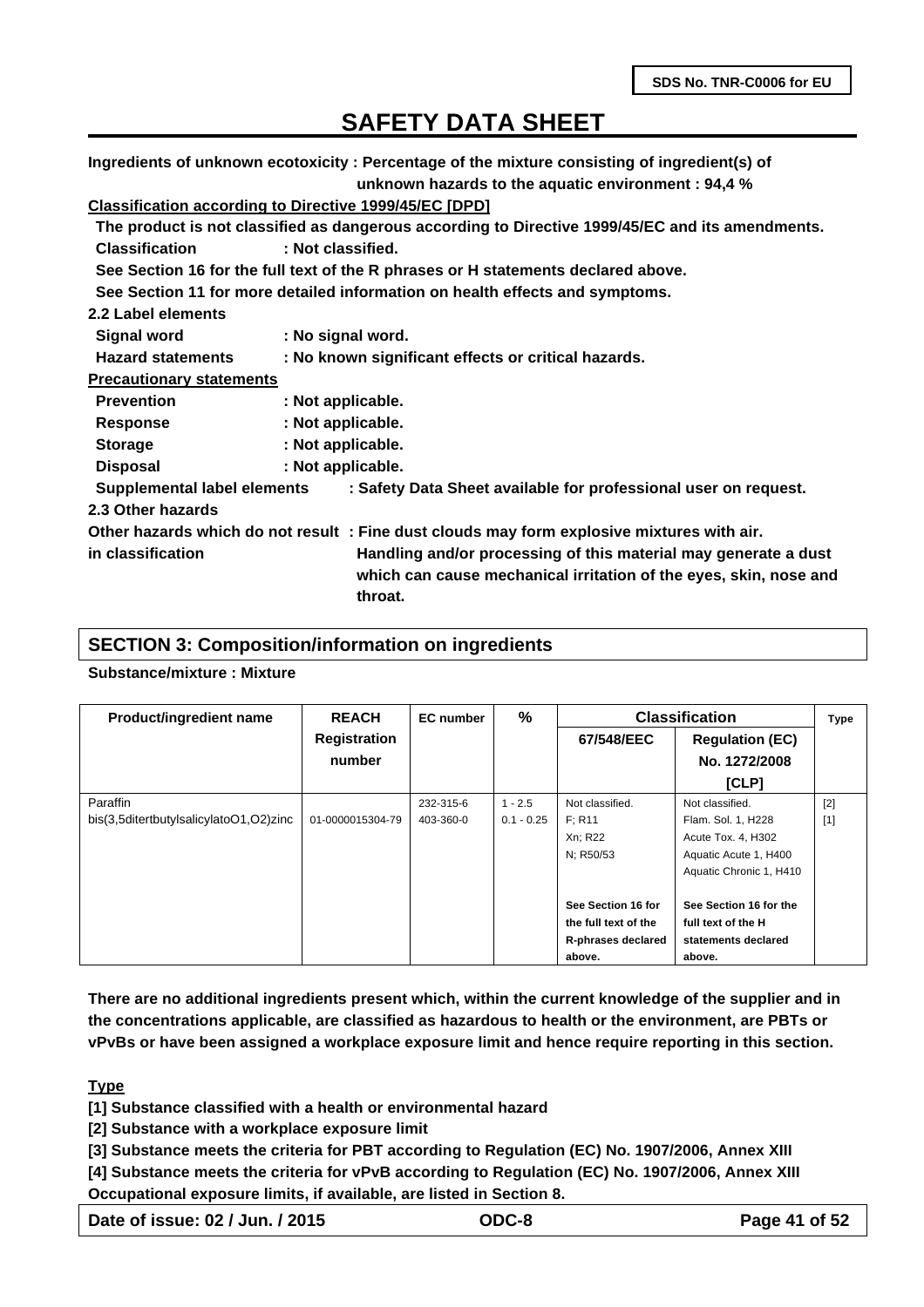Ingredients of unknown ecotoxicity : Percentage of the mixture consisting of ingredient(s) of unknown hazards to the aquatic environment : 94,4 %

**Classification according to Directive 1999/45/EC [DPD]**

The product is not classified as dangerous according to Directive 1999/45/EC and its amendments.

**Classification** : Not classified.

See Section 16 for the full text of the R phrases or H statements declared above.

See Section 11 for more detailed information on health effects and symptoms.

**2.2 Label elements**

**Signal word** : No signal word.

**Hazard statements** : No known significant effects or critical hazards.

**Precautionary statements**

**Prevention** : Not applicable.

**Response** : Not applicable.

**Storage** : Not applicable.

**Disposal** : Not applicable.

**Supplemental label elements** : Safety Data Sheet available for professional user on request.

**2.3 Other hazards**

**Other hazards which do not result in classification** : Fine dust clouds may form explosive mixtures with air. Handling and/or processing of this material may generate a dust which can cause mechanical irritation of the eyes, skin, nose and throat.

## SECTION 3: Composition/information on ingredients

**Substance/mixture : Mixture**

| Product/ingredient name | REACH Registration number | EC number | % | Classification 67/548/EEC | Classification Regulation (EC) No. 1272/2008 [CLP] | Type |
|---|---|---|---|---|---|---|
| Paraffin | | 232-315-6 | 1 - 2.5 | Not classified. | Not classified. | [2] |
| bis(3,5ditertbutylsalicylatoO1,O2)zinc | 01-0000015304-79 | 403-360-0 | 0.1 - 0.25 | F; R11<br>Xn; R22<br>N; R50/53 | Flam. Sol. 1, H228<br>Acute Tox. 4, H302<br>Aquatic Acute 1, H400<br>Aquatic Chronic 1, H410 | [1] |
| | | | | See Section 16 for the full text of the R-phrases declared above. | See Section 16 for the full text of the H statements declared above. | |

There are no additional ingredients present which, within the current knowledge of the supplier and in the concentrations applicable, are classified as hazardous to health or the environment, are PBTs or vPvBs or have been assigned a workplace exposure limit and hence require reporting in this section.

**Type**

[1] Substance classified with a health or environmental hazard

[2] Substance with a workplace exposure limit

[3] Substance meets the criteria for PBT according to Regulation (EC) No. 1907/2006, Annex XIII

[4] Substance meets the criteria for vPvB according to Regulation (EC) No. 1907/2006, Annex XIII

Occupational exposure limits, if available, are listed in Section 8.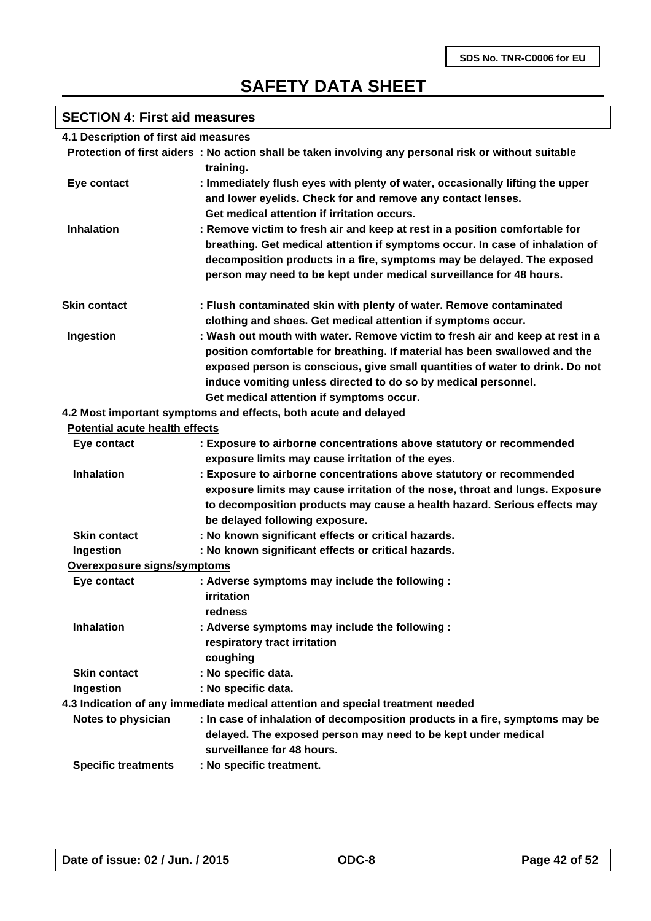## SECTION 4: First aid measures

### 4.1 Description of first aid measures

**Protection of first aiders** : No action shall be taken involving any personal risk or without suitable training.

**Eye contact** : Immediately flush eyes with plenty of water, occasionally lifting the upper and lower eyelids. Check for and remove any contact lenses. Get medical attention if irritation occurs.

**Inhalation** : Remove victim to fresh air and keep at rest in a position comfortable for breathing. Get medical attention if symptoms occur. In case of inhalation of decomposition products in a fire, symptoms may be delayed. The exposed person may need to be kept under medical surveillance for 48 hours.

**Skin contact** : Flush contaminated skin with plenty of water. Remove contaminated clothing and shoes. Get medical attention if symptoms occur.

**Ingestion** : Wash out mouth with water. Remove victim to fresh air and keep at rest in a position comfortable for breathing. If material has been swallowed and the exposed person is conscious, give small quantities of water to drink. Do not induce vomiting unless directed to do so by medical personnel. Get medical attention if symptoms occur.

### 4.2 Most important symptoms and effects, both acute and delayed

**Potential acute health effects**

**Eye contact** : Exposure to airborne concentrations above statutory or recommended exposure limits may cause irritation of the eyes.

**Inhalation** : Exposure to airborne concentrations above statutory or recommended exposure limits may cause irritation of the nose, throat and lungs. Exposure to decomposition products may cause a health hazard. Serious effects may be delayed following exposure.

**Skin contact** : No known significant effects or critical hazards.

**Ingestion** : No known significant effects or critical hazards.

**Overexposure signs/symptoms**

**Eye contact** : Adverse symptoms may include the following :
irritation
redness

**Inhalation** : Adverse symptoms may include the following :
respiratory tract irritation
coughing

**Skin contact** : No specific data.

**Ingestion** : No specific data.

### 4.3 Indication of any immediate medical attention and special treatment needed

**Notes to physician** : In case of inhalation of decomposition products in a fire, symptoms may be delayed. The exposed person may need to be kept under medical surveillance for 48 hours.

**Specific treatments** : No specific treatment.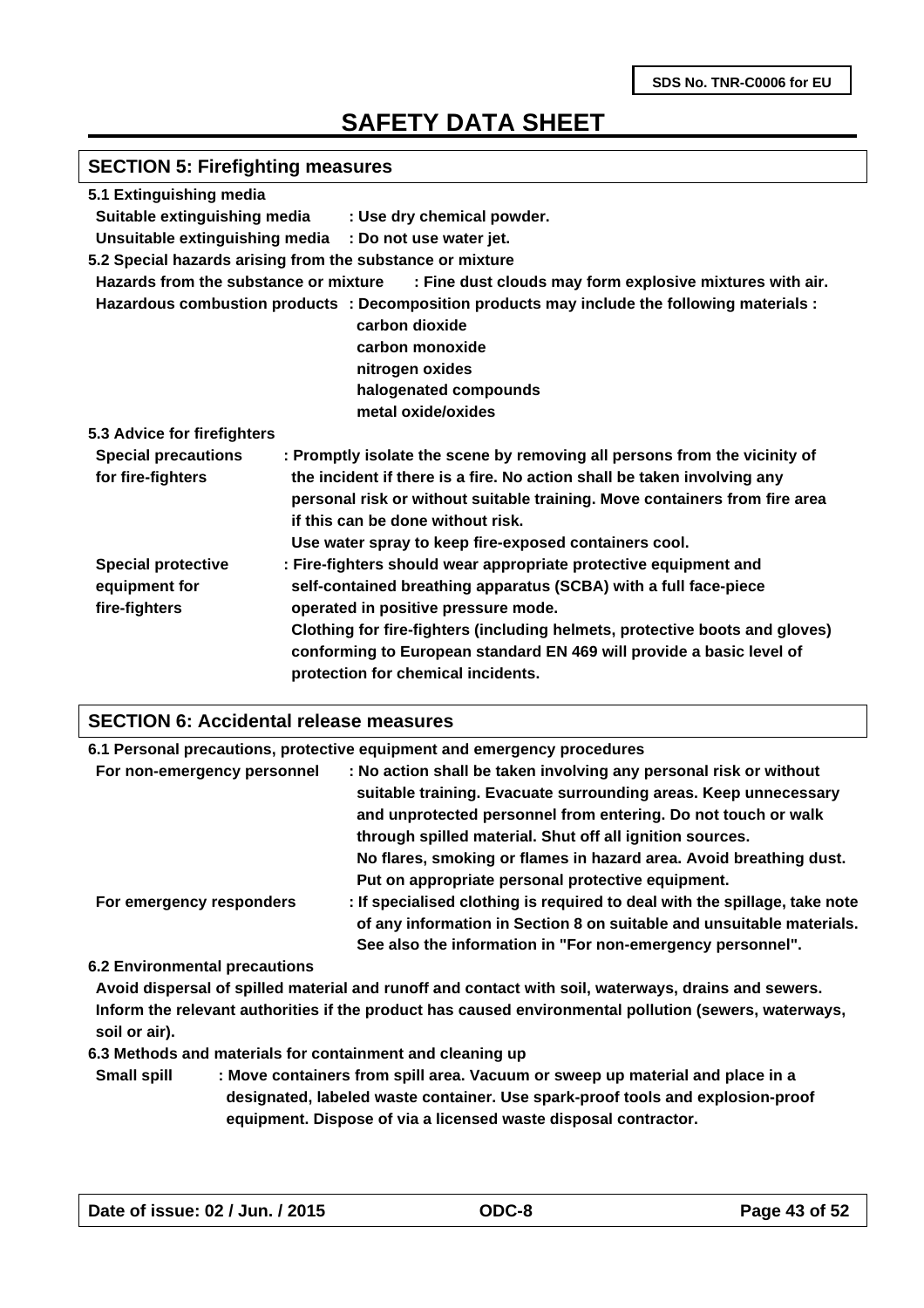## SECTION 5: Firefighting measures

**5.1 Extinguishing media**

**Suitable extinguishing media** : Use dry chemical powder.

**Unsuitable extinguishing media** : Do not use water jet.

**5.2 Special hazards arising from the substance or mixture**

**Hazards from the substance or mixture** : Fine dust clouds may form explosive mixtures with air.

**Hazardous combustion products** : Decomposition products may include the following materials :
carbon dioxide
carbon monoxide
nitrogen oxides
halogenated compounds
metal oxide/oxides

**5.3 Advice for firefighters**

**Special precautions for fire-fighters** : Promptly isolate the scene by removing all persons from the vicinity of the incident if there is a fire. No action shall be taken involving any personal risk or without suitable training. Move containers from fire area if this can be done without risk.
Use water spray to keep fire-exposed containers cool.

**Special protective equipment for fire-fighters** : Fire-fighters should wear appropriate protective equipment and self-contained breathing apparatus (SCBA) with a full face-piece operated in positive pressure mode.
Clothing for fire-fighters (including helmets, protective boots and gloves) conforming to European standard EN 469 will provide a basic level of protection for chemical incidents.

## SECTION 6: Accidental release measures

**6.1 Personal precautions, protective equipment and emergency procedures**

**For non-emergency personnel** : No action shall be taken involving any personal risk or without suitable training. Evacuate surrounding areas. Keep unnecessary and unprotected personnel from entering. Do not touch or walk through spilled material. Shut off all ignition sources.
No flares, smoking or flames in hazard area. Avoid breathing dust.
Put on appropriate personal protective equipment.

**For emergency responders** : If specialised clothing is required to deal with the spillage, take note of any information in Section 8 on suitable and unsuitable materials.
See also the information in "For non-emergency personnel".

**6.2 Environmental precautions**

Avoid dispersal of spilled material and runoff and contact with soil, waterways, drains and sewers.
Inform the relevant authorities if the product has caused environmental pollution (sewers, waterways, soil or air).

**6.3 Methods and materials for containment and cleaning up**

**Small spill** : Move containers from spill area. Vacuum or sweep up material and place in a designated, labeled waste container. Use spark-proof tools and explosion-proof equipment. Dispose of via a licensed waste disposal contractor.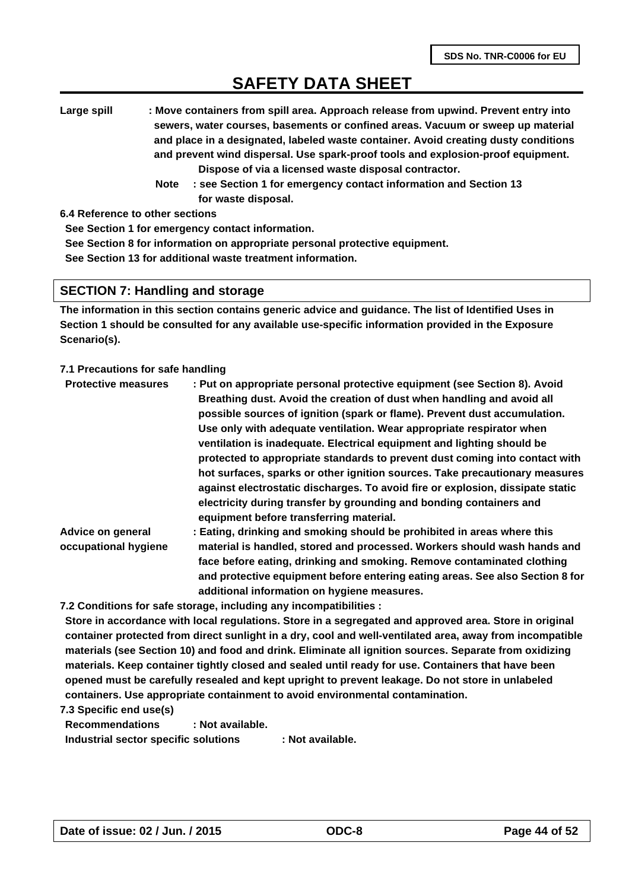**Large spill** : Move containers from spill area. Approach release from upwind. Prevent entry into sewers, water courses, basements or confined areas. Vacuum or sweep up material and place in a designated, labeled waste container. Avoid creating dusty conditions and prevent wind dispersal. Use spark-proof tools and explosion-proof equipment. Dispose of via a licensed waste disposal contractor.

**Note** : see Section 1 for emergency contact information and Section 13 for waste disposal.

**6.4 Reference to other sections**

See Section 1 for emergency contact information.

See Section 8 for information on appropriate personal protective equipment.

See Section 13 for additional waste treatment information.

## SECTION 7: Handling and storage

The information in this section contains generic advice and guidance. The list of Identified Uses in Section 1 should be consulted for any available use-specific information provided in the Exposure Scenario(s).

**7.1 Precautions for safe handling**

**Protective measures** : Put on appropriate personal protective equipment (see Section 8). Avoid Breathing dust. Avoid the creation of dust when handling and avoid all possible sources of ignition (spark or flame). Prevent dust accumulation. Use only with adequate ventilation. Wear appropriate respirator when ventilation is inadequate. Electrical equipment and lighting should be protected to appropriate standards to prevent dust coming into contact with hot surfaces, sparks or other ignition sources. Take precautionary measures against electrostatic discharges. To avoid fire or explosion, dissipate static electricity during transfer by grounding and bonding containers and equipment before transferring material.

**Advice on general occupational hygiene** : Eating, drinking and smoking should be prohibited in areas where this material is handled, stored and processed. Workers should wash hands and face before eating, drinking and smoking. Remove contaminated clothing and protective equipment before entering eating areas. See also Section 8 for additional information on hygiene measures.

**7.2 Conditions for safe storage, including any incompatibilities :**

Store in accordance with local regulations. Store in a segregated and approved area. Store in original container protected from direct sunlight in a dry, cool and well-ventilated area, away from incompatible materials (see Section 10) and food and drink. Eliminate all ignition sources. Separate from oxidizing materials. Keep container tightly closed and sealed until ready for use. Containers that have been opened must be carefully resealed and kept upright to prevent leakage. Do not store in unlabeled containers. Use appropriate containment to avoid environmental contamination.

**7.3 Specific end use(s)**

**Recommendations** : Not available.

**Industrial sector specific solutions** : Not available.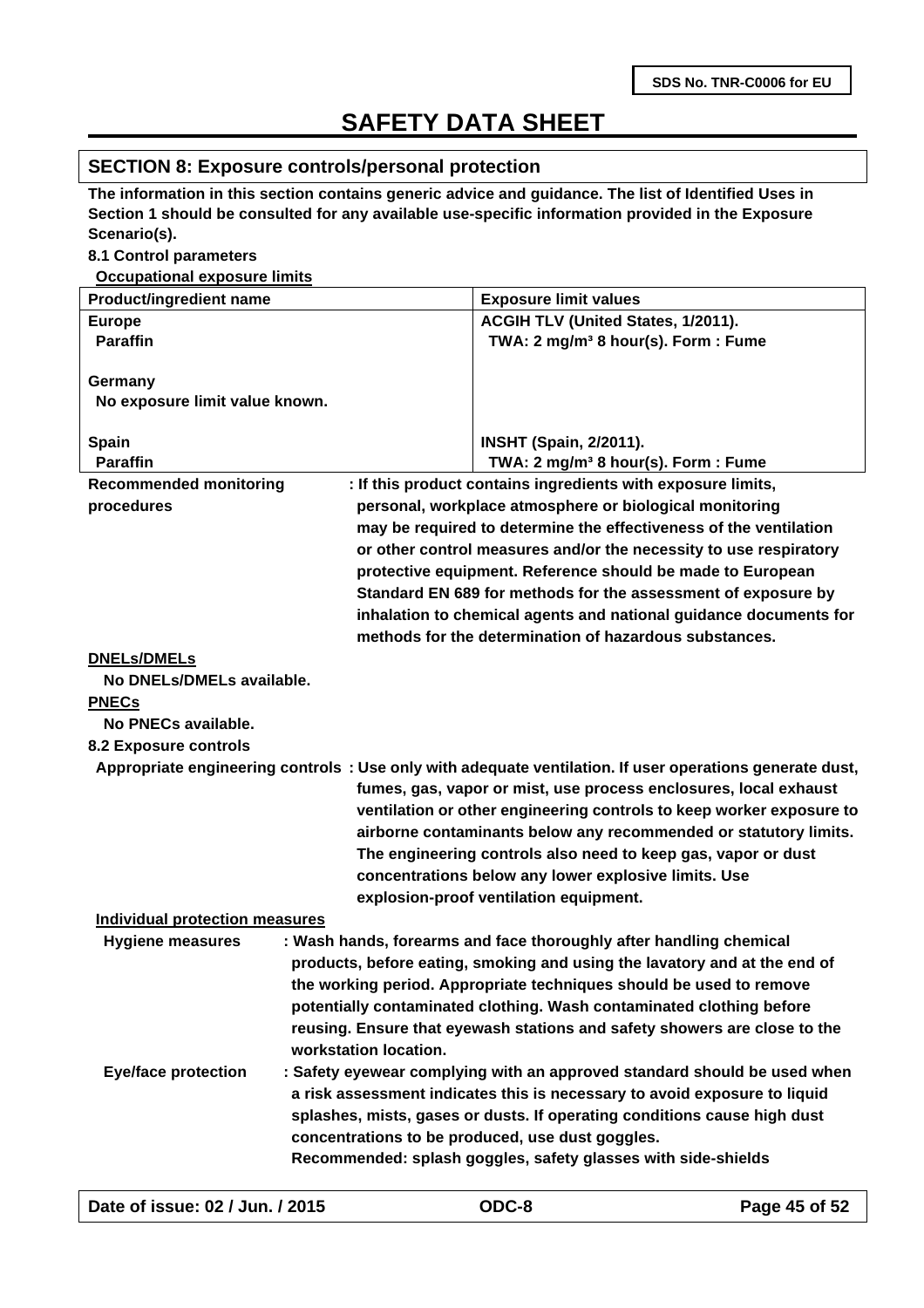SDS No. TNR-C0006 for EU

# SAFETY DATA SHEET

## SECTION 8: Exposure controls/personal protection

**The information in this section contains generic advice and guidance. The list of Identified Uses in Section 1 should be consulted for any available use-specific information provided in the Exposure Scenario(s).**

**8.1 Control parameters**

**Occupational exposure limits**

| Product/ingredient name | Exposure limit values |
| --- | --- |
| **Europe** | **ACGIH TLV (United States, 1/2011).** |
| **Paraffin** | **TWA: 2 mg/m³ 8 hour(s). Form : Fume** |
| **Germany** | |
| **No exposure limit value known.** | |
| **Spain** | **INSHT (Spain, 2/2011).** |
| **Paraffin** | **TWA: 2 mg/m³ 8 hour(s). Form : Fume** |

**Recommended monitoring procedures** : If this product contains ingredients with exposure limits, personal, workplace atmosphere or biological monitoring may be required to determine the effectiveness of the ventilation or other control measures and/or the necessity to use respiratory protective equipment. Reference should be made to European Standard EN 689 for methods for the assessment of exposure by inhalation to chemical agents and national guidance documents for methods for the determination of hazardous substances.

**DNELs/DMELs**

No DNELs/DMELs available.

**PNECs**

No PNECs available.

**8.2 Exposure controls**

**Appropriate engineering controls** : Use only with adequate ventilation. If user operations generate dust, fumes, gas, vapor or mist, use process enclosures, local exhaust ventilation or other engineering controls to keep worker exposure to airborne contaminants below any recommended or statutory limits. The engineering controls also need to keep gas, vapor or dust concentrations below any lower explosive limits. Use explosion-proof ventilation equipment.

**Individual protection measures**

**Hygiene measures** : Wash hands, forearms and face thoroughly after handling chemical products, before eating, smoking and using the lavatory and at the end of the working period. Appropriate techniques should be used to remove potentially contaminated clothing. Wash contaminated clothing before reusing. Ensure that eyewash stations and safety showers are close to the workstation location.

**Eye/face protection** : Safety eyewear complying with an approved standard should be used when a risk assessment indicates this is necessary to avoid exposure to liquid splashes, mists, gases or dusts. If operating conditions cause high dust concentrations to be produced, use dust goggles.
Recommended: splash goggles, safety glasses with side-shields

Date of issue: 02 / Jun. / 2015 ODC-8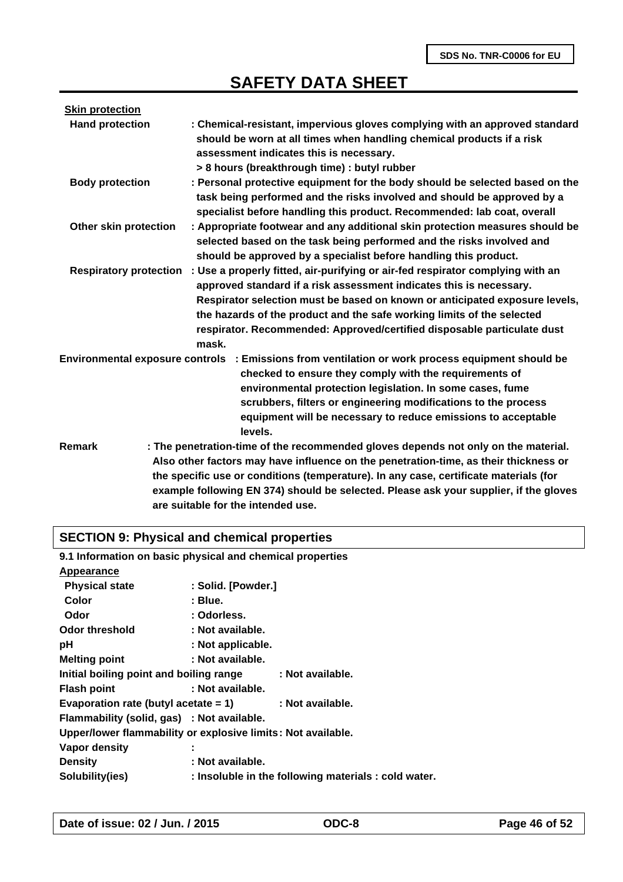**Skin protection**

**Hand protection** : Chemical-resistant, impervious gloves complying with an approved standard should be worn at all times when handling chemical products if a risk assessment indicates this is necessary.
> 8 hours (breakthrough time) : butyl rubber

**Body protection** : Personal protective equipment for the body should be selected based on the task being performed and the risks involved and should be approved by a specialist before handling this product. Recommended: lab coat, overall

**Other skin protection** : Appropriate footwear and any additional skin protection measures should be selected based on the task being performed and the risks involved and should be approved by a specialist before handling this product.

**Respiratory protection** : Use a properly fitted, air-purifying or air-fed respirator complying with an approved standard if a risk assessment indicates this is necessary. Respirator selection must be based on known or anticipated exposure levels, the hazards of the product and the safe working limits of the selected respirator. Recommended: Approved/certified disposable particulate dust mask.

**Environmental exposure controls** : Emissions from ventilation or work process equipment should be checked to ensure they comply with the requirements of environmental protection legislation. In some cases, fume scrubbers, filters or engineering modifications to the process equipment will be necessary to reduce emissions to acceptable levels.

**Remark** : The penetration-time of the recommended gloves depends not only on the material. Also other factors may have influence on the penetration-time, as their thickness or the specific use or conditions (temperature). In any case, certificate materials (for example following EN 374) should be selected. Please ask your supplier, if the gloves are suitable for the intended use.

## SECTION 9: Physical and chemical properties

**9.1 Information on basic physical and chemical properties**

**Appearance**

**Physical state** : Solid. [Powder.]
**Color** : Blue.
**Odor** : Odorless.
**Odor threshold** : Not available.
**pH** : Not applicable.
**Melting point** : Not available.
**Initial boiling point and boiling range** : Not available.
**Flash point** : Not available.
**Evaporation rate (butyl acetate = 1)** : Not available.
**Flammability (solid, gas)** : Not available.
**Upper/lower flammability or explosive limits**: Not available.
**Vapor density** :
**Density** : Not available.
**Solubility(ies)** : Insoluble in the following materials : cold water.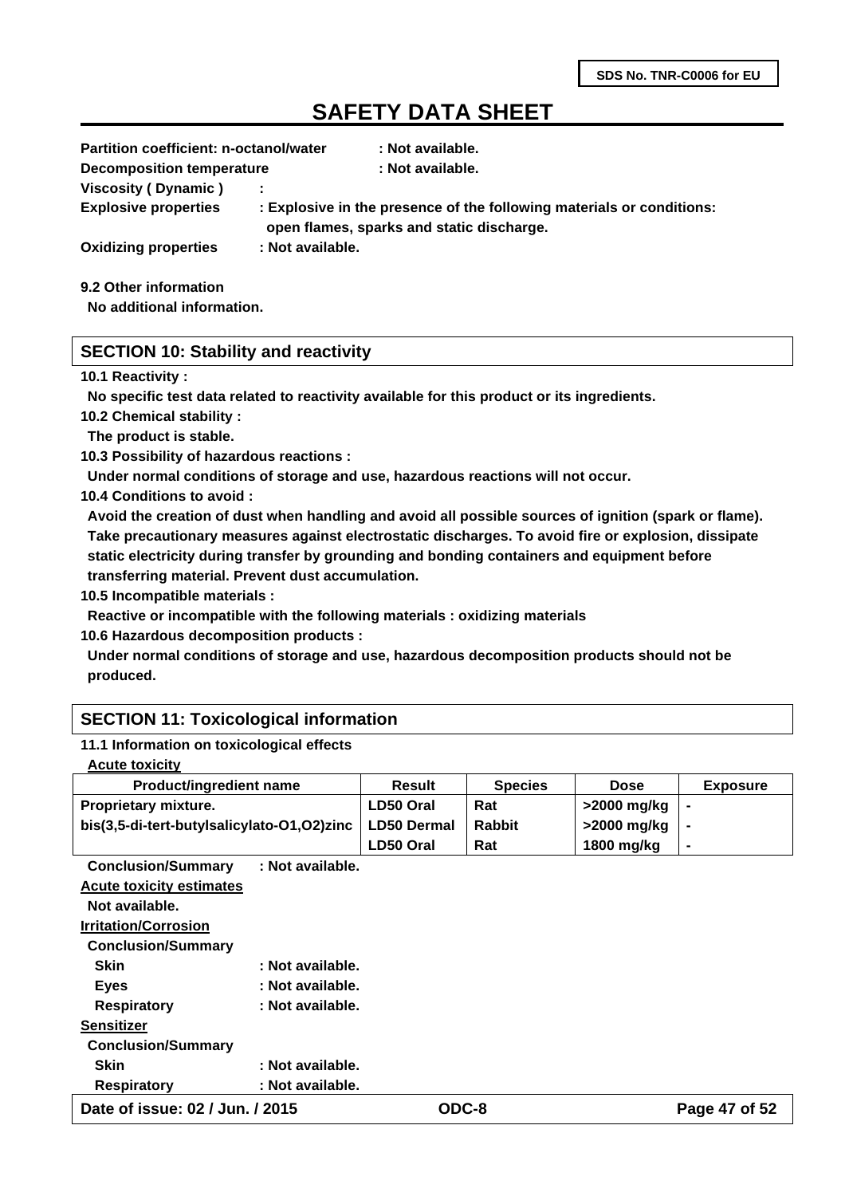| Partition coefficient: n-octanol/water | : Not available. |
|---|---|
| Decomposition temperature | : Not available. |
| Viscosity ( Dynamic ) | : |
| Explosive properties | : Explosive in the presence of the following materials or conditions: open flames, sparks and static discharge. |
| Oxidizing properties | : Not available. |

**9.2 Other information**

No additional information.

## SECTION 10: Stability and reactivity

**10.1 Reactivity :**

No specific test data related to reactivity available for this product or its ingredients.

**10.2 Chemical stability :**

The product is stable.

**10.3 Possibility of hazardous reactions :**

Under normal conditions of storage and use, hazardous reactions will not occur.

**10.4 Conditions to avoid :**

Avoid the creation of dust when handling and avoid all possible sources of ignition (spark or flame). Take precautionary measures against electrostatic discharges. To avoid fire or explosion, dissipate static electricity during transfer by grounding and bonding containers and equipment before transferring material. Prevent dust accumulation.

**10.5 Incompatible materials :**

Reactive or incompatible with the following materials : oxidizing materials

**10.6 Hazardous decomposition products :**

Under normal conditions of storage and use, hazardous decomposition products should not be produced.

## SECTION 11: Toxicological information

**11.1 Information on toxicological effects**

**Acute toxicity**

| Product/ingredient name | Result | Species | Dose | Exposure |
|---|---|---|---|---|
| Proprietary mixture. | LD50 Oral | Rat | >2000 mg/kg | - |
| bis(3,5-di-tert-butylsalicylato-O1,O2)zinc | LD50 Dermal | Rabbit | >2000 mg/kg | - |
| | LD50 Oral | Rat | 1800 mg/kg | - |

Conclusion/Summary : Not available.

**Acute toxicity estimates**

Not available.

**Irritation/Corrosion**

Conclusion/Summary

- Skin : Not available.
- Eyes : Not available.
- Respiratory : Not available.

**Sensitizer**

Conclusion/Summary

- Skin : Not available.
- Respiratory : Not available.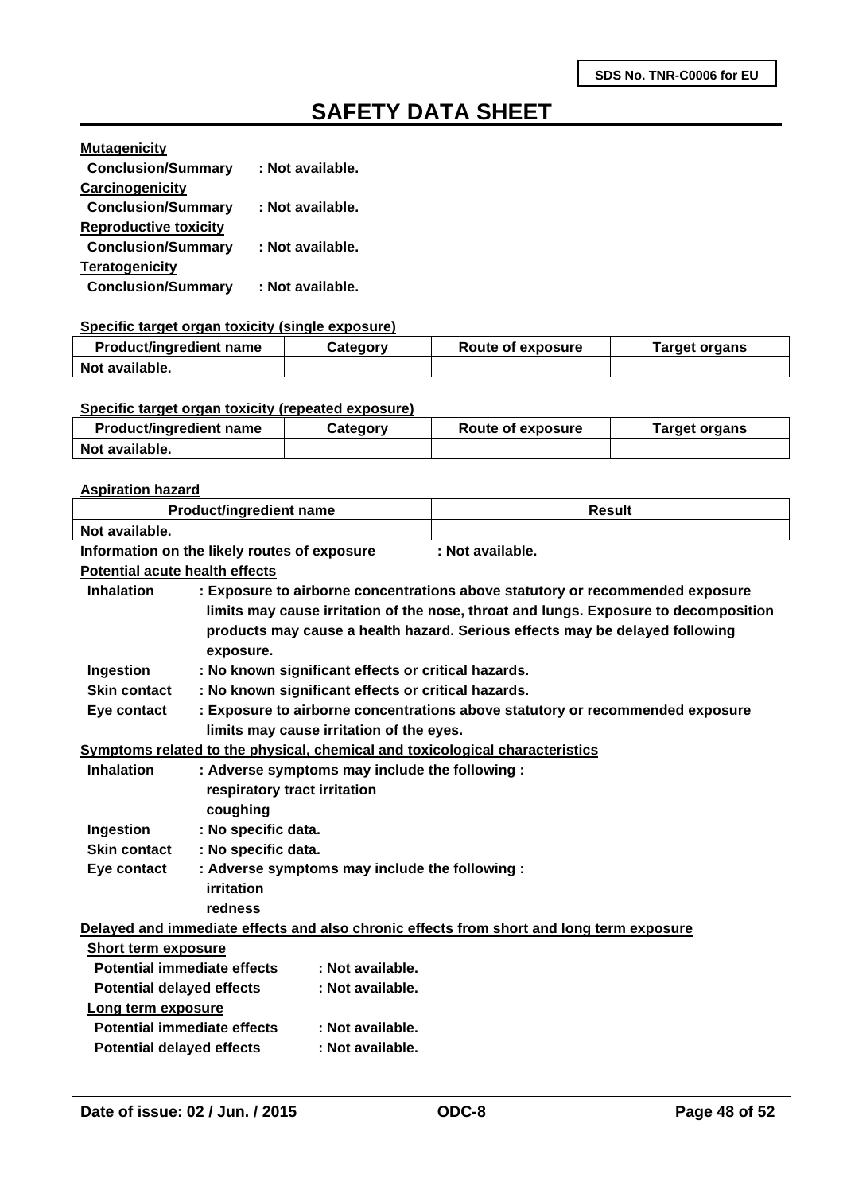**Mutagenicity**

**Conclusion/Summary : Not available.**

**Carcinogenicity**

**Conclusion/Summary : Not available.**

**Reproductive toxicity**

**Conclusion/Summary : Not available.**

**Teratogenicity**

**Conclusion/Summary : Not available.**

**Specific target organ toxicity (single exposure)**

| Product/ingredient name | Category | Route of exposure | Target organs |
|---|---|---|---|
| Not available. | | | |

**Specific target organ toxicity (repeated exposure)**

| Product/ingredient name | Category | Route of exposure | Target organs |
|---|---|---|---|
| Not available. | | | |

**Aspiration hazard**

| Product/ingredient name | Result |
|---|---|
| Not available. | |

**Information on the likely routes of exposure : Not available.**

**Potential acute health effects**

- **Inhalation** : Exposure to airborne concentrations above statutory or recommended exposure limits may cause irritation of the nose, throat and lungs. Exposure to decomposition products may cause a health hazard. Serious effects may be delayed following exposure.
- **Ingestion** : No known significant effects or critical hazards.
- **Skin contact** : No known significant effects or critical hazards.
- **Eye contact** : Exposure to airborne concentrations above statutory or recommended exposure limits may cause irritation of the eyes.

**Symptoms related to the physical, chemical and toxicological characteristics**

- **Inhalation** : Adverse symptoms may include the following :
  respiratory tract irritation
  coughing
- **Ingestion** : No specific data.
- **Skin contact** : No specific data.
- **Eye contact** : Adverse symptoms may include the following :
  irritation
  redness

**Delayed and immediate effects and also chronic effects from short and long term exposure**

**Short term exposure**

- **Potential immediate effects** : Not available.
- **Potential delayed effects** : Not available.

**Long term exposure**

- **Potential immediate effects** : Not available.
- **Potential delayed effects** : Not available.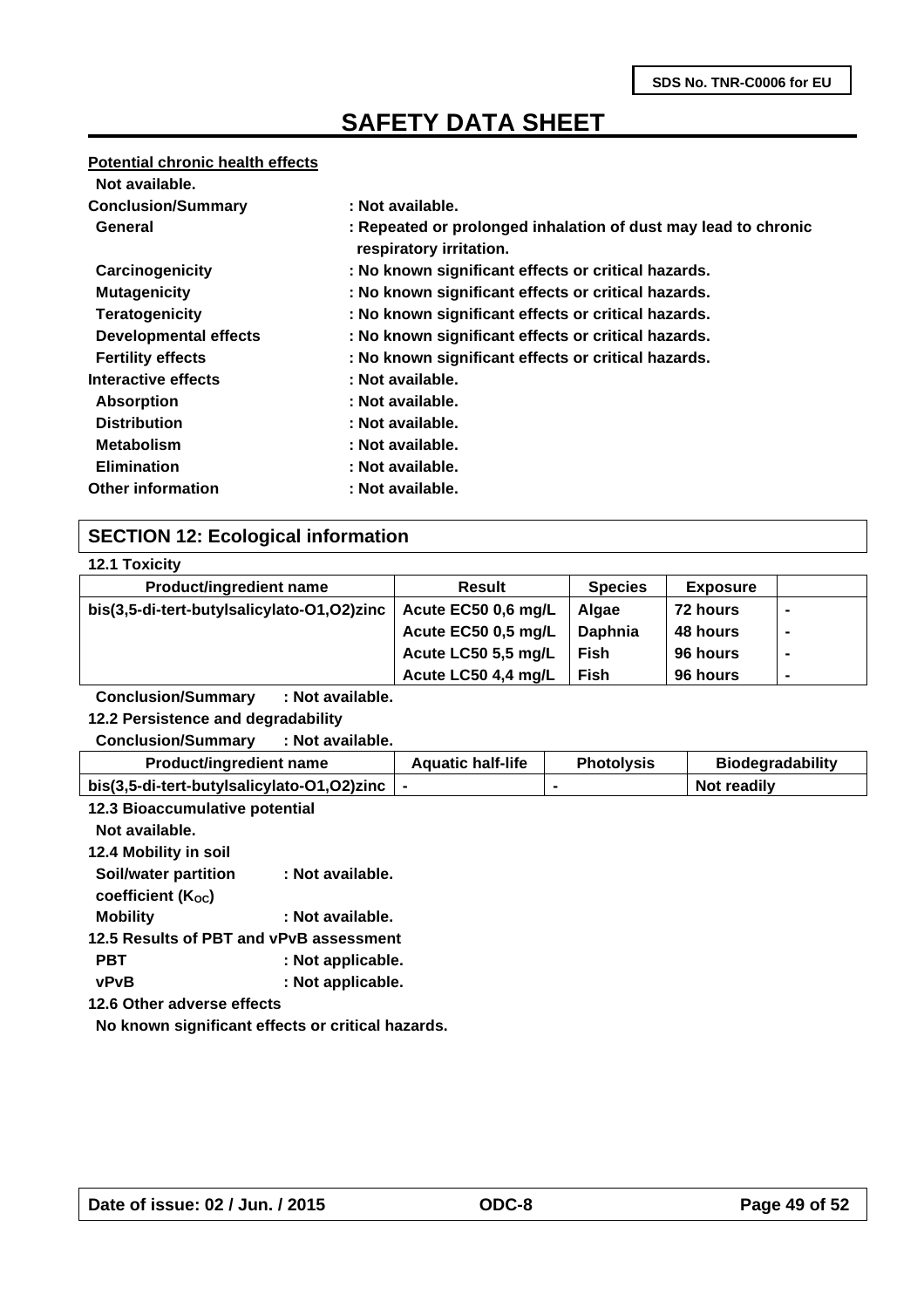**Potential chronic health effects**

**Not available.**

**Conclusion/Summary** : Not available.

**General** : Repeated or prolonged inhalation of dust may lead to chronic respiratory irritation.

**Carcinogenicity** : No known significant effects or critical hazards.

**Mutagenicity** : No known significant effects or critical hazards.

**Teratogenicity** : No known significant effects or critical hazards.

**Developmental effects** : No known significant effects or critical hazards.

**Fertility effects** : No known significant effects or critical hazards.

**Interactive effects** : Not available.

**Absorption** : Not available.

**Distribution** : Not available.

**Metabolism** : Not available.

**Elimination** : Not available.

**Other information** : Not available.

## SECTION 12: Ecological information

**12.1 Toxicity**

| Product/ingredient name | Result | Species | Exposure | |
|---|---|---|---|---|
| bis(3,5-di-tert-butylsalicylato-O1,O2)zinc | Acute EC50 0,6 mg/L | Algae | 72 hours | - |
| | Acute EC50 0,5 mg/L | Daphnia | 48 hours | - |
| | Acute LC50 5,5 mg/L | Fish | 96 hours | - |
| | Acute LC50 4,4 mg/L | Fish | 96 hours | - |

**Conclusion/Summary** : Not available.

**12.2 Persistence and degradability**

**Conclusion/Summary** : Not available.

| Product/ingredient name | Aquatic half-life | Photolysis | Biodegradability |
|---|---|---|---|
| bis(3,5-di-tert-butylsalicylato-O1,O2)zinc | - | - | Not readily |

**12.3 Bioaccumulative potential**

**Not available.**

**12.4 Mobility in soil**

**Soil/water partition coefficient ($K_{OC}$)** : Not available.

**Mobility** : Not available.

**12.5 Results of PBT and vPvB assessment**

**PBT** : Not applicable.

**vPvB** : Not applicable.

**12.6 Other adverse effects**

**No known significant effects or critical hazards.**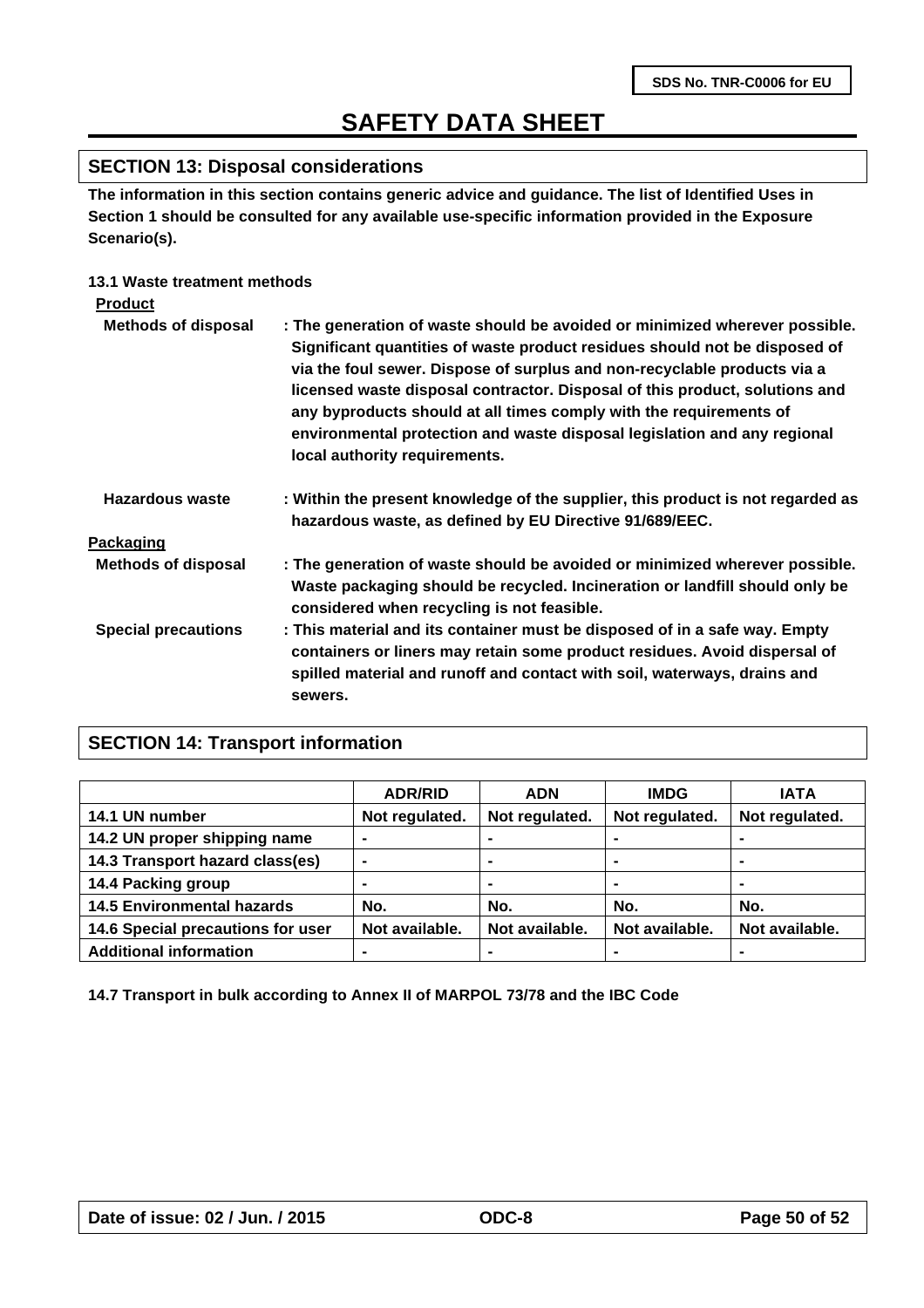# SAFETY DATA SHEET

## SECTION 13: Disposal considerations

**The information in this section contains generic advice and guidance. The list of Identified Uses in Section 1 should be consulted for any available use-specific information provided in the Exposure Scenario(s).**

### 13.1 Waste treatment methods

**Product**

**Methods of disposal** : The generation of waste should be avoided or minimized wherever possible. Significant quantities of waste product residues should not be disposed of via the foul sewer. Dispose of surplus and non-recyclable products via a licensed waste disposal contractor. Disposal of this product, solutions and any byproducts should at all times comply with the requirements of environmental protection and waste disposal legislation and any regional local authority requirements.

**Hazardous waste** : Within the present knowledge of the supplier, this product is not regarded as hazardous waste, as defined by EU Directive 91/689/EEC.

**Packaging**

**Methods of disposal** : The generation of waste should be avoided or minimized wherever possible. Waste packaging should be recycled. Incineration or landfill should only be considered when recycling is not feasible.

**Special precautions** : This material and its container must be disposed of in a safe way. Empty containers or liners may retain some product residues. Avoid dispersal of spilled material and runoff and contact with soil, waterways, drains and sewers.

## SECTION 14: Transport information

| | ADR/RID | ADN | IMDG | IATA |
|---|---|---|---|---|
| 14.1 UN number | Not regulated. | Not regulated. | Not regulated. | Not regulated. |
| 14.2 UN proper shipping name | - | - | - | - |
| 14.3 Transport hazard class(es) | - | - | - | - |
| 14.4 Packing group | - | - | - | - |
| 14.5 Environmental hazards | No. | No. | No. | No. |
| 14.6 Special precautions for user | Not available. | Not available. | Not available. | Not available. |
| Additional information | - | - | - | - |

**14.7 Transport in bulk according to Annex II of MARPOL 73/78 and the IBC Code**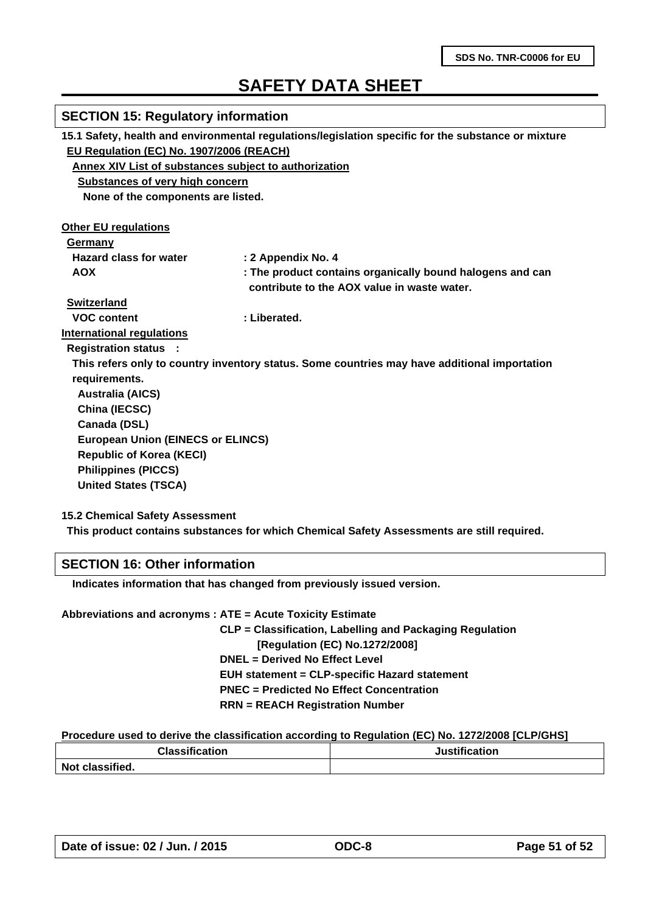## SECTION 15: Regulatory information

**15.1 Safety, health and environmental regulations/legislation specific for the substance or mixture**

**EU Regulation (EC) No. 1907/2006 (REACH)**

**Annex XIV List of substances subject to authorization**

**Substances of very high concern**

None of the components are listed.

**Other EU regulations**

**Germany**

| | |
|---|---|
| Hazard class for water | : 2 Appendix No. 4 |
| AOX | : The product contains organically bound halogens and can contribute to the AOX value in waste water. |

**Switzerland**

| | |
|---|---|
| VOC content | : Liberated. |

**International regulations**

Registration status :

This refers only to country inventory status. Some countries may have additional importation requirements.

- Australia (AICS)
- China (IECSC)
- Canada (DSL)
- European Union (EINECS or ELINCS)
- Republic of Korea (KECI)
- Philippines (PICCS)
- United States (TSCA)

**15.2 Chemical Safety Assessment**

This product contains substances for which Chemical Safety Assessments are still required.

## SECTION 16: Other information

Indicates information that has changed from previously issued version.

Abbreviations and acronyms :
- ATE = Acute Toxicity Estimate
- CLP = Classification, Labelling and Packaging Regulation [Regulation (EC) No.1272/2008]
- DNEL = Derived No Effect Level
- EUH statement = CLP-specific Hazard statement
- PNEC = Predicted No Effect Concentration
- RRN = REACH Registration Number

**Procedure used to derive the classification according to Regulation (EC) No. 1272/2008 [CLP/GHS]**

| Classification | Justification |
|---|---|
| Not classified. | |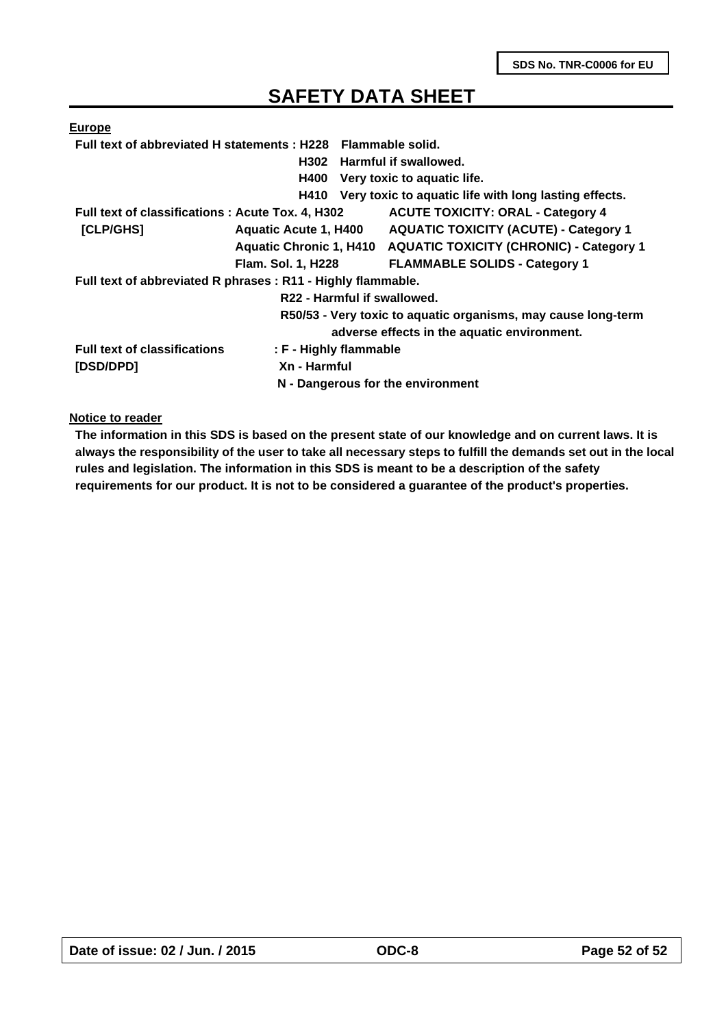# SAFETY DATA SHEET

**Europe**

**Full text of abbreviated H statements :**

| | |
|---|---|
| H228 | Flammable solid. |
| H302 | Harmful if swallowed. |
| H400 | Very toxic to aquatic life. |
| H410 | Very toxic to aquatic life with long lasting effects. |

**Full text of classifications [CLP/GHS] :**

| | |
|---|---|
| Acute Tox. 4, H302 | ACUTE TOXICITY: ORAL - Category 4 |
| Aquatic Acute 1, H400 | AQUATIC TOXICITY (ACUTE) - Category 1 |
| Aquatic Chronic 1, H410 | AQUATIC TOXICITY (CHRONIC) - Category 1 |
| Flam. Sol. 1, H228 | FLAMMABLE SOLIDS - Category 1 |

**Full text of abbreviated R phrases :**

- R11 - Highly flammable.
- R22 - Harmful if swallowed.
- R50/53 - Very toxic to aquatic organisms, may cause long-term adverse effects in the aquatic environment.

**Full text of classifications [DSD/DPD] :**

- F - Highly flammable
- Xn - Harmful
- N - Dangerous for the environment

**Notice to reader**

**The information in this SDS is based on the present state of our knowledge and on current laws. It is always the responsibility of the user to take all necessary steps to fulfill the demands set out in the local rules and legislation. The information in this SDS is meant to be a description of the safety requirements for our product. It is not to be considered a guarantee of the product's properties.**